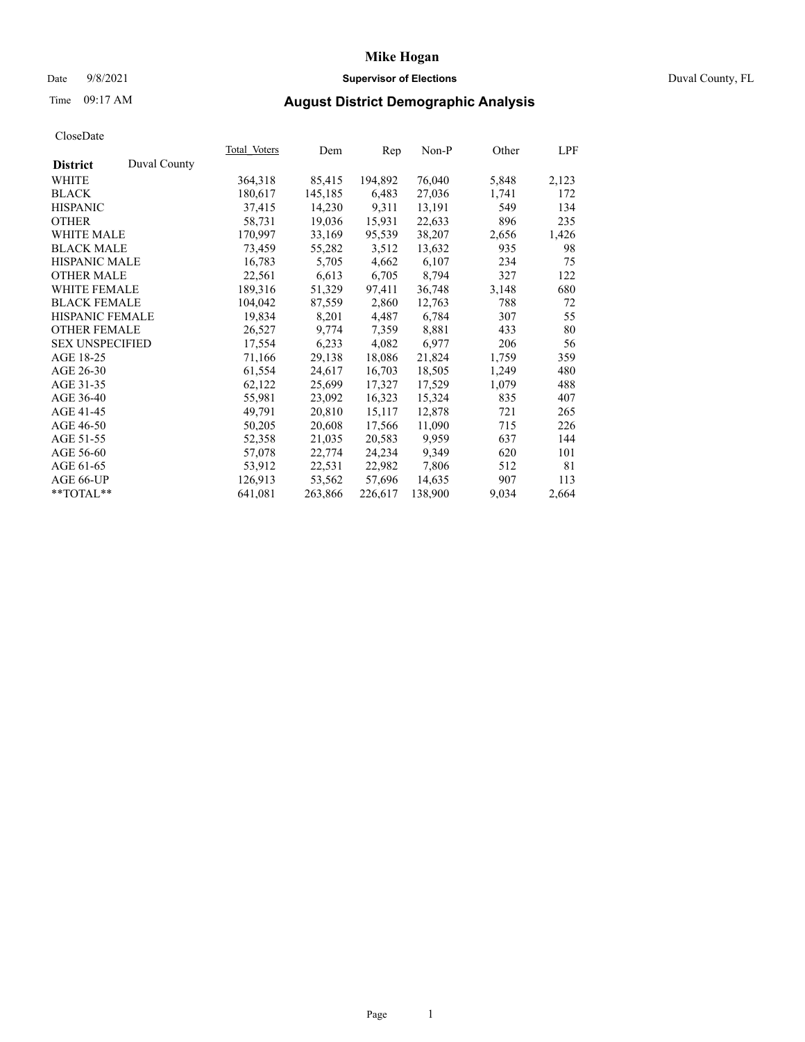# Mike Hogan

Date 9/8/2021 **Supervisor of Elections** Duval County, FL

Time 09:17 AM **August District Demographic Analysis**

CloseDate

| District | Duval County | Total_Voters | Dem | Rep | Non-P | Other | LPF |
|---|---|---|---|---|---|---|---|
| WHITE | | 364,318 | 85,415 | 194,892 | 76,040 | 5,848 | 2,123 |
| BLACK | | 180,617 | 145,185 | 6,483 | 27,036 | 1,741 | 172 |
| HISPANIC | | 37,415 | 14,230 | 9,311 | 13,191 | 549 | 134 |
| OTHER | | 58,731 | 19,036 | 15,931 | 22,633 | 896 | 235 |
| WHITE MALE | | 170,997 | 33,169 | 95,539 | 38,207 | 2,656 | 1,426 |
| BLACK MALE | | 73,459 | 55,282 | 3,512 | 13,632 | 935 | 98 |
| HISPANIC MALE | | 16,783 | 5,705 | 4,662 | 6,107 | 234 | 75 |
| OTHER MALE | | 22,561 | 6,613 | 6,705 | 8,794 | 327 | 122 |
| WHITE FEMALE | | 189,316 | 51,329 | 97,411 | 36,748 | 3,148 | 680 |
| BLACK FEMALE | | 104,042 | 87,559 | 2,860 | 12,763 | 788 | 72 |
| HISPANIC FEMALE | | 19,834 | 8,201 | 4,487 | 6,784 | 307 | 55 |
| OTHER FEMALE | | 26,527 | 9,774 | 7,359 | 8,881 | 433 | 80 |
| SEX UNSPECIFIED | | 17,554 | 6,233 | 4,082 | 6,977 | 206 | 56 |
| AGE 18-25 | | 71,166 | 29,138 | 18,086 | 21,824 | 1,759 | 359 |
| AGE 26-30 | | 61,554 | 24,617 | 16,703 | 18,505 | 1,249 | 480 |
| AGE 31-35 | | 62,122 | 25,699 | 17,327 | 17,529 | 1,079 | 488 |
| AGE 36-40 | | 55,981 | 23,092 | 16,323 | 15,324 | 835 | 407 |
| AGE 41-45 | | 49,791 | 20,810 | 15,117 | 12,878 | 721 | 265 |
| AGE 46-50 | | 50,205 | 20,608 | 17,566 | 11,090 | 715 | 226 |
| AGE 51-55 | | 52,358 | 21,035 | 20,583 | 9,959 | 637 | 144 |
| AGE 56-60 | | 57,078 | 22,774 | 24,234 | 9,349 | 620 | 101 |
| AGE 61-65 | | 53,912 | 22,531 | 22,982 | 7,806 | 512 | 81 |
| AGE 66-UP | | 126,913 | 53,562 | 57,696 | 14,635 | 907 | 113 |
| **TOTAL** | | 641,081 | 263,866 | 226,617 | 138,900 | 9,034 | 2,664 |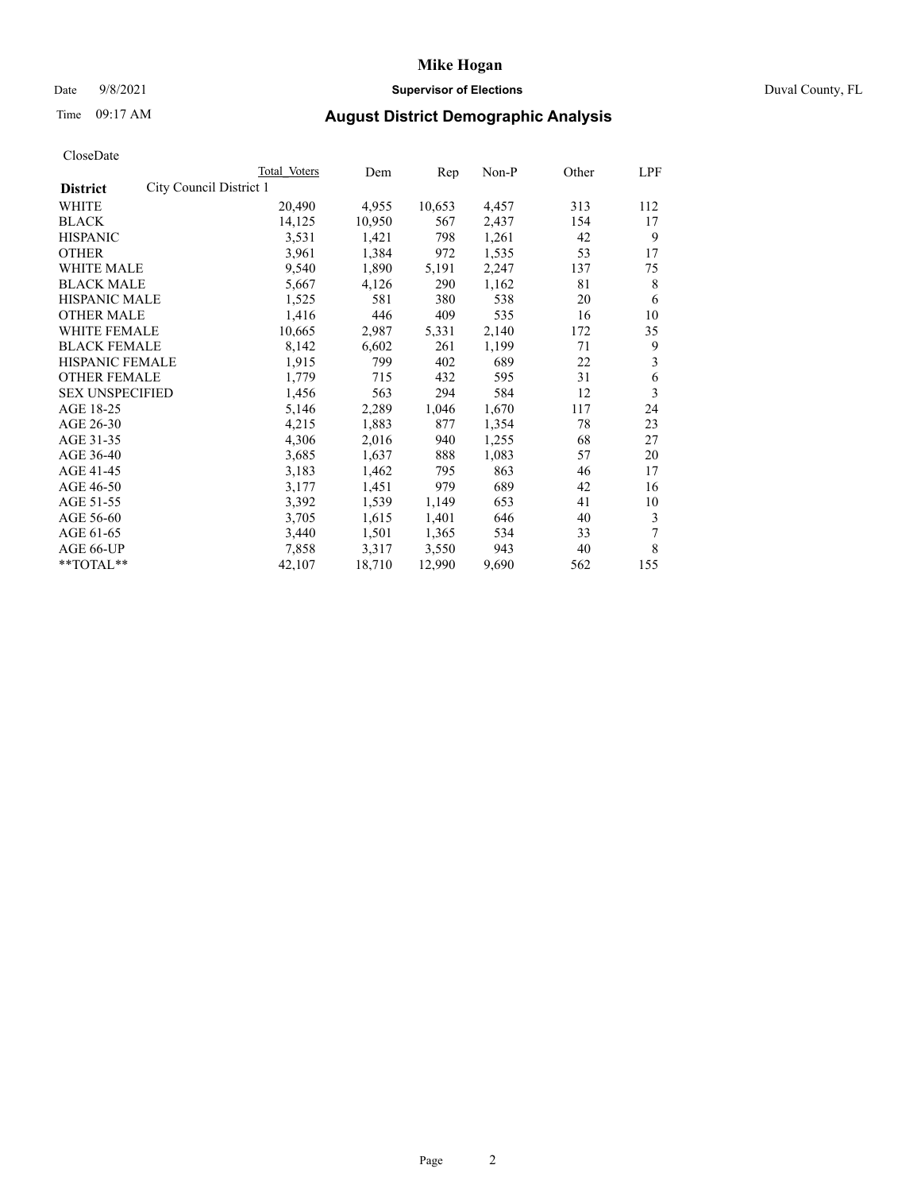# Mike Hogan

Date 9/8/2021 **Supervisor of Elections** Duval County, FL

Time 09:17 AM

## August District Demographic Analysis

CloseDate

| **District** | City Council District 1 Total Voters | Dem | Rep | Non-P | Other | LPF |
|---|---|---|---|---|---|---|
| WHITE | 20,490 | 4,955 | 10,653 | 4,457 | 313 | 112 |
| BLACK | 14,125 | 10,950 | 567 | 2,437 | 154 | 17 |
| HISPANIC | 3,531 | 1,421 | 798 | 1,261 | 42 | 9 |
| OTHER | 3,961 | 1,384 | 972 | 1,535 | 53 | 17 |
| WHITE MALE | 9,540 | 1,890 | 5,191 | 2,247 | 137 | 75 |
| BLACK MALE | 5,667 | 4,126 | 290 | 1,162 | 81 | 8 |
| HISPANIC MALE | 1,525 | 581 | 380 | 538 | 20 | 6 |
| OTHER MALE | 1,416 | 446 | 409 | 535 | 16 | 10 |
| WHITE FEMALE | 10,665 | 2,987 | 5,331 | 2,140 | 172 | 35 |
| BLACK FEMALE | 8,142 | 6,602 | 261 | 1,199 | 71 | 9 |
| HISPANIC FEMALE | 1,915 | 799 | 402 | 689 | 22 | 3 |
| OTHER FEMALE | 1,779 | 715 | 432 | 595 | 31 | 6 |
| SEX UNSPECIFIED | 1,456 | 563 | 294 | 584 | 12 | 3 |
| AGE 18-25 | 5,146 | 2,289 | 1,046 | 1,670 | 117 | 24 |
| AGE 26-30 | 4,215 | 1,883 | 877 | 1,354 | 78 | 23 |
| AGE 31-35 | 4,306 | 2,016 | 940 | 1,255 | 68 | 27 |
| AGE 36-40 | 3,685 | 1,637 | 888 | 1,083 | 57 | 20 |
| AGE 41-45 | 3,183 | 1,462 | 795 | 863 | 46 | 17 |
| AGE 46-50 | 3,177 | 1,451 | 979 | 689 | 42 | 16 |
| AGE 51-55 | 3,392 | 1,539 | 1,149 | 653 | 41 | 10 |
| AGE 56-60 | 3,705 | 1,615 | 1,401 | 646 | 40 | 3 |
| AGE 61-65 | 3,440 | 1,501 | 1,365 | 534 | 33 | 7 |
| AGE 66-UP | 7,858 | 3,317 | 3,550 | 943 | 40 | 8 |
| **TOTAL** | 42,107 | 18,710 | 12,990 | 9,690 | 562 | 155 |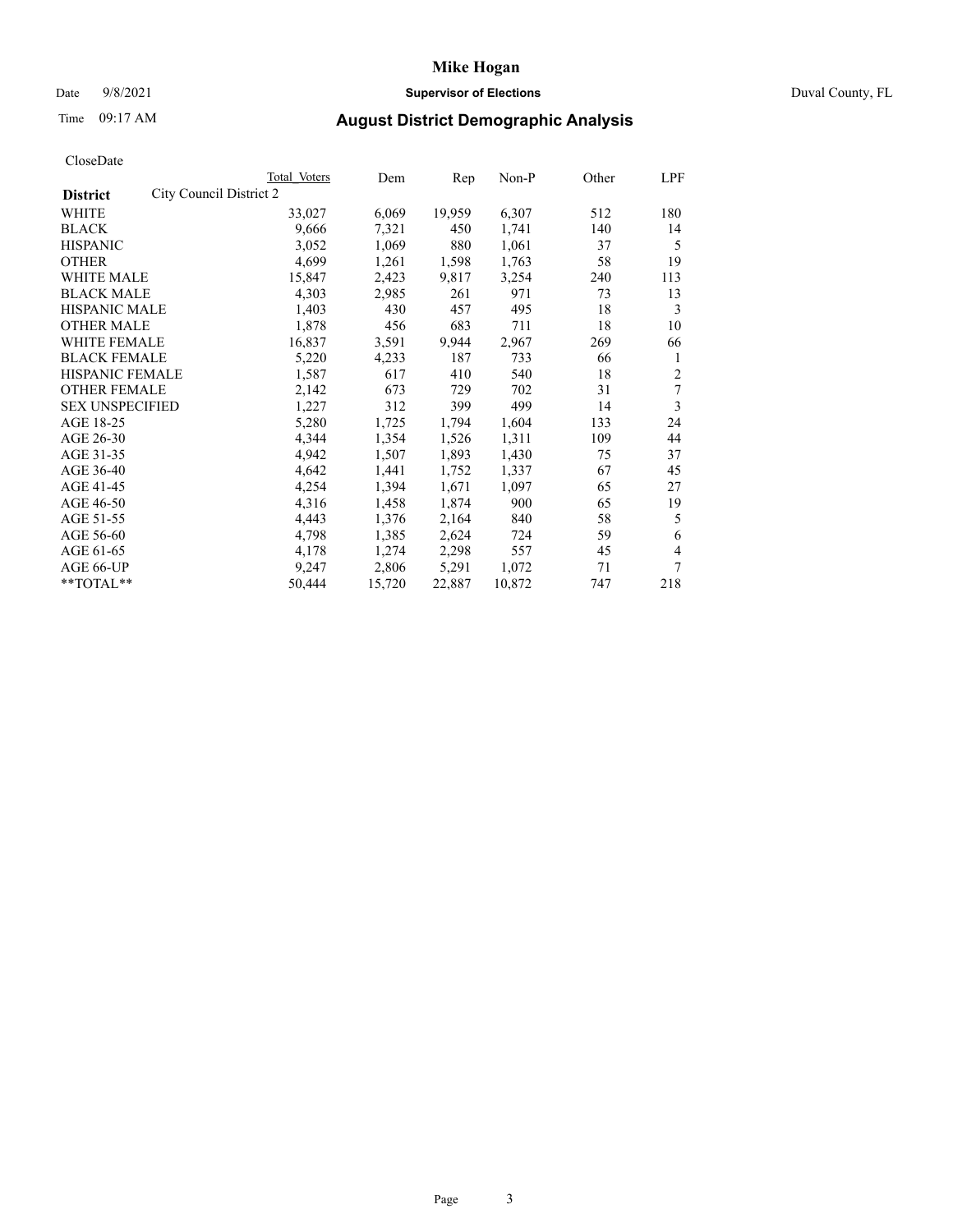# Mike Hogan

Date 9/8/2021 **Supervisor of Elections** Duval County, FL

Time 09:17 AM **August District Demographic Analysis**

CloseDate

| District | City Council District 2 | Total Voters | Dem | Rep | Non-P | Other | LPF |
|---|---|---|---|---|---|---|---|
| WHITE | | 33,027 | 6,069 | 19,959 | 6,307 | 512 | 180 |
| BLACK | | 9,666 | 7,321 | 450 | 1,741 | 140 | 14 |
| HISPANIC | | 3,052 | 1,069 | 880 | 1,061 | 37 | 5 |
| OTHER | | 4,699 | 1,261 | 1,598 | 1,763 | 58 | 19 |
| WHITE MALE | | 15,847 | 2,423 | 9,817 | 3,254 | 240 | 113 |
| BLACK MALE | | 4,303 | 2,985 | 261 | 971 | 73 | 13 |
| HISPANIC MALE | | 1,403 | 430 | 457 | 495 | 18 | 3 |
| OTHER MALE | | 1,878 | 456 | 683 | 711 | 18 | 10 |
| WHITE FEMALE | | 16,837 | 3,591 | 9,944 | 2,967 | 269 | 66 |
| BLACK FEMALE | | 5,220 | 4,233 | 187 | 733 | 66 | 1 |
| HISPANIC FEMALE | | 1,587 | 617 | 410 | 540 | 18 | 2 |
| OTHER FEMALE | | 2,142 | 673 | 729 | 702 | 31 | 7 |
| SEX UNSPECIFIED | | 1,227 | 312 | 399 | 499 | 14 | 3 |
| AGE 18-25 | | 5,280 | 1,725 | 1,794 | 1,604 | 133 | 24 |
| AGE 26-30 | | 4,344 | 1,354 | 1,526 | 1,311 | 109 | 44 |
| AGE 31-35 | | 4,942 | 1,507 | 1,893 | 1,430 | 75 | 37 |
| AGE 36-40 | | 4,642 | 1,441 | 1,752 | 1,337 | 67 | 45 |
| AGE 41-45 | | 4,254 | 1,394 | 1,671 | 1,097 | 65 | 27 |
| AGE 46-50 | | 4,316 | 1,458 | 1,874 | 900 | 65 | 19 |
| AGE 51-55 | | 4,443 | 1,376 | 2,164 | 840 | 58 | 5 |
| AGE 56-60 | | 4,798 | 1,385 | 2,624 | 724 | 59 | 6 |
| AGE 61-65 | | 4,178 | 1,274 | 2,298 | 557 | 45 | 4 |
| AGE 66-UP | | 9,247 | 2,806 | 5,291 | 1,072 | 71 | 7 |
| **TOTAL** | | 50,444 | 15,720 | 22,887 | 10,872 | 747 | 218 |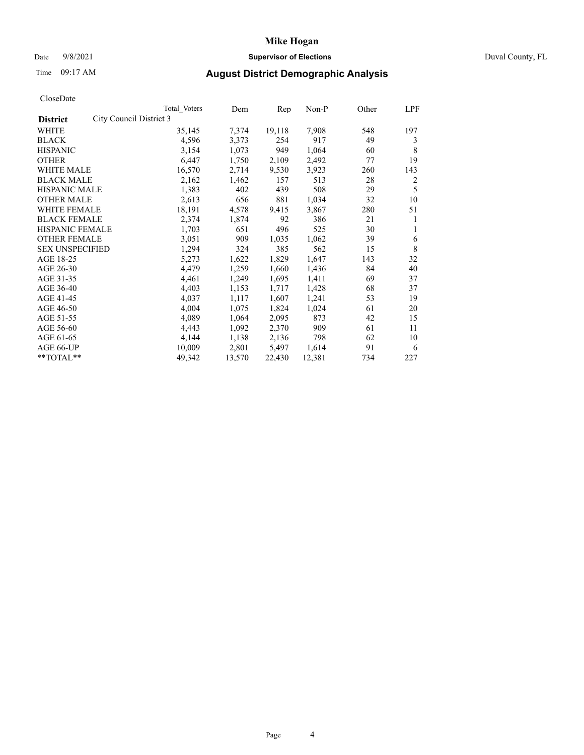# Mike Hogan

Date 9/8/2021 **Supervisor of Elections** Duval County, FL

Time 09:17 AM **August District Demographic Analysis**

CloseDate

| | Total Voters | Dem | Rep | Non-P | Other | LPF |
|---|---|---|---|---|---|---|
| **District** City Council District 3 | | | | | | |
| WHITE | 35,145 | 7,374 | 19,118 | 7,908 | 548 | 197 |
| BLACK | 4,596 | 3,373 | 254 | 917 | 49 | 3 |
| HISPANIC | 3,154 | 1,073 | 949 | 1,064 | 60 | 8 |
| OTHER | 6,447 | 1,750 | 2,109 | 2,492 | 77 | 19 |
| WHITE MALE | 16,570 | 2,714 | 9,530 | 3,923 | 260 | 143 |
| BLACK MALE | 2,162 | 1,462 | 157 | 513 | 28 | 2 |
| HISPANIC MALE | 1,383 | 402 | 439 | 508 | 29 | 5 |
| OTHER MALE | 2,613 | 656 | 881 | 1,034 | 32 | 10 |
| WHITE FEMALE | 18,191 | 4,578 | 9,415 | 3,867 | 280 | 51 |
| BLACK FEMALE | 2,374 | 1,874 | 92 | 386 | 21 | 1 |
| HISPANIC FEMALE | 1,703 | 651 | 496 | 525 | 30 | 1 |
| OTHER FEMALE | 3,051 | 909 | 1,035 | 1,062 | 39 | 6 |
| SEX UNSPECIFIED | 1,294 | 324 | 385 | 562 | 15 | 8 |
| AGE 18-25 | 5,273 | 1,622 | 1,829 | 1,647 | 143 | 32 |
| AGE 26-30 | 4,479 | 1,259 | 1,660 | 1,436 | 84 | 40 |
| AGE 31-35 | 4,461 | 1,249 | 1,695 | 1,411 | 69 | 37 |
| AGE 36-40 | 4,403 | 1,153 | 1,717 | 1,428 | 68 | 37 |
| AGE 41-45 | 4,037 | 1,117 | 1,607 | 1,241 | 53 | 19 |
| AGE 46-50 | 4,004 | 1,075 | 1,824 | 1,024 | 61 | 20 |
| AGE 51-55 | 4,089 | 1,064 | 2,095 | 873 | 42 | 15 |
| AGE 56-60 | 4,443 | 1,092 | 2,370 | 909 | 61 | 11 |
| AGE 61-65 | 4,144 | 1,138 | 2,136 | 798 | 62 | 10 |
| AGE 66-UP | 10,009 | 2,801 | 5,497 | 1,614 | 91 | 6 |
| **TOTAL** | 49,342 | 13,570 | 22,430 | 12,381 | 734 | 227 |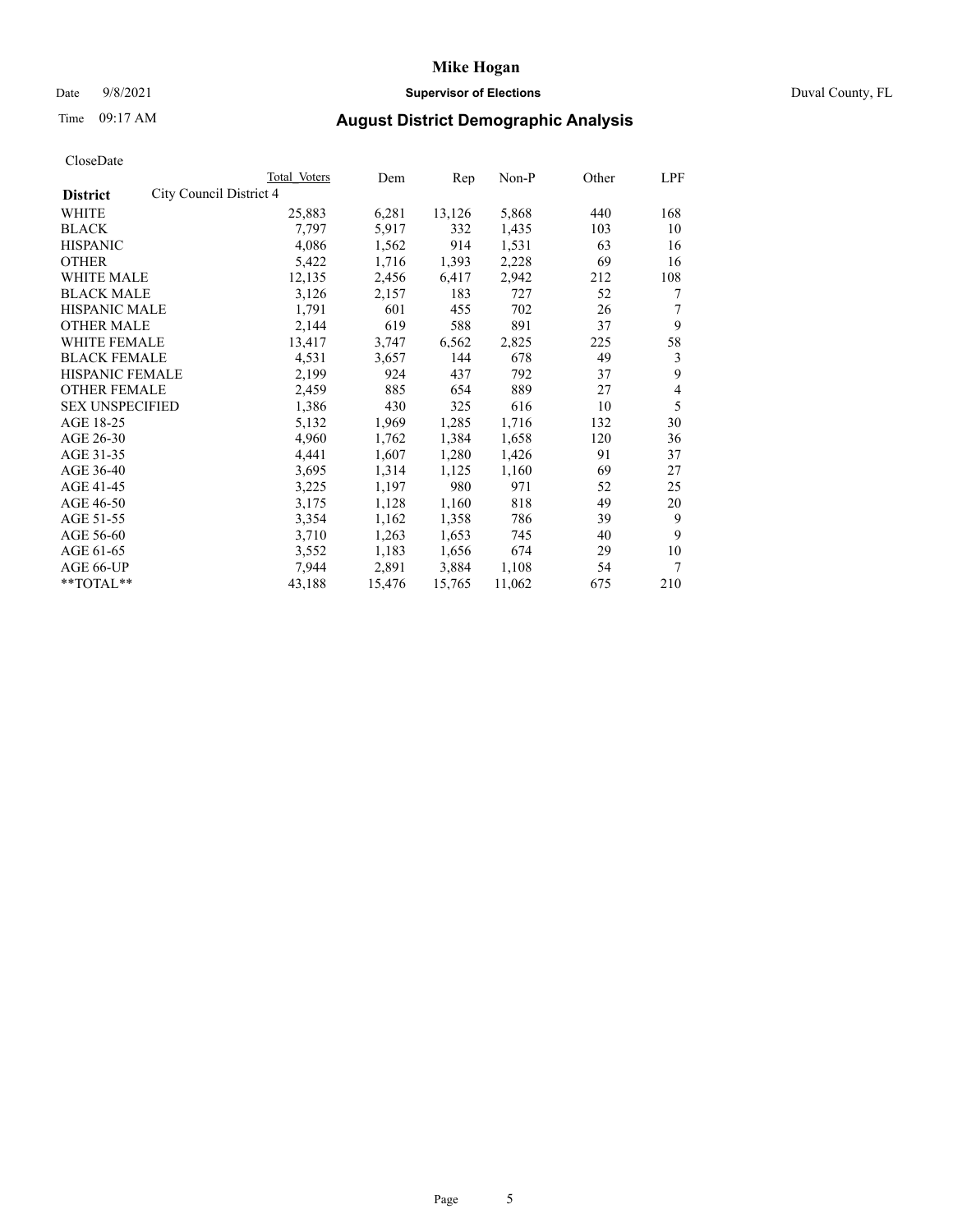# Mike Hogan

Date 9/8/2021 **Supervisor of Elections** Duval County, FL

Time 09:17 AM **August District Demographic Analysis**

CloseDate

| | Total Voters | Dem | Rep | Non-P | Other | LPF |
|---|---|---|---|---|---|---|
| **District** City Council District 4 | | | | | | |
| WHITE | 25,883 | 6,281 | 13,126 | 5,868 | 440 | 168 |
| BLACK | 7,797 | 5,917 | 332 | 1,435 | 103 | 10 |
| HISPANIC | 4,086 | 1,562 | 914 | 1,531 | 63 | 16 |
| OTHER | 5,422 | 1,716 | 1,393 | 2,228 | 69 | 16 |
| WHITE MALE | 12,135 | 2,456 | 6,417 | 2,942 | 212 | 108 |
| BLACK MALE | 3,126 | 2,157 | 183 | 727 | 52 | 7 |
| HISPANIC MALE | 1,791 | 601 | 455 | 702 | 26 | 7 |
| OTHER MALE | 2,144 | 619 | 588 | 891 | 37 | 9 |
| WHITE FEMALE | 13,417 | 3,747 | 6,562 | 2,825 | 225 | 58 |
| BLACK FEMALE | 4,531 | 3,657 | 144 | 678 | 49 | 3 |
| HISPANIC FEMALE | 2,199 | 924 | 437 | 792 | 37 | 9 |
| OTHER FEMALE | 2,459 | 885 | 654 | 889 | 27 | 4 |
| SEX UNSPECIFIED | 1,386 | 430 | 325 | 616 | 10 | 5 |
| AGE 18-25 | 5,132 | 1,969 | 1,285 | 1,716 | 132 | 30 |
| AGE 26-30 | 4,960 | 1,762 | 1,384 | 1,658 | 120 | 36 |
| AGE 31-35 | 4,441 | 1,607 | 1,280 | 1,426 | 91 | 37 |
| AGE 36-40 | 3,695 | 1,314 | 1,125 | 1,160 | 69 | 27 |
| AGE 41-45 | 3,225 | 1,197 | 980 | 971 | 52 | 25 |
| AGE 46-50 | 3,175 | 1,128 | 1,160 | 818 | 49 | 20 |
| AGE 51-55 | 3,354 | 1,162 | 1,358 | 786 | 39 | 9 |
| AGE 56-60 | 3,710 | 1,263 | 1,653 | 745 | 40 | 9 |
| AGE 61-65 | 3,552 | 1,183 | 1,656 | 674 | 29 | 10 |
| AGE 66-UP | 7,944 | 2,891 | 3,884 | 1,108 | 54 | 7 |
| **TOTAL** | 43,188 | 15,476 | 15,765 | 11,062 | 675 | 210 |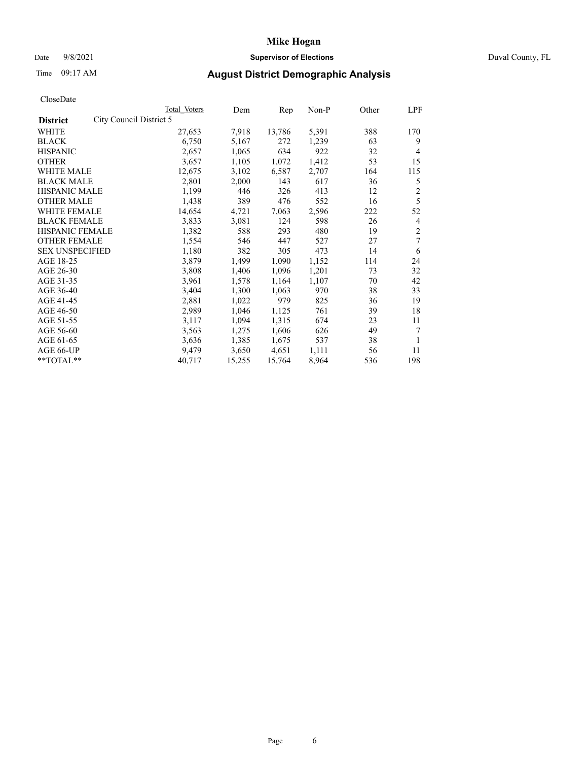# Mike Hogan

Date 9/8/2021 **Supervisor of Elections** Duval County, FL

Time 09:17 AM **August District Demographic Analysis**

CloseDate

| **District** City Council District 5 | Total Voters | Dem | Rep | Non-P | Other | LPF |
|---|---|---|---|---|---|---|
| WHITE | 27,653 | 7,918 | 13,786 | 5,391 | 388 | 170 |
| BLACK | 6,750 | 5,167 | 272 | 1,239 | 63 | 9 |
| HISPANIC | 2,657 | 1,065 | 634 | 922 | 32 | 4 |
| OTHER | 3,657 | 1,105 | 1,072 | 1,412 | 53 | 15 |
| WHITE MALE | 12,675 | 3,102 | 6,587 | 2,707 | 164 | 115 |
| BLACK MALE | 2,801 | 2,000 | 143 | 617 | 36 | 5 |
| HISPANIC MALE | 1,199 | 446 | 326 | 413 | 12 | 2 |
| OTHER MALE | 1,438 | 389 | 476 | 552 | 16 | 5 |
| WHITE FEMALE | 14,654 | 4,721 | 7,063 | 2,596 | 222 | 52 |
| BLACK FEMALE | 3,833 | 3,081 | 124 | 598 | 26 | 4 |
| HISPANIC FEMALE | 1,382 | 588 | 293 | 480 | 19 | 2 |
| OTHER FEMALE | 1,554 | 546 | 447 | 527 | 27 | 7 |
| SEX UNSPECIFIED | 1,180 | 382 | 305 | 473 | 14 | 6 |
| AGE 18-25 | 3,879 | 1,499 | 1,090 | 1,152 | 114 | 24 |
| AGE 26-30 | 3,808 | 1,406 | 1,096 | 1,201 | 73 | 32 |
| AGE 31-35 | 3,961 | 1,578 | 1,164 | 1,107 | 70 | 42 |
| AGE 36-40 | 3,404 | 1,300 | 1,063 | 970 | 38 | 33 |
| AGE 41-45 | 2,881 | 1,022 | 979 | 825 | 36 | 19 |
| AGE 46-50 | 2,989 | 1,046 | 1,125 | 761 | 39 | 18 |
| AGE 51-55 | 3,117 | 1,094 | 1,315 | 674 | 23 | 11 |
| AGE 56-60 | 3,563 | 1,275 | 1,606 | 626 | 49 | 7 |
| AGE 61-65 | 3,636 | 1,385 | 1,675 | 537 | 38 | 1 |
| AGE 66-UP | 9,479 | 3,650 | 4,651 | 1,111 | 56 | 11 |
| **TOTAL** | 40,717 | 15,255 | 15,764 | 8,964 | 536 | 198 |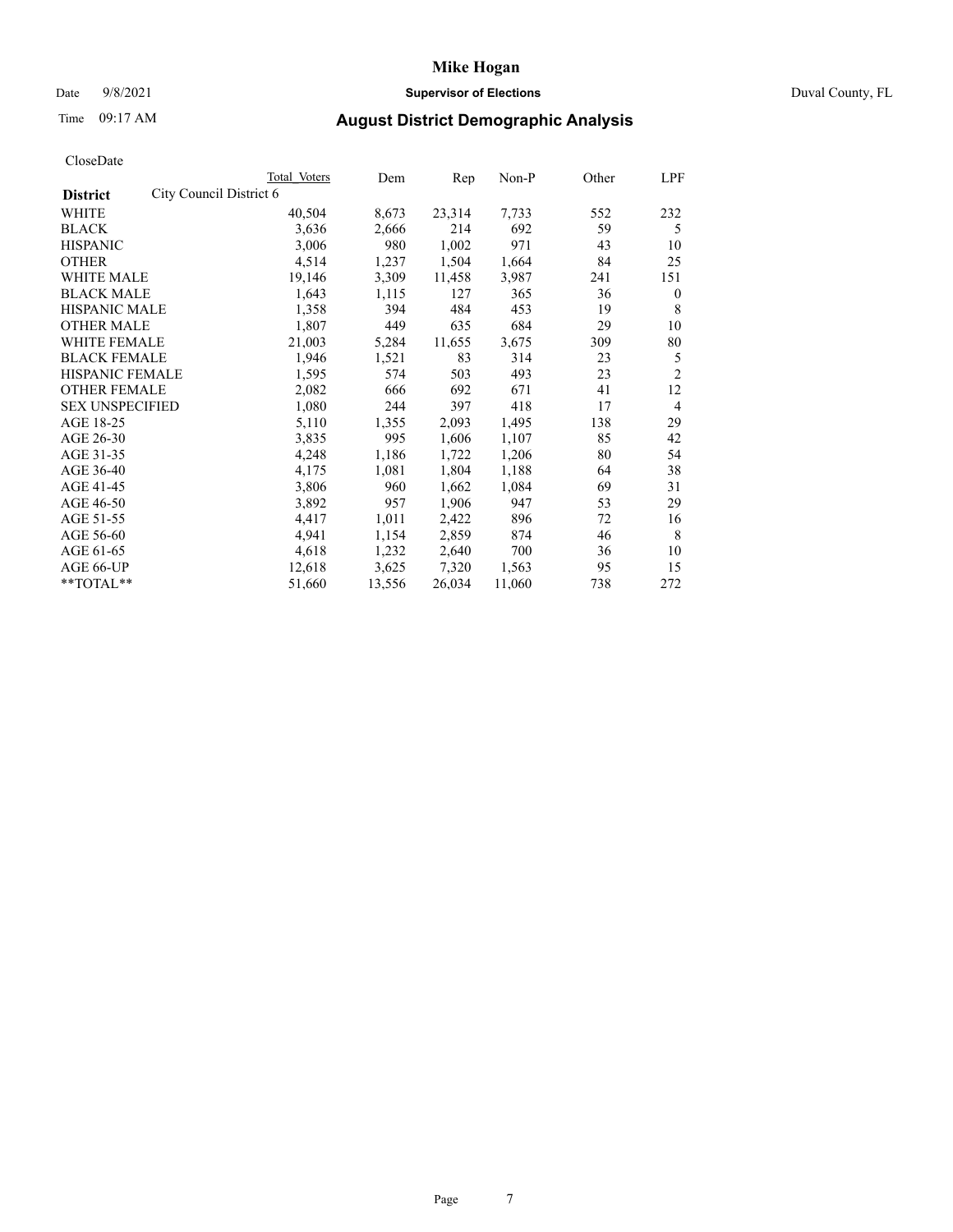# Mike Hogan

Date 9/8/2021 **Supervisor of Elections** Duval County, FL

Time 09:17 AM **August District Demographic Analysis**

CloseDate

| District | Total Voters | Dem | Rep | Non-P | Other | LPF |
|---|---|---|---|---|---|---|
| City Council District 6 | | | | | | |
| WHITE | 40,504 | 8,673 | 23,314 | 7,733 | 552 | 232 |
| BLACK | 3,636 | 2,666 | 214 | 692 | 59 | 5 |
| HISPANIC | 3,006 | 980 | 1,002 | 971 | 43 | 10 |
| OTHER | 4,514 | 1,237 | 1,504 | 1,664 | 84 | 25 |
| WHITE MALE | 19,146 | 3,309 | 11,458 | 3,987 | 241 | 151 |
| BLACK MALE | 1,643 | 1,115 | 127 | 365 | 36 | 0 |
| HISPANIC MALE | 1,358 | 394 | 484 | 453 | 19 | 8 |
| OTHER MALE | 1,807 | 449 | 635 | 684 | 29 | 10 |
| WHITE FEMALE | 21,003 | 5,284 | 11,655 | 3,675 | 309 | 80 |
| BLACK FEMALE | 1,946 | 1,521 | 83 | 314 | 23 | 5 |
| HISPANIC FEMALE | 1,595 | 574 | 503 | 493 | 23 | 2 |
| OTHER FEMALE | 2,082 | 666 | 692 | 671 | 41 | 12 |
| SEX UNSPECIFIED | 1,080 | 244 | 397 | 418 | 17 | 4 |
| AGE 18-25 | 5,110 | 1,355 | 2,093 | 1,495 | 138 | 29 |
| AGE 26-30 | 3,835 | 995 | 1,606 | 1,107 | 85 | 42 |
| AGE 31-35 | 4,248 | 1,186 | 1,722 | 1,206 | 80 | 54 |
| AGE 36-40 | 4,175 | 1,081 | 1,804 | 1,188 | 64 | 38 |
| AGE 41-45 | 3,806 | 960 | 1,662 | 1,084 | 69 | 31 |
| AGE 46-50 | 3,892 | 957 | 1,906 | 947 | 53 | 29 |
| AGE 51-55 | 4,417 | 1,011 | 2,422 | 896 | 72 | 16 |
| AGE 56-60 | 4,941 | 1,154 | 2,859 | 874 | 46 | 8 |
| AGE 61-65 | 4,618 | 1,232 | 2,640 | 700 | 36 | 10 |
| AGE 66-UP | 12,618 | 3,625 | 7,320 | 1,563 | 95 | 15 |
| **TOTAL** | 51,660 | 13,556 | 26,034 | 11,060 | 738 | 272 |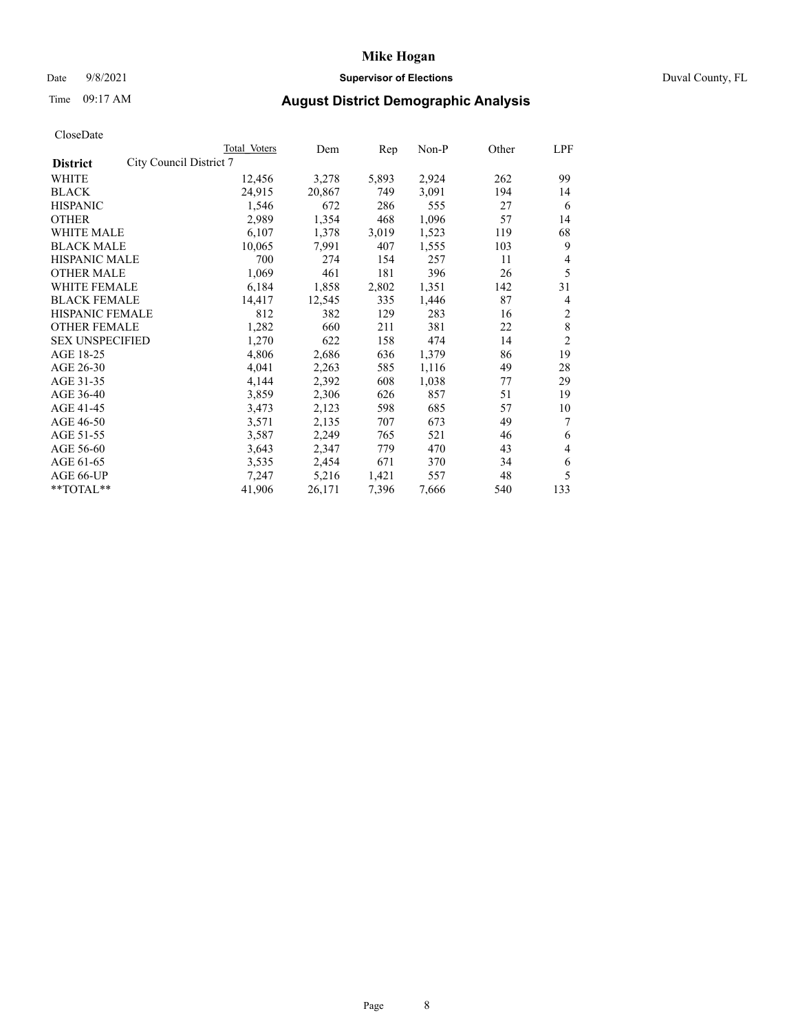# Mike Hogan

Date 9/8/2021 **Supervisor of Elections** Duval County, FL

Time 09:17 AM **August District Demographic Analysis**

CloseDate

| District | City Council District 7 | Total Voters | Dem | Rep | Non-P | Other | LPF |
|---|---|---|---|---|---|---|---|
| WHITE | | 12,456 | 3,278 | 5,893 | 2,924 | 262 | 99 |
| BLACK | | 24,915 | 20,867 | 749 | 3,091 | 194 | 14 |
| HISPANIC | | 1,546 | 672 | 286 | 555 | 27 | 6 |
| OTHER | | 2,989 | 1,354 | 468 | 1,096 | 57 | 14 |
| WHITE MALE | | 6,107 | 1,378 | 3,019 | 1,523 | 119 | 68 |
| BLACK MALE | | 10,065 | 7,991 | 407 | 1,555 | 103 | 9 |
| HISPANIC MALE | | 700 | 274 | 154 | 257 | 11 | 4 |
| OTHER MALE | | 1,069 | 461 | 181 | 396 | 26 | 5 |
| WHITE FEMALE | | 6,184 | 1,858 | 2,802 | 1,351 | 142 | 31 |
| BLACK FEMALE | | 14,417 | 12,545 | 335 | 1,446 | 87 | 4 |
| HISPANIC FEMALE | | 812 | 382 | 129 | 283 | 16 | 2 |
| OTHER FEMALE | | 1,282 | 660 | 211 | 381 | 22 | 8 |
| SEX UNSPECIFIED | | 1,270 | 622 | 158 | 474 | 14 | 2 |
| AGE 18-25 | | 4,806 | 2,686 | 636 | 1,379 | 86 | 19 |
| AGE 26-30 | | 4,041 | 2,263 | 585 | 1,116 | 49 | 28 |
| AGE 31-35 | | 4,144 | 2,392 | 608 | 1,038 | 77 | 29 |
| AGE 36-40 | | 3,859 | 2,306 | 626 | 857 | 51 | 19 |
| AGE 41-45 | | 3,473 | 2,123 | 598 | 685 | 57 | 10 |
| AGE 46-50 | | 3,571 | 2,135 | 707 | 673 | 49 | 7 |
| AGE 51-55 | | 3,587 | 2,249 | 765 | 521 | 46 | 6 |
| AGE 56-60 | | 3,643 | 2,347 | 779 | 470 | 43 | 4 |
| AGE 61-65 | | 3,535 | 2,454 | 671 | 370 | 34 | 6 |
| AGE 66-UP | | 7,247 | 5,216 | 1,421 | 557 | 48 | 5 |
| **TOTAL** | | 41,906 | 26,171 | 7,396 | 7,666 | 540 | 133 |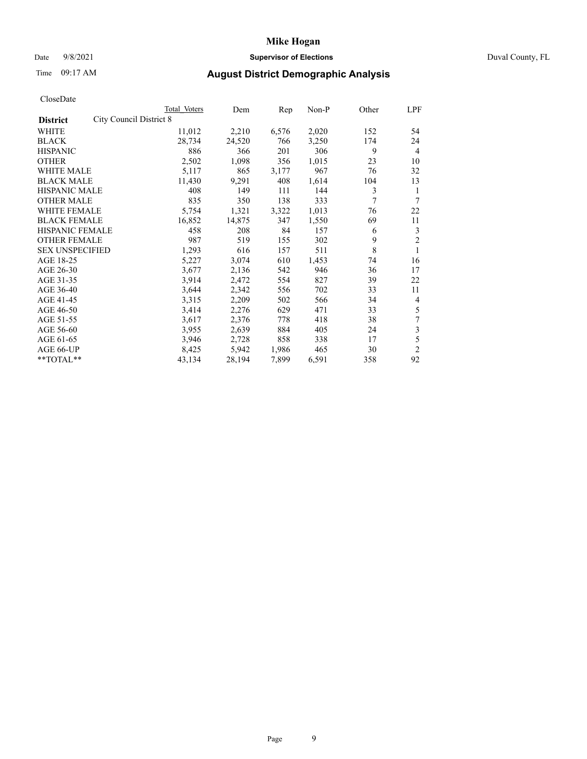Mike Hogan

Date 9/8/2021 **Supervisor of Elections** Duval County, FL

Time 09:17 AM **August District Demographic Analysis**

CloseDate

| **District** | City Council District 8 | Total Voters | Dem | Rep | Non-P | Other | LPF |
|---|---|---|---|---|---|---|---|
| WHITE | | 11,012 | 2,210 | 6,576 | 2,020 | 152 | 54 |
| BLACK | | 28,734 | 24,520 | 766 | 3,250 | 174 | 24 |
| HISPANIC | | 886 | 366 | 201 | 306 | 9 | 4 |
| OTHER | | 2,502 | 1,098 | 356 | 1,015 | 23 | 10 |
| WHITE MALE | | 5,117 | 865 | 3,177 | 967 | 76 | 32 |
| BLACK MALE | | 11,430 | 9,291 | 408 | 1,614 | 104 | 13 |
| HISPANIC MALE | | 408 | 149 | 111 | 144 | 3 | 1 |
| OTHER MALE | | 835 | 350 | 138 | 333 | 7 | 7 |
| WHITE FEMALE | | 5,754 | 1,321 | 3,322 | 1,013 | 76 | 22 |
| BLACK FEMALE | | 16,852 | 14,875 | 347 | 1,550 | 69 | 11 |
| HISPANIC FEMALE | | 458 | 208 | 84 | 157 | 6 | 3 |
| OTHER FEMALE | | 987 | 519 | 155 | 302 | 9 | 2 |
| SEX UNSPECIFIED | | 1,293 | 616 | 157 | 511 | 8 | 1 |
| AGE 18-25 | | 5,227 | 3,074 | 610 | 1,453 | 74 | 16 |
| AGE 26-30 | | 3,677 | 2,136 | 542 | 946 | 36 | 17 |
| AGE 31-35 | | 3,914 | 2,472 | 554 | 827 | 39 | 22 |
| AGE 36-40 | | 3,644 | 2,342 | 556 | 702 | 33 | 11 |
| AGE 41-45 | | 3,315 | 2,209 | 502 | 566 | 34 | 4 |
| AGE 46-50 | | 3,414 | 2,276 | 629 | 471 | 33 | 5 |
| AGE 51-55 | | 3,617 | 2,376 | 778 | 418 | 38 | 7 |
| AGE 56-60 | | 3,955 | 2,639 | 884 | 405 | 24 | 3 |
| AGE 61-65 | | 3,946 | 2,728 | 858 | 338 | 17 | 5 |
| AGE 66-UP | | 8,425 | 5,942 | 1,986 | 465 | 30 | 2 |
| **TOTAL** | | 43,134 | 28,194 | 7,899 | 6,591 | 358 | 92 |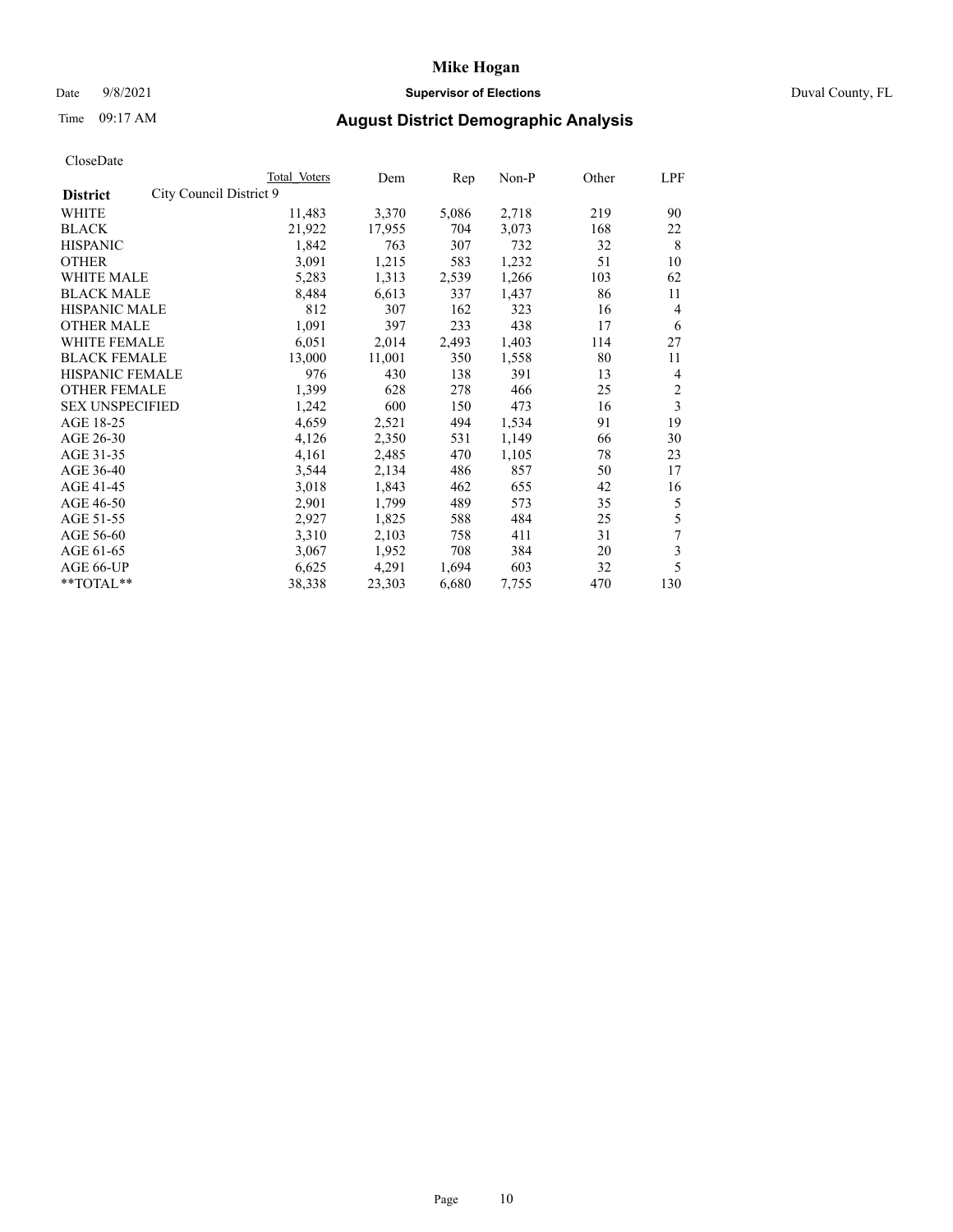# Mike Hogan

Date 9/8/2021 **Supervisor of Elections** Duval County, FL

Time 09:17 AM **August District Demographic Analysis**

CloseDate

| **District** City Council District 9 | Total Voters | Dem | Rep | Non-P | Other | LPF |
|---|---|---|---|---|---|---|
| WHITE | 11,483 | 3,370 | 5,086 | 2,718 | 219 | 90 |
| BLACK | 21,922 | 17,955 | 704 | 3,073 | 168 | 22 |
| HISPANIC | 1,842 | 763 | 307 | 732 | 32 | 8 |
| OTHER | 3,091 | 1,215 | 583 | 1,232 | 51 | 10 |
| WHITE MALE | 5,283 | 1,313 | 2,539 | 1,266 | 103 | 62 |
| BLACK MALE | 8,484 | 6,613 | 337 | 1,437 | 86 | 11 |
| HISPANIC MALE | 812 | 307 | 162 | 323 | 16 | 4 |
| OTHER MALE | 1,091 | 397 | 233 | 438 | 17 | 6 |
| WHITE FEMALE | 6,051 | 2,014 | 2,493 | 1,403 | 114 | 27 |
| BLACK FEMALE | 13,000 | 11,001 | 350 | 1,558 | 80 | 11 |
| HISPANIC FEMALE | 976 | 430 | 138 | 391 | 13 | 4 |
| OTHER FEMALE | 1,399 | 628 | 278 | 466 | 25 | 2 |
| SEX UNSPECIFIED | 1,242 | 600 | 150 | 473 | 16 | 3 |
| AGE 18-25 | 4,659 | 2,521 | 494 | 1,534 | 91 | 19 |
| AGE 26-30 | 4,126 | 2,350 | 531 | 1,149 | 66 | 30 |
| AGE 31-35 | 4,161 | 2,485 | 470 | 1,105 | 78 | 23 |
| AGE 36-40 | 3,544 | 2,134 | 486 | 857 | 50 | 17 |
| AGE 41-45 | 3,018 | 1,843 | 462 | 655 | 42 | 16 |
| AGE 46-50 | 2,901 | 1,799 | 489 | 573 | 35 | 5 |
| AGE 51-55 | 2,927 | 1,825 | 588 | 484 | 25 | 5 |
| AGE 56-60 | 3,310 | 2,103 | 758 | 411 | 31 | 7 |
| AGE 61-65 | 3,067 | 1,952 | 708 | 384 | 20 | 3 |
| AGE 66-UP | 6,625 | 4,291 | 1,694 | 603 | 32 | 5 |
| **TOTAL** | 38,338 | 23,303 | 6,680 | 7,755 | 470 | 130 |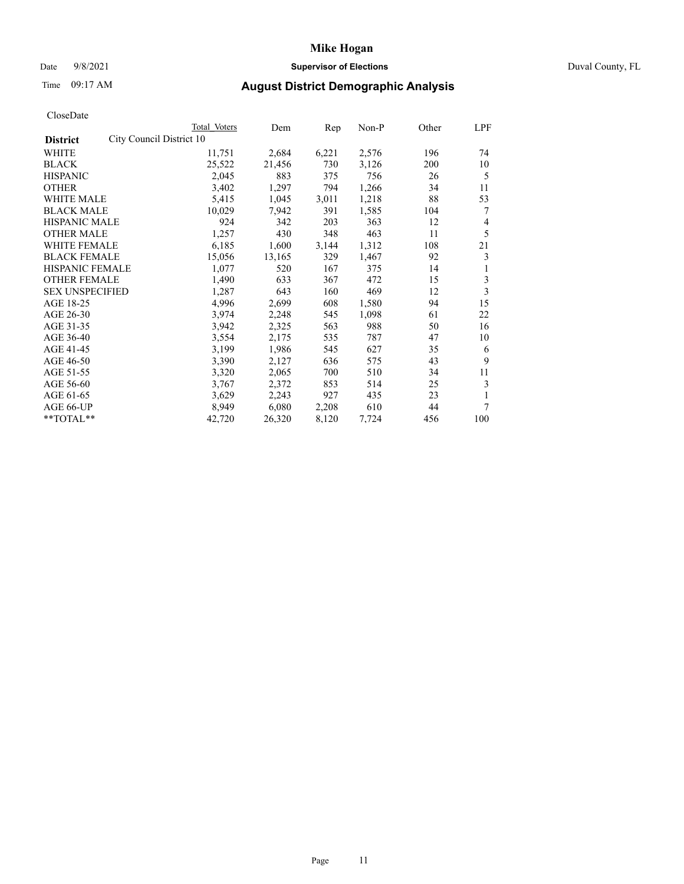# Mike Hogan

Date 9/8/2021 **Supervisor of Elections** Duval County, FL

Time 09:17 AM **August District Demographic Analysis**

CloseDate

| District | City Council District 10 | Total Voters | Dem | Rep | Non-P | Other | LPF |
|---|---|---|---|---|---|---|---|
| WHITE | | 11,751 | 2,684 | 6,221 | 2,576 | 196 | 74 |
| BLACK | | 25,522 | 21,456 | 730 | 3,126 | 200 | 10 |
| HISPANIC | | 2,045 | 883 | 375 | 756 | 26 | 5 |
| OTHER | | 3,402 | 1,297 | 794 | 1,266 | 34 | 11 |
| WHITE MALE | | 5,415 | 1,045 | 3,011 | 1,218 | 88 | 53 |
| BLACK MALE | | 10,029 | 7,942 | 391 | 1,585 | 104 | 7 |
| HISPANIC MALE | | 924 | 342 | 203 | 363 | 12 | 4 |
| OTHER MALE | | 1,257 | 430 | 348 | 463 | 11 | 5 |
| WHITE FEMALE | | 6,185 | 1,600 | 3,144 | 1,312 | 108 | 21 |
| BLACK FEMALE | | 15,056 | 13,165 | 329 | 1,467 | 92 | 3 |
| HISPANIC FEMALE | | 1,077 | 520 | 167 | 375 | 14 | 1 |
| OTHER FEMALE | | 1,490 | 633 | 367 | 472 | 15 | 3 |
| SEX UNSPECIFIED | | 1,287 | 643 | 160 | 469 | 12 | 3 |
| AGE 18-25 | | 4,996 | 2,699 | 608 | 1,580 | 94 | 15 |
| AGE 26-30 | | 3,974 | 2,248 | 545 | 1,098 | 61 | 22 |
| AGE 31-35 | | 3,942 | 2,325 | 563 | 988 | 50 | 16 |
| AGE 36-40 | | 3,554 | 2,175 | 535 | 787 | 47 | 10 |
| AGE 41-45 | | 3,199 | 1,986 | 545 | 627 | 35 | 6 |
| AGE 46-50 | | 3,390 | 2,127 | 636 | 575 | 43 | 9 |
| AGE 51-55 | | 3,320 | 2,065 | 700 | 510 | 34 | 11 |
| AGE 56-60 | | 3,767 | 2,372 | 853 | 514 | 25 | 3 |
| AGE 61-65 | | 3,629 | 2,243 | 927 | 435 | 23 | 1 |
| AGE 66-UP | | 8,949 | 6,080 | 2,208 | 610 | 44 | 7 |
| **TOTAL** | | 42,720 | 26,320 | 8,120 | 7,724 | 456 | 100 |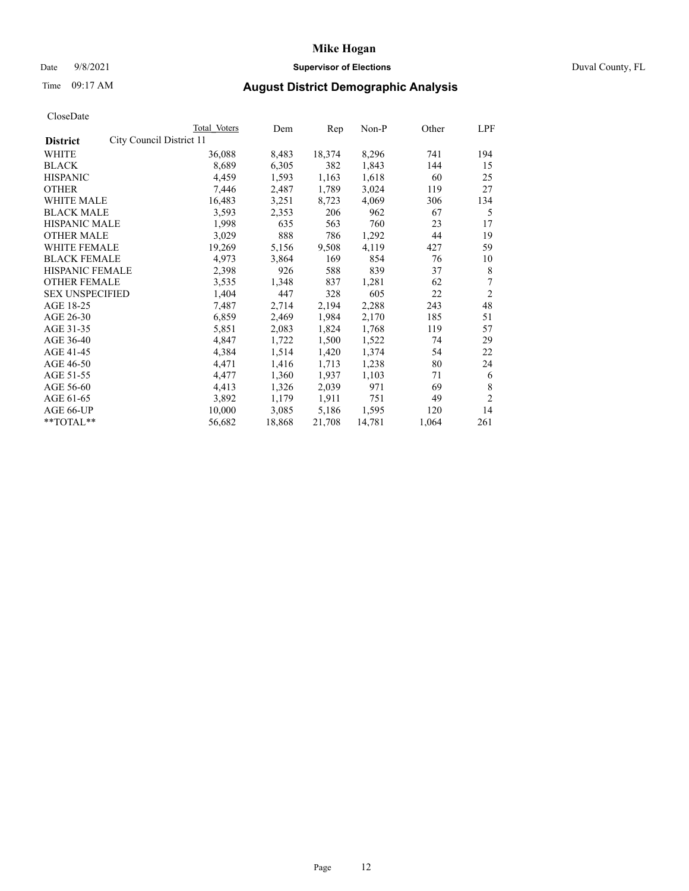# Mike Hogan

Date 9/8/2021 **Supervisor of Elections** Duval County, FL

Time 09:17 AM **August District Demographic Analysis**

CloseDate

| District | Total Voters | Dem | Rep | Non-P | Other | LPF |
|---|---|---|---|---|---|---|
| City Council District 11 | | | | | | |
| WHITE | 36,088 | 8,483 | 18,374 | 8,296 | 741 | 194 |
| BLACK | 8,689 | 6,305 | 382 | 1,843 | 144 | 15 |
| HISPANIC | 4,459 | 1,593 | 1,163 | 1,618 | 60 | 25 |
| OTHER | 7,446 | 2,487 | 1,789 | 3,024 | 119 | 27 |
| WHITE MALE | 16,483 | 3,251 | 8,723 | 4,069 | 306 | 134 |
| BLACK MALE | 3,593 | 2,353 | 206 | 962 | 67 | 5 |
| HISPANIC MALE | 1,998 | 635 | 563 | 760 | 23 | 17 |
| OTHER MALE | 3,029 | 888 | 786 | 1,292 | 44 | 19 |
| WHITE FEMALE | 19,269 | 5,156 | 9,508 | 4,119 | 427 | 59 |
| BLACK FEMALE | 4,973 | 3,864 | 169 | 854 | 76 | 10 |
| HISPANIC FEMALE | 2,398 | 926 | 588 | 839 | 37 | 8 |
| OTHER FEMALE | 3,535 | 1,348 | 837 | 1,281 | 62 | 7 |
| SEX UNSPECIFIED | 1,404 | 447 | 328 | 605 | 22 | 2 |
| AGE 18-25 | 7,487 | 2,714 | 2,194 | 2,288 | 243 | 48 |
| AGE 26-30 | 6,859 | 2,469 | 1,984 | 2,170 | 185 | 51 |
| AGE 31-35 | 5,851 | 2,083 | 1,824 | 1,768 | 119 | 57 |
| AGE 36-40 | 4,847 | 1,722 | 1,500 | 1,522 | 74 | 29 |
| AGE 41-45 | 4,384 | 1,514 | 1,420 | 1,374 | 54 | 22 |
| AGE 46-50 | 4,471 | 1,416 | 1,713 | 1,238 | 80 | 24 |
| AGE 51-55 | 4,477 | 1,360 | 1,937 | 1,103 | 71 | 6 |
| AGE 56-60 | 4,413 | 1,326 | 2,039 | 971 | 69 | 8 |
| AGE 61-65 | 3,892 | 1,179 | 1,911 | 751 | 49 | 2 |
| AGE 66-UP | 10,000 | 3,085 | 5,186 | 1,595 | 120 | 14 |
| **TOTAL** | 56,682 | 18,868 | 21,708 | 14,781 | 1,064 | 261 |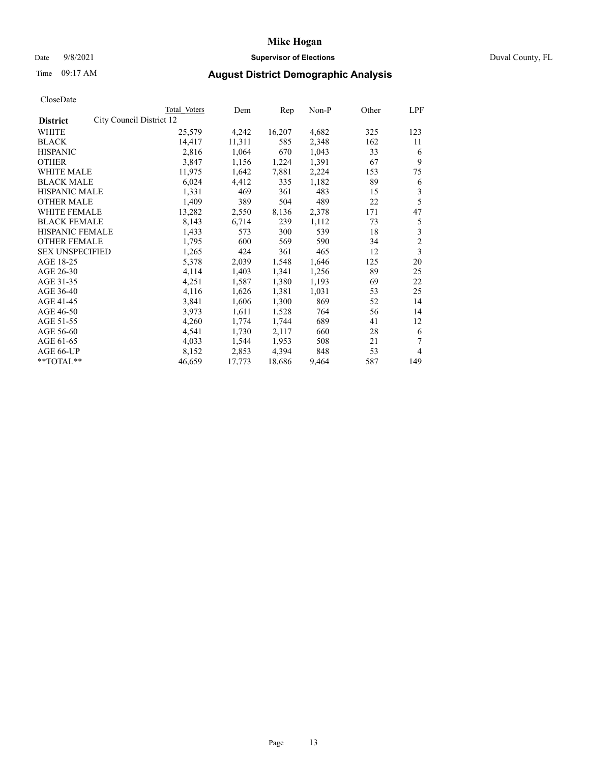# Mike Hogan

Date 9/8/2021 **Supervisor of Elections** Duval County, FL

Time 09:17 AM **August District Demographic Analysis**

CloseDate

| District | City Council District 12 | Total Voters | Dem | Rep | Non-P | Other | LPF |
|---|---|---|---|---|---|---|---|
| WHITE | | 25,579 | 4,242 | 16,207 | 4,682 | 325 | 123 |
| BLACK | | 14,417 | 11,311 | 585 | 2,348 | 162 | 11 |
| HISPANIC | | 2,816 | 1,064 | 670 | 1,043 | 33 | 6 |
| OTHER | | 3,847 | 1,156 | 1,224 | 1,391 | 67 | 9 |
| WHITE MALE | | 11,975 | 1,642 | 7,881 | 2,224 | 153 | 75 |
| BLACK MALE | | 6,024 | 4,412 | 335 | 1,182 | 89 | 6 |
| HISPANIC MALE | | 1,331 | 469 | 361 | 483 | 15 | 3 |
| OTHER MALE | | 1,409 | 389 | 504 | 489 | 22 | 5 |
| WHITE FEMALE | | 13,282 | 2,550 | 8,136 | 2,378 | 171 | 47 |
| BLACK FEMALE | | 8,143 | 6,714 | 239 | 1,112 | 73 | 5 |
| HISPANIC FEMALE | | 1,433 | 573 | 300 | 539 | 18 | 3 |
| OTHER FEMALE | | 1,795 | 600 | 569 | 590 | 34 | 2 |
| SEX UNSPECIFIED | | 1,265 | 424 | 361 | 465 | 12 | 3 |
| AGE 18-25 | | 5,378 | 2,039 | 1,548 | 1,646 | 125 | 20 |
| AGE 26-30 | | 4,114 | 1,403 | 1,341 | 1,256 | 89 | 25 |
| AGE 31-35 | | 4,251 | 1,587 | 1,380 | 1,193 | 69 | 22 |
| AGE 36-40 | | 4,116 | 1,626 | 1,381 | 1,031 | 53 | 25 |
| AGE 41-45 | | 3,841 | 1,606 | 1,300 | 869 | 52 | 14 |
| AGE 46-50 | | 3,973 | 1,611 | 1,528 | 764 | 56 | 14 |
| AGE 51-55 | | 4,260 | 1,774 | 1,744 | 689 | 41 | 12 |
| AGE 56-60 | | 4,541 | 1,730 | 2,117 | 660 | 28 | 6 |
| AGE 61-65 | | 4,033 | 1,544 | 1,953 | 508 | 21 | 7 |
| AGE 66-UP | | 8,152 | 2,853 | 4,394 | 848 | 53 | 4 |
| **TOTAL** | | 46,659 | 17,773 | 18,686 | 9,464 | 587 | 149 |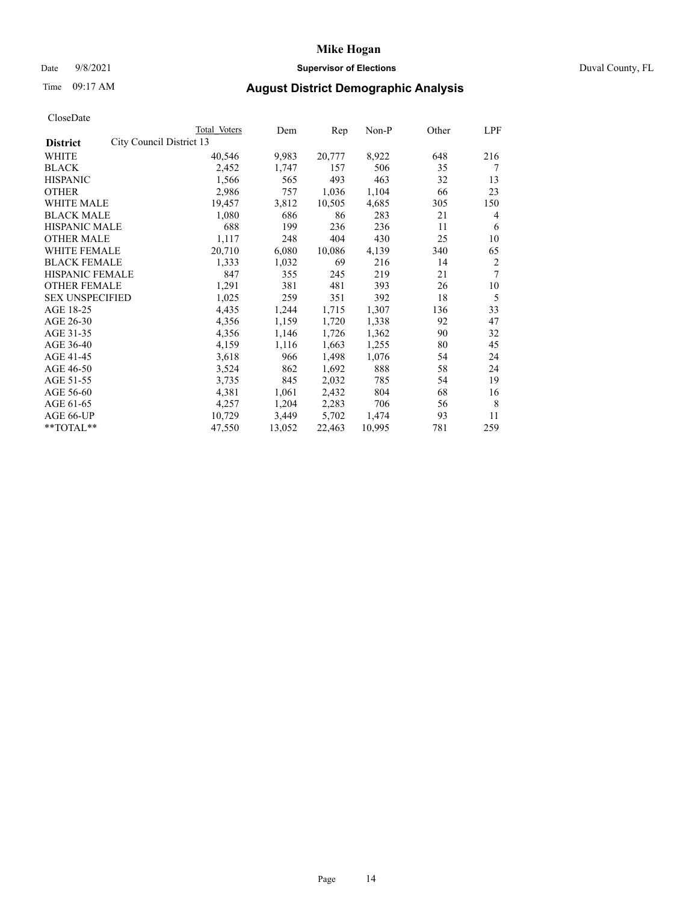# Mike Hogan

Date 9/8/2021 **Supervisor of Elections** Duval County, FL

Time 09:17 AM **August District Demographic Analysis**

CloseDate

| | Total Voters | Dem | Rep | Non-P | Other | LPF |
|---|---|---|---|---|---|---|
| **District** City Council District 13 | | | | | | |
| WHITE | 40,546 | 9,983 | 20,777 | 8,922 | 648 | 216 |
| BLACK | 2,452 | 1,747 | 157 | 506 | 35 | 7 |
| HISPANIC | 1,566 | 565 | 493 | 463 | 32 | 13 |
| OTHER | 2,986 | 757 | 1,036 | 1,104 | 66 | 23 |
| WHITE MALE | 19,457 | 3,812 | 10,505 | 4,685 | 305 | 150 |
| BLACK MALE | 1,080 | 686 | 86 | 283 | 21 | 4 |
| HISPANIC MALE | 688 | 199 | 236 | 236 | 11 | 6 |
| OTHER MALE | 1,117 | 248 | 404 | 430 | 25 | 10 |
| WHITE FEMALE | 20,710 | 6,080 | 10,086 | 4,139 | 340 | 65 |
| BLACK FEMALE | 1,333 | 1,032 | 69 | 216 | 14 | 2 |
| HISPANIC FEMALE | 847 | 355 | 245 | 219 | 21 | 7 |
| OTHER FEMALE | 1,291 | 381 | 481 | 393 | 26 | 10 |
| SEX UNSPECIFIED | 1,025 | 259 | 351 | 392 | 18 | 5 |
| AGE 18-25 | 4,435 | 1,244 | 1,715 | 1,307 | 136 | 33 |
| AGE 26-30 | 4,356 | 1,159 | 1,720 | 1,338 | 92 | 47 |
| AGE 31-35 | 4,356 | 1,146 | 1,726 | 1,362 | 90 | 32 |
| AGE 36-40 | 4,159 | 1,116 | 1,663 | 1,255 | 80 | 45 |
| AGE 41-45 | 3,618 | 966 | 1,498 | 1,076 | 54 | 24 |
| AGE 46-50 | 3,524 | 862 | 1,692 | 888 | 58 | 24 |
| AGE 51-55 | 3,735 | 845 | 2,032 | 785 | 54 | 19 |
| AGE 56-60 | 4,381 | 1,061 | 2,432 | 804 | 68 | 16 |
| AGE 61-65 | 4,257 | 1,204 | 2,283 | 706 | 56 | 8 |
| AGE 66-UP | 10,729 | 3,449 | 5,702 | 1,474 | 93 | 11 |
| **TOTAL** | 47,550 | 13,052 | 22,463 | 10,995 | 781 | 259 |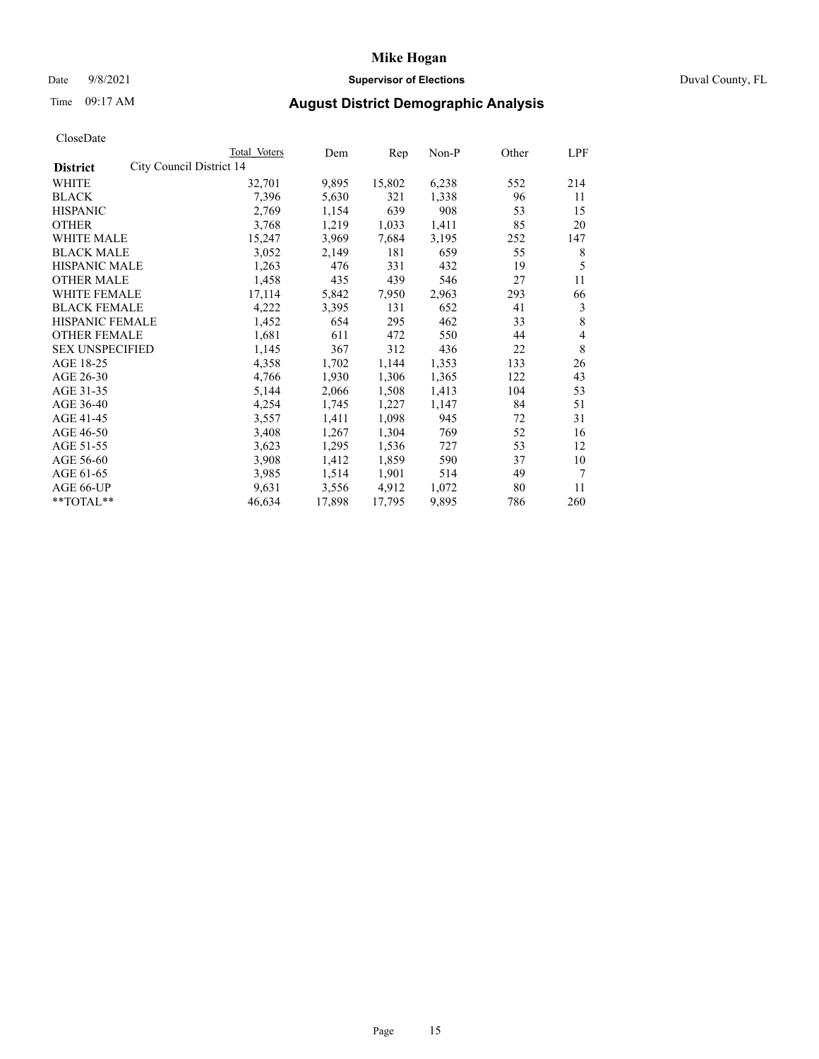# Mike Hogan

Date 9/8/2021 **Supervisor of Elections** Duval County, FL

Time 09:17 AM **August District Demographic Analysis**

CloseDate

| District | City Council District 14 | Total Voters | Dem | Rep | Non-P | Other | LPF |
|---|---|---|---|---|---|---|---|
| WHITE | | 32,701 | 9,895 | 15,802 | 6,238 | 552 | 214 |
| BLACK | | 7,396 | 5,630 | 321 | 1,338 | 96 | 11 |
| HISPANIC | | 2,769 | 1,154 | 639 | 908 | 53 | 15 |
| OTHER | | 3,768 | 1,219 | 1,033 | 1,411 | 85 | 20 |
| WHITE MALE | | 15,247 | 3,969 | 7,684 | 3,195 | 252 | 147 |
| BLACK MALE | | 3,052 | 2,149 | 181 | 659 | 55 | 8 |
| HISPANIC MALE | | 1,263 | 476 | 331 | 432 | 19 | 5 |
| OTHER MALE | | 1,458 | 435 | 439 | 546 | 27 | 11 |
| WHITE FEMALE | | 17,114 | 5,842 | 7,950 | 2,963 | 293 | 66 |
| BLACK FEMALE | | 4,222 | 3,395 | 131 | 652 | 41 | 3 |
| HISPANIC FEMALE | | 1,452 | 654 | 295 | 462 | 33 | 8 |
| OTHER FEMALE | | 1,681 | 611 | 472 | 550 | 44 | 4 |
| SEX UNSPECIFIED | | 1,145 | 367 | 312 | 436 | 22 | 8 |
| AGE 18-25 | | 4,358 | 1,702 | 1,144 | 1,353 | 133 | 26 |
| AGE 26-30 | | 4,766 | 1,930 | 1,306 | 1,365 | 122 | 43 |
| AGE 31-35 | | 5,144 | 2,066 | 1,508 | 1,413 | 104 | 53 |
| AGE 36-40 | | 4,254 | 1,745 | 1,227 | 1,147 | 84 | 51 |
| AGE 41-45 | | 3,557 | 1,411 | 1,098 | 945 | 72 | 31 |
| AGE 46-50 | | 3,408 | 1,267 | 1,304 | 769 | 52 | 16 |
| AGE 51-55 | | 3,623 | 1,295 | 1,536 | 727 | 53 | 12 |
| AGE 56-60 | | 3,908 | 1,412 | 1,859 | 590 | 37 | 10 |
| AGE 61-65 | | 3,985 | 1,514 | 1,901 | 514 | 49 | 7 |
| AGE 66-UP | | 9,631 | 3,556 | 4,912 | 1,072 | 80 | 11 |
| **TOTAL** | | 46,634 | 17,898 | 17,795 | 9,895 | 786 | 260 |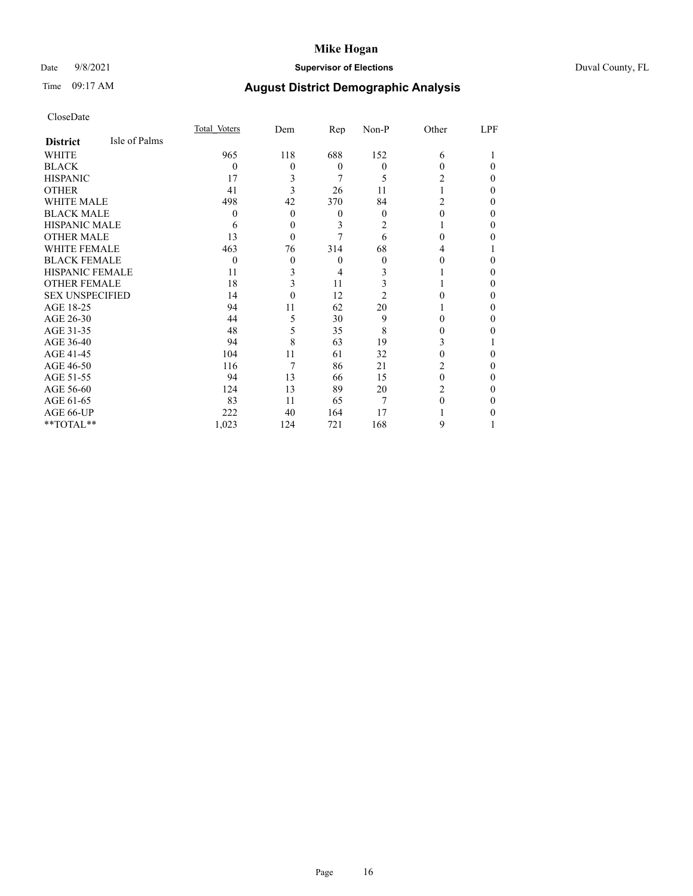# Mike Hogan

Date 9/8/2021 **Supervisor of Elections** Duval County, FL

Time 09:17 AM **August District Demographic Analysis**

CloseDate

| **District** Isle of Palms | Total Voters | Dem | Rep | Non-P | Other | LPF |
|---|---|---|---|---|---|---|
| WHITE | 965 | 118 | 688 | 152 | 6 | 1 |
| BLACK | 0 | 0 | 0 | 0 | 0 | 0 |
| HISPANIC | 17 | 3 | 7 | 5 | 2 | 0 |
| OTHER | 41 | 3 | 26 | 11 | 1 | 0 |
| WHITE MALE | 498 | 42 | 370 | 84 | 2 | 0 |
| BLACK MALE | 0 | 0 | 0 | 0 | 0 | 0 |
| HISPANIC MALE | 6 | 0 | 3 | 2 | 1 | 0 |
| OTHER MALE | 13 | 0 | 7 | 6 | 0 | 0 |
| WHITE FEMALE | 463 | 76 | 314 | 68 | 4 | 1 |
| BLACK FEMALE | 0 | 0 | 0 | 0 | 0 | 0 |
| HISPANIC FEMALE | 11 | 3 | 4 | 3 | 1 | 0 |
| OTHER FEMALE | 18 | 3 | 11 | 3 | 1 | 0 |
| SEX UNSPECIFIED | 14 | 0 | 12 | 2 | 0 | 0 |
| AGE 18-25 | 94 | 11 | 62 | 20 | 1 | 0 |
| AGE 26-30 | 44 | 5 | 30 | 9 | 0 | 0 |
| AGE 31-35 | 48 | 5 | 35 | 8 | 0 | 0 |
| AGE 36-40 | 94 | 8 | 63 | 19 | 3 | 1 |
| AGE 41-45 | 104 | 11 | 61 | 32 | 0 | 0 |
| AGE 46-50 | 116 | 7 | 86 | 21 | 2 | 0 |
| AGE 51-55 | 94 | 13 | 66 | 15 | 0 | 0 |
| AGE 56-60 | 124 | 13 | 89 | 20 | 2 | 0 |
| AGE 61-65 | 83 | 11 | 65 | 7 | 0 | 0 |
| AGE 66-UP | 222 | 40 | 164 | 17 | 1 | 0 |
| **TOTAL** | 1,023 | 124 | 721 | 168 | 9 | 1 |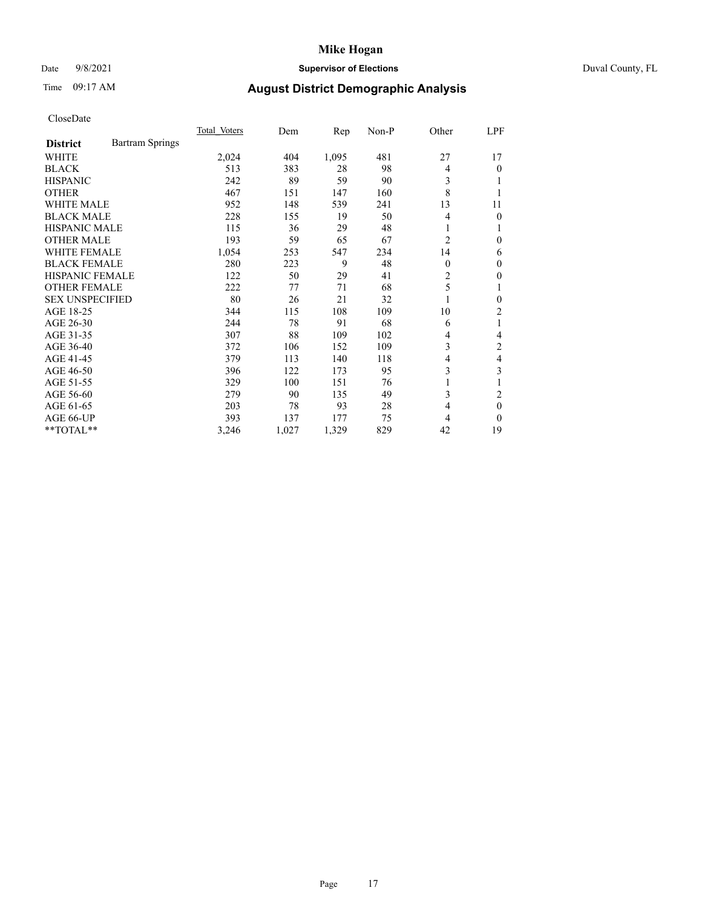# Mike Hogan

Date 9/8/2021 **Supervisor of Elections** Duval County, FL

Time 09:17 AM **August District Demographic Analysis**

CloseDate

| **District** Bartram Springs | Total Voters | Dem | Rep | Non-P | Other | LPF |
|---|---|---|---|---|---|---|
| WHITE | 2,024 | 404 | 1,095 | 481 | 27 | 17 |
| BLACK | 513 | 383 | 28 | 98 | 4 | 0 |
| HISPANIC | 242 | 89 | 59 | 90 | 3 | 1 |
| OTHER | 467 | 151 | 147 | 160 | 8 | 1 |
| WHITE MALE | 952 | 148 | 539 | 241 | 13 | 11 |
| BLACK MALE | 228 | 155 | 19 | 50 | 4 | 0 |
| HISPANIC MALE | 115 | 36 | 29 | 48 | 1 | 1 |
| OTHER MALE | 193 | 59 | 65 | 67 | 2 | 0 |
| WHITE FEMALE | 1,054 | 253 | 547 | 234 | 14 | 6 |
| BLACK FEMALE | 280 | 223 | 9 | 48 | 0 | 0 |
| HISPANIC FEMALE | 122 | 50 | 29 | 41 | 2 | 0 |
| OTHER FEMALE | 222 | 77 | 71 | 68 | 5 | 1 |
| SEX UNSPECIFIED | 80 | 26 | 21 | 32 | 1 | 0 |
| AGE 18-25 | 344 | 115 | 108 | 109 | 10 | 2 |
| AGE 26-30 | 244 | 78 | 91 | 68 | 6 | 1 |
| AGE 31-35 | 307 | 88 | 109 | 102 | 4 | 4 |
| AGE 36-40 | 372 | 106 | 152 | 109 | 3 | 2 |
| AGE 41-45 | 379 | 113 | 140 | 118 | 4 | 4 |
| AGE 46-50 | 396 | 122 | 173 | 95 | 3 | 3 |
| AGE 51-55 | 329 | 100 | 151 | 76 | 1 | 1 |
| AGE 56-60 | 279 | 90 | 135 | 49 | 3 | 2 |
| AGE 61-65 | 203 | 78 | 93 | 28 | 4 | 0 |
| AGE 66-UP | 393 | 137 | 177 | 75 | 4 | 0 |
| **TOTAL** | 3,246 | 1,027 | 1,329 | 829 | 42 | 19 |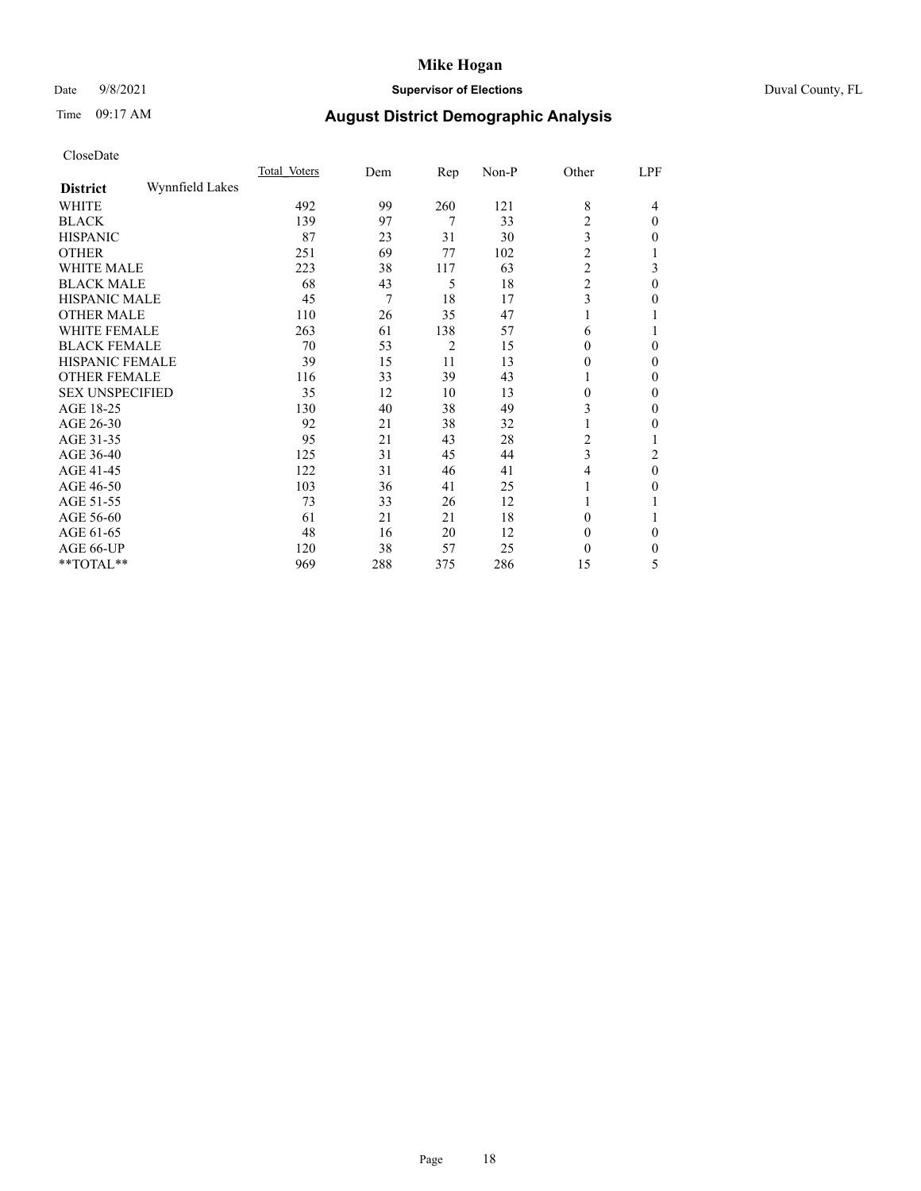# Mike Hogan

Date 9/8/2021 **Supervisor of Elections** Duval County, FL

Time 09:17 AM **August District Demographic Analysis**

CloseDate

| **District** Wynnfield Lakes | Total Voters | Dem | Rep | Non-P | Other | LPF |
|---|---|---|---|---|---|---|
| WHITE | 492 | 99 | 260 | 121 | 8 | 4 |
| BLACK | 139 | 97 | 7 | 33 | 2 | 0 |
| HISPANIC | 87 | 23 | 31 | 30 | 3 | 0 |
| OTHER | 251 | 69 | 77 | 102 | 2 | 1 |
| WHITE MALE | 223 | 38 | 117 | 63 | 2 | 3 |
| BLACK MALE | 68 | 43 | 5 | 18 | 2 | 0 |
| HISPANIC MALE | 45 | 7 | 18 | 17 | 3 | 0 |
| OTHER MALE | 110 | 26 | 35 | 47 | 1 | 1 |
| WHITE FEMALE | 263 | 61 | 138 | 57 | 6 | 1 |
| BLACK FEMALE | 70 | 53 | 2 | 15 | 0 | 0 |
| HISPANIC FEMALE | 39 | 15 | 11 | 13 | 0 | 0 |
| OTHER FEMALE | 116 | 33 | 39 | 43 | 1 | 0 |
| SEX UNSPECIFIED | 35 | 12 | 10 | 13 | 0 | 0 |
| AGE 18-25 | 130 | 40 | 38 | 49 | 3 | 0 |
| AGE 26-30 | 92 | 21 | 38 | 32 | 1 | 0 |
| AGE 31-35 | 95 | 21 | 43 | 28 | 2 | 1 |
| AGE 36-40 | 125 | 31 | 45 | 44 | 3 | 2 |
| AGE 41-45 | 122 | 31 | 46 | 41 | 4 | 0 |
| AGE 46-50 | 103 | 36 | 41 | 25 | 1 | 0 |
| AGE 51-55 | 73 | 33 | 26 | 12 | 1 | 1 |
| AGE 56-60 | 61 | 21 | 21 | 18 | 0 | 1 |
| AGE 61-65 | 48 | 16 | 20 | 12 | 0 | 0 |
| AGE 66-UP | 120 | 38 | 57 | 25 | 0 | 0 |
| **TOTAL** | 969 | 288 | 375 | 286 | 15 | 5 |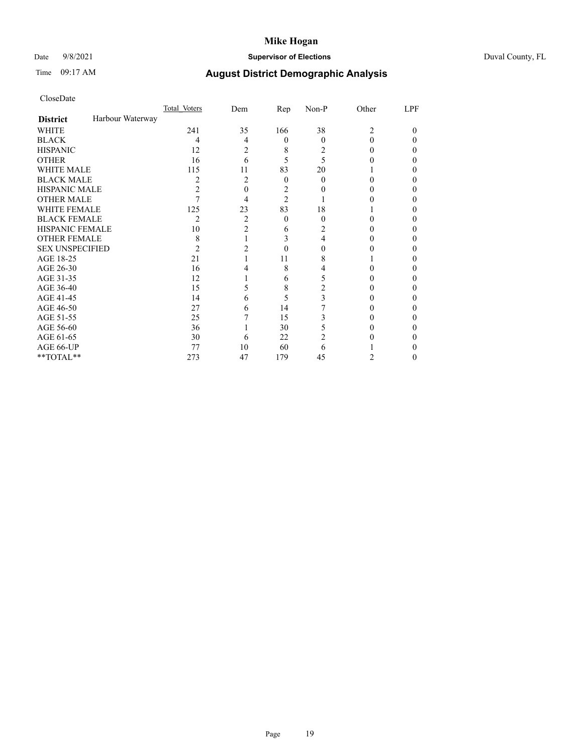# Mike Hogan

Date 9/8/2021 **Supervisor of Elections** Duval County, FL

Time 09:17 AM

## August District Demographic Analysis

CloseDate

| | Total Voters | Dem | Rep | Non-P | Other | LPF |
|---|---|---|---|---|---|---|
| **District** Harbour Waterway | | | | | | |
| WHITE | 241 | 35 | 166 | 38 | 2 | 0 |
| BLACK | 4 | 4 | 0 | 0 | 0 | 0 |
| HISPANIC | 12 | 2 | 8 | 2 | 0 | 0 |
| OTHER | 16 | 6 | 5 | 5 | 0 | 0 |
| WHITE MALE | 115 | 11 | 83 | 20 | 1 | 0 |
| BLACK MALE | 2 | 2 | 0 | 0 | 0 | 0 |
| HISPANIC MALE | 2 | 0 | 2 | 0 | 0 | 0 |
| OTHER MALE | 7 | 4 | 2 | 1 | 0 | 0 |
| WHITE FEMALE | 125 | 23 | 83 | 18 | 1 | 0 |
| BLACK FEMALE | 2 | 2 | 0 | 0 | 0 | 0 |
| HISPANIC FEMALE | 10 | 2 | 6 | 2 | 0 | 0 |
| OTHER FEMALE | 8 | 1 | 3 | 4 | 0 | 0 |
| SEX UNSPECIFIED | 2 | 2 | 0 | 0 | 0 | 0 |
| AGE 18-25 | 21 | 1 | 11 | 8 | 1 | 0 |
| AGE 26-30 | 16 | 4 | 8 | 4 | 0 | 0 |
| AGE 31-35 | 12 | 1 | 6 | 5 | 0 | 0 |
| AGE 36-40 | 15 | 5 | 8 | 2 | 0 | 0 |
| AGE 41-45 | 14 | 6 | 5 | 3 | 0 | 0 |
| AGE 46-50 | 27 | 6 | 14 | 7 | 0 | 0 |
| AGE 51-55 | 25 | 7 | 15 | 3 | 0 | 0 |
| AGE 56-60 | 36 | 1 | 30 | 5 | 0 | 0 |
| AGE 61-65 | 30 | 6 | 22 | 2 | 0 | 0 |
| AGE 66-UP | 77 | 10 | 60 | 6 | 1 | 0 |
| **TOTAL** | 273 | 47 | 179 | 45 | 2 | 0 |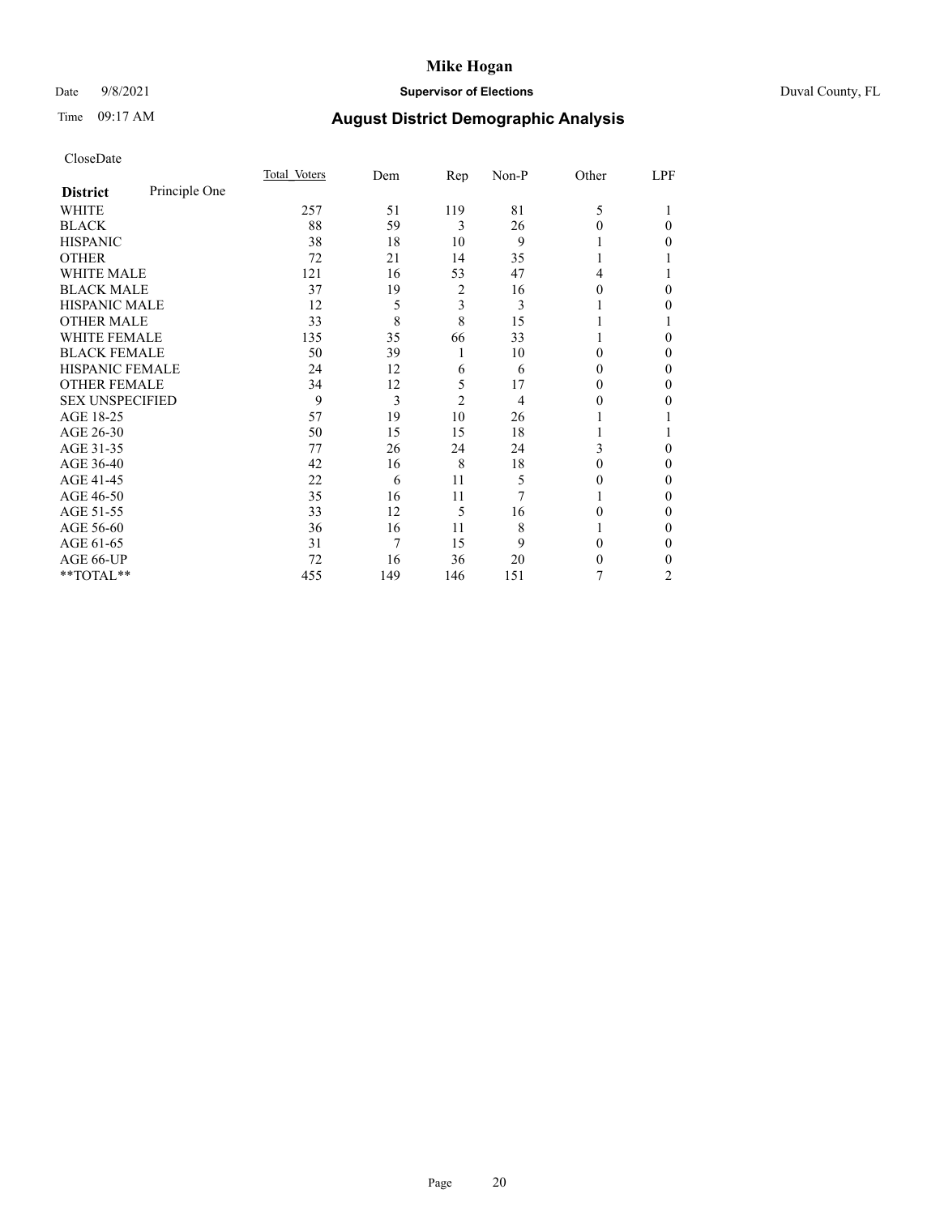# Mike Hogan

Date 9/8/2021 **Supervisor of Elections** Duval County, FL

Time 09:17 AM **August District Demographic Analysis**

CloseDate

| **District** Principle One | Total_Voters | Dem | Rep | Non-P | Other | LPF |
|---|---|---|---|---|---|---|
| WHITE | 257 | 51 | 119 | 81 | 5 | 1 |
| BLACK | 88 | 59 | 3 | 26 | 0 | 0 |
| HISPANIC | 38 | 18 | 10 | 9 | 1 | 0 |
| OTHER | 72 | 21 | 14 | 35 | 1 | 1 |
| WHITE MALE | 121 | 16 | 53 | 47 | 4 | 1 |
| BLACK MALE | 37 | 19 | 2 | 16 | 0 | 0 |
| HISPANIC MALE | 12 | 5 | 3 | 3 | 1 | 0 |
| OTHER MALE | 33 | 8 | 8 | 15 | 1 | 1 |
| WHITE FEMALE | 135 | 35 | 66 | 33 | 1 | 0 |
| BLACK FEMALE | 50 | 39 | 1 | 10 | 0 | 0 |
| HISPANIC FEMALE | 24 | 12 | 6 | 6 | 0 | 0 |
| OTHER FEMALE | 34 | 12 | 5 | 17 | 0 | 0 |
| SEX UNSPECIFIED | 9 | 3 | 2 | 4 | 0 | 0 |
| AGE 18-25 | 57 | 19 | 10 | 26 | 1 | 1 |
| AGE 26-30 | 50 | 15 | 15 | 18 | 1 | 1 |
| AGE 31-35 | 77 | 26 | 24 | 24 | 3 | 0 |
| AGE 36-40 | 42 | 16 | 8 | 18 | 0 | 0 |
| AGE 41-45 | 22 | 6 | 11 | 5 | 0 | 0 |
| AGE 46-50 | 35 | 16 | 11 | 7 | 1 | 0 |
| AGE 51-55 | 33 | 12 | 5 | 16 | 0 | 0 |
| AGE 56-60 | 36 | 16 | 11 | 8 | 1 | 0 |
| AGE 61-65 | 31 | 7 | 15 | 9 | 0 | 0 |
| AGE 66-UP | 72 | 16 | 36 | 20 | 0 | 0 |
| **TOTAL** | 455 | 149 | 146 | 151 | 7 | 2 |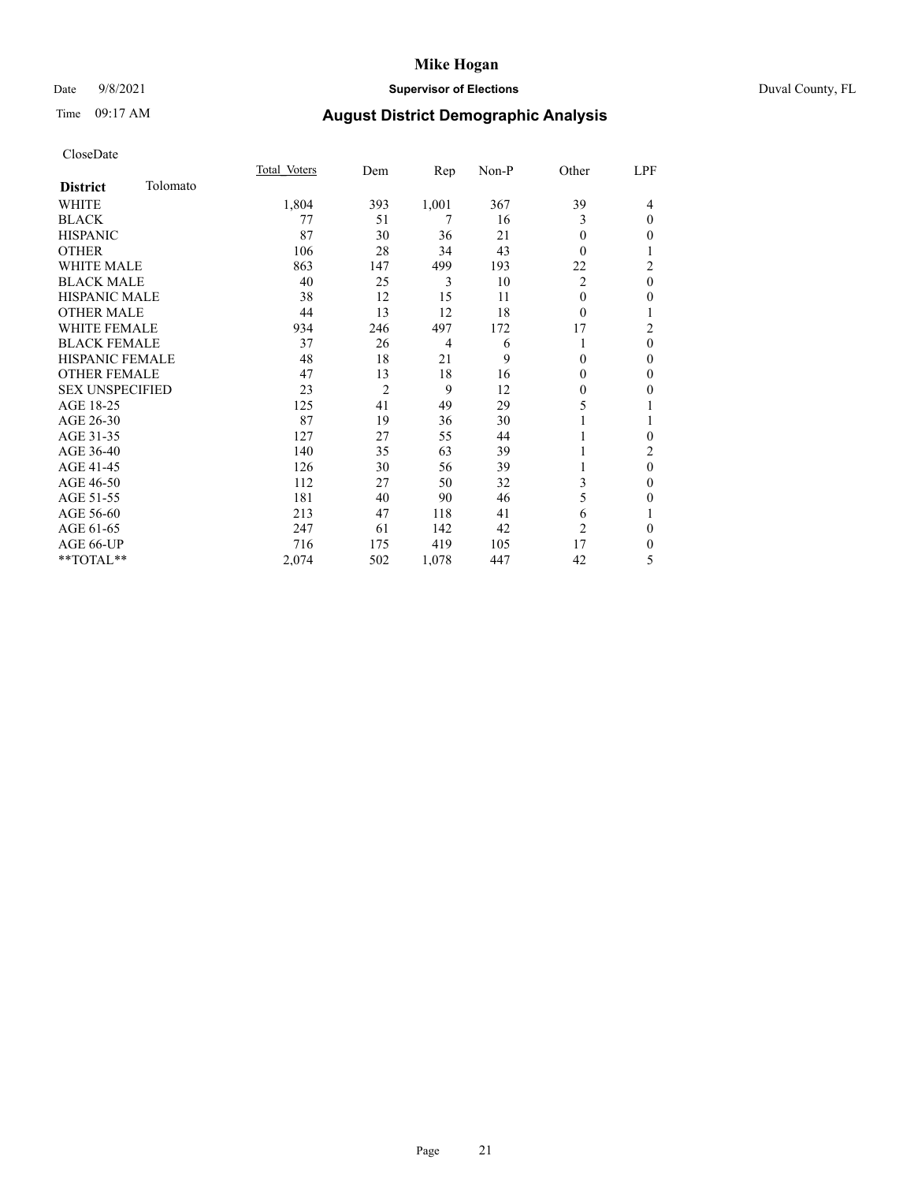# Mike Hogan

Date 9/8/2021 **Supervisor of Elections** Duval County, FL

Time 09:17 AM **August District Demographic Analysis**

CloseDate

| **District** Tolomato | Total Voters | Dem | Rep | Non-P | Other | LPF |
|---|---|---|---|---|---|---|
| WHITE | 1,804 | 393 | 1,001 | 367 | 39 | 4 |
| BLACK | 77 | 51 | 7 | 16 | 3 | 0 |
| HISPANIC | 87 | 30 | 36 | 21 | 0 | 0 |
| OTHER | 106 | 28 | 34 | 43 | 0 | 1 |
| WHITE MALE | 863 | 147 | 499 | 193 | 22 | 2 |
| BLACK MALE | 40 | 25 | 3 | 10 | 2 | 0 |
| HISPANIC MALE | 38 | 12 | 15 | 11 | 0 | 0 |
| OTHER MALE | 44 | 13 | 12 | 18 | 0 | 1 |
| WHITE FEMALE | 934 | 246 | 497 | 172 | 17 | 2 |
| BLACK FEMALE | 37 | 26 | 4 | 6 | 1 | 0 |
| HISPANIC FEMALE | 48 | 18 | 21 | 9 | 0 | 0 |
| OTHER FEMALE | 47 | 13 | 18 | 16 | 0 | 0 |
| SEX UNSPECIFIED | 23 | 2 | 9 | 12 | 0 | 0 |
| AGE 18-25 | 125 | 41 | 49 | 29 | 5 | 1 |
| AGE 26-30 | 87 | 19 | 36 | 30 | 1 | 1 |
| AGE 31-35 | 127 | 27 | 55 | 44 | 1 | 0 |
| AGE 36-40 | 140 | 35 | 63 | 39 | 1 | 2 |
| AGE 41-45 | 126 | 30 | 56 | 39 | 1 | 0 |
| AGE 46-50 | 112 | 27 | 50 | 32 | 3 | 0 |
| AGE 51-55 | 181 | 40 | 90 | 46 | 5 | 0 |
| AGE 56-60 | 213 | 47 | 118 | 41 | 6 | 1 |
| AGE 61-65 | 247 | 61 | 142 | 42 | 2 | 0 |
| AGE 66-UP | 716 | 175 | 419 | 105 | 17 | 0 |
| **TOTAL** | 2,074 | 502 | 1,078 | 447 | 42 | 5 |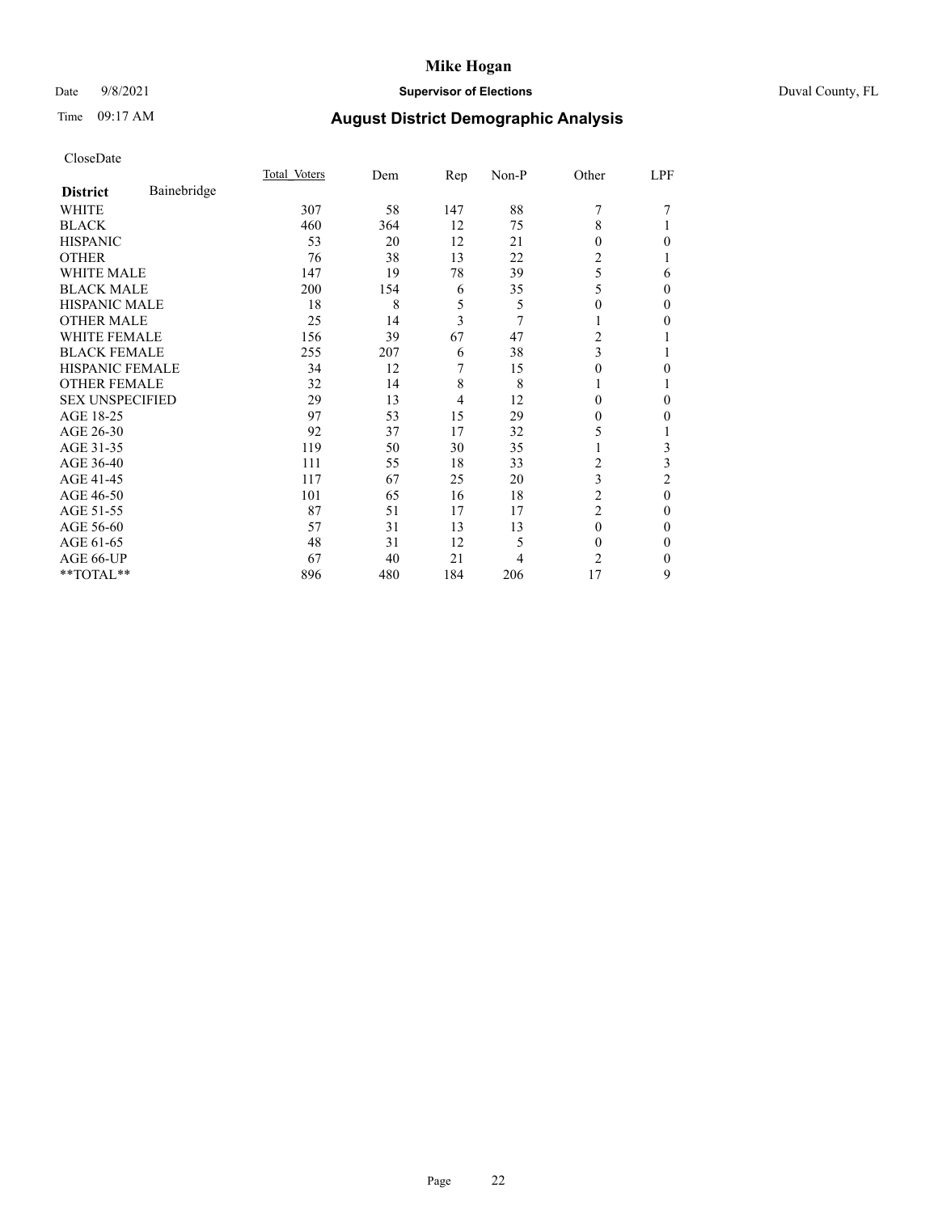# Mike Hogan

Date 9/8/2021 **Supervisor of Elections** Duval County, FL

Time 09:17 AM **August District Demographic Analysis**

CloseDate

| **District** Bainebridge | Total Voters | Dem | Rep | Non-P | Other | LPF |
|---|---|---|---|---|---|---|
| WHITE | 307 | 58 | 147 | 88 | 7 | 7 |
| BLACK | 460 | 364 | 12 | 75 | 8 | 1 |
| HISPANIC | 53 | 20 | 12 | 21 | 0 | 0 |
| OTHER | 76 | 38 | 13 | 22 | 2 | 1 |
| WHITE MALE | 147 | 19 | 78 | 39 | 5 | 6 |
| BLACK MALE | 200 | 154 | 6 | 35 | 5 | 0 |
| HISPANIC MALE | 18 | 8 | 5 | 5 | 0 | 0 |
| OTHER MALE | 25 | 14 | 3 | 7 | 1 | 0 |
| WHITE FEMALE | 156 | 39 | 67 | 47 | 2 | 1 |
| BLACK FEMALE | 255 | 207 | 6 | 38 | 3 | 1 |
| HISPANIC FEMALE | 34 | 12 | 7 | 15 | 0 | 0 |
| OTHER FEMALE | 32 | 14 | 8 | 8 | 1 | 1 |
| SEX UNSPECIFIED | 29 | 13 | 4 | 12 | 0 | 0 |
| AGE 18-25 | 97 | 53 | 15 | 29 | 0 | 0 |
| AGE 26-30 | 92 | 37 | 17 | 32 | 5 | 1 |
| AGE 31-35 | 119 | 50 | 30 | 35 | 1 | 3 |
| AGE 36-40 | 111 | 55 | 18 | 33 | 2 | 3 |
| AGE 41-45 | 117 | 67 | 25 | 20 | 3 | 2 |
| AGE 46-50 | 101 | 65 | 16 | 18 | 2 | 0 |
| AGE 51-55 | 87 | 51 | 17 | 17 | 2 | 0 |
| AGE 56-60 | 57 | 31 | 13 | 13 | 0 | 0 |
| AGE 61-65 | 48 | 31 | 12 | 5 | 0 | 0 |
| AGE 66-UP | 67 | 40 | 21 | 4 | 2 | 0 |
| **TOTAL** | 896 | 480 | 184 | 206 | 17 | 9 |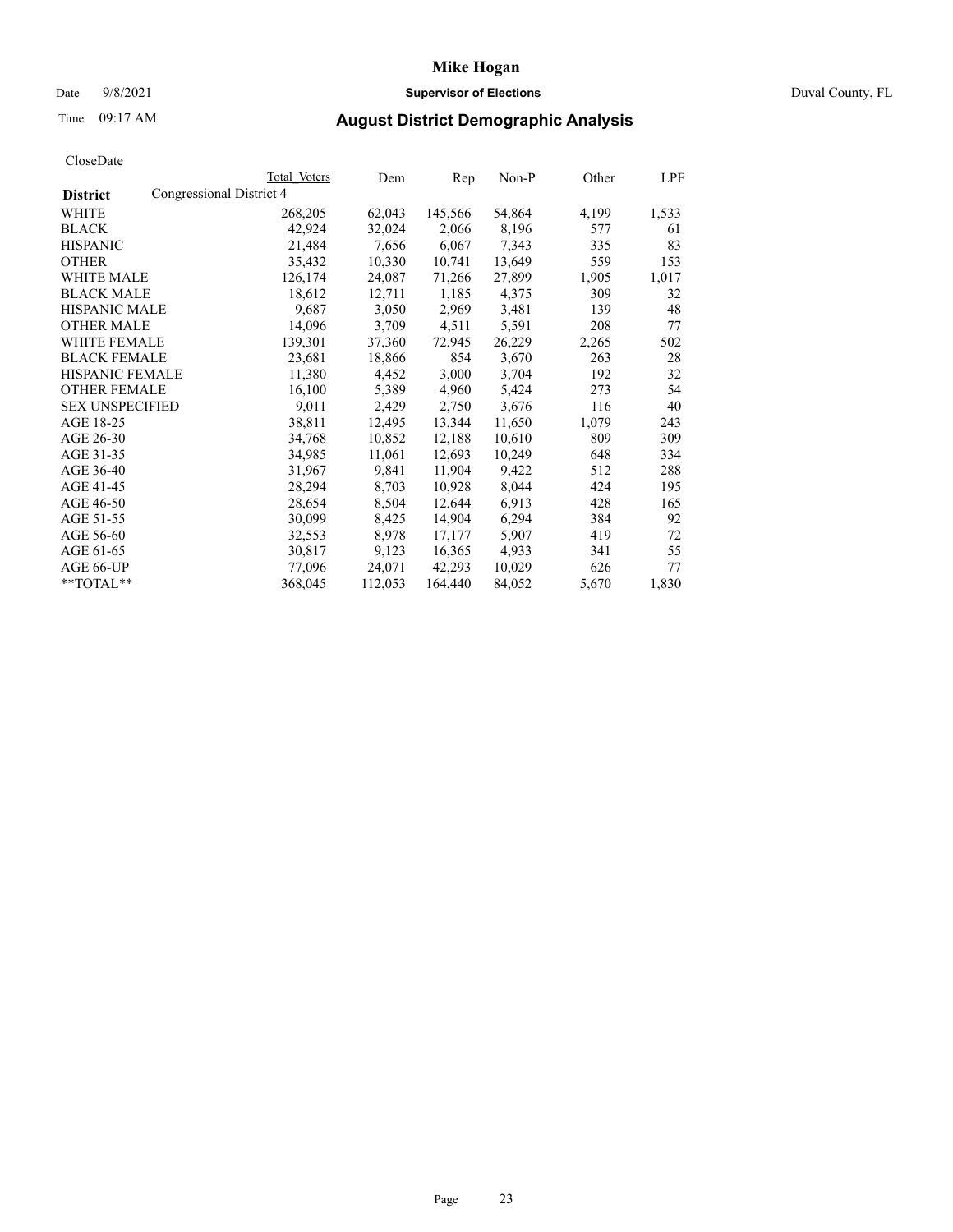# Mike Hogan

Date 9/8/2021 **Supervisor of Elections** Duval County, FL

Time 09:17 AM

## August District Demographic Analysis

CloseDate

| District | Total Voters | Dem | Rep | Non-P | Other | LPF |
|---|---|---|---|---|---|---|
| Congressional District 4 | | | | | | |
| WHITE | 268,205 | 62,043 | 145,566 | 54,864 | 4,199 | 1,533 |
| BLACK | 42,924 | 32,024 | 2,066 | 8,196 | 577 | 61 |
| HISPANIC | 21,484 | 7,656 | 6,067 | 7,343 | 335 | 83 |
| OTHER | 35,432 | 10,330 | 10,741 | 13,649 | 559 | 153 |
| WHITE MALE | 126,174 | 24,087 | 71,266 | 27,899 | 1,905 | 1,017 |
| BLACK MALE | 18,612 | 12,711 | 1,185 | 4,375 | 309 | 32 |
| HISPANIC MALE | 9,687 | 3,050 | 2,969 | 3,481 | 139 | 48 |
| OTHER MALE | 14,096 | 3,709 | 4,511 | 5,591 | 208 | 77 |
| WHITE FEMALE | 139,301 | 37,360 | 72,945 | 26,229 | 2,265 | 502 |
| BLACK FEMALE | 23,681 | 18,866 | 854 | 3,670 | 263 | 28 |
| HISPANIC FEMALE | 11,380 | 4,452 | 3,000 | 3,704 | 192 | 32 |
| OTHER FEMALE | 16,100 | 5,389 | 4,960 | 5,424 | 273 | 54 |
| SEX UNSPECIFIED | 9,011 | 2,429 | 2,750 | 3,676 | 116 | 40 |
| AGE 18-25 | 38,811 | 12,495 | 13,344 | 11,650 | 1,079 | 243 |
| AGE 26-30 | 34,768 | 10,852 | 12,188 | 10,610 | 809 | 309 |
| AGE 31-35 | 34,985 | 11,061 | 12,693 | 10,249 | 648 | 334 |
| AGE 36-40 | 31,967 | 9,841 | 11,904 | 9,422 | 512 | 288 |
| AGE 41-45 | 28,294 | 8,703 | 10,928 | 8,044 | 424 | 195 |
| AGE 46-50 | 28,654 | 8,504 | 12,644 | 6,913 | 428 | 165 |
| AGE 51-55 | 30,099 | 8,425 | 14,904 | 6,294 | 384 | 92 |
| AGE 56-60 | 32,553 | 8,978 | 17,177 | 5,907 | 419 | 72 |
| AGE 61-65 | 30,817 | 9,123 | 16,365 | 4,933 | 341 | 55 |
| AGE 66-UP | 77,096 | 24,071 | 42,293 | 10,029 | 626 | 77 |
| **TOTAL** | 368,045 | 112,053 | 164,440 | 84,052 | 5,670 | 1,830 |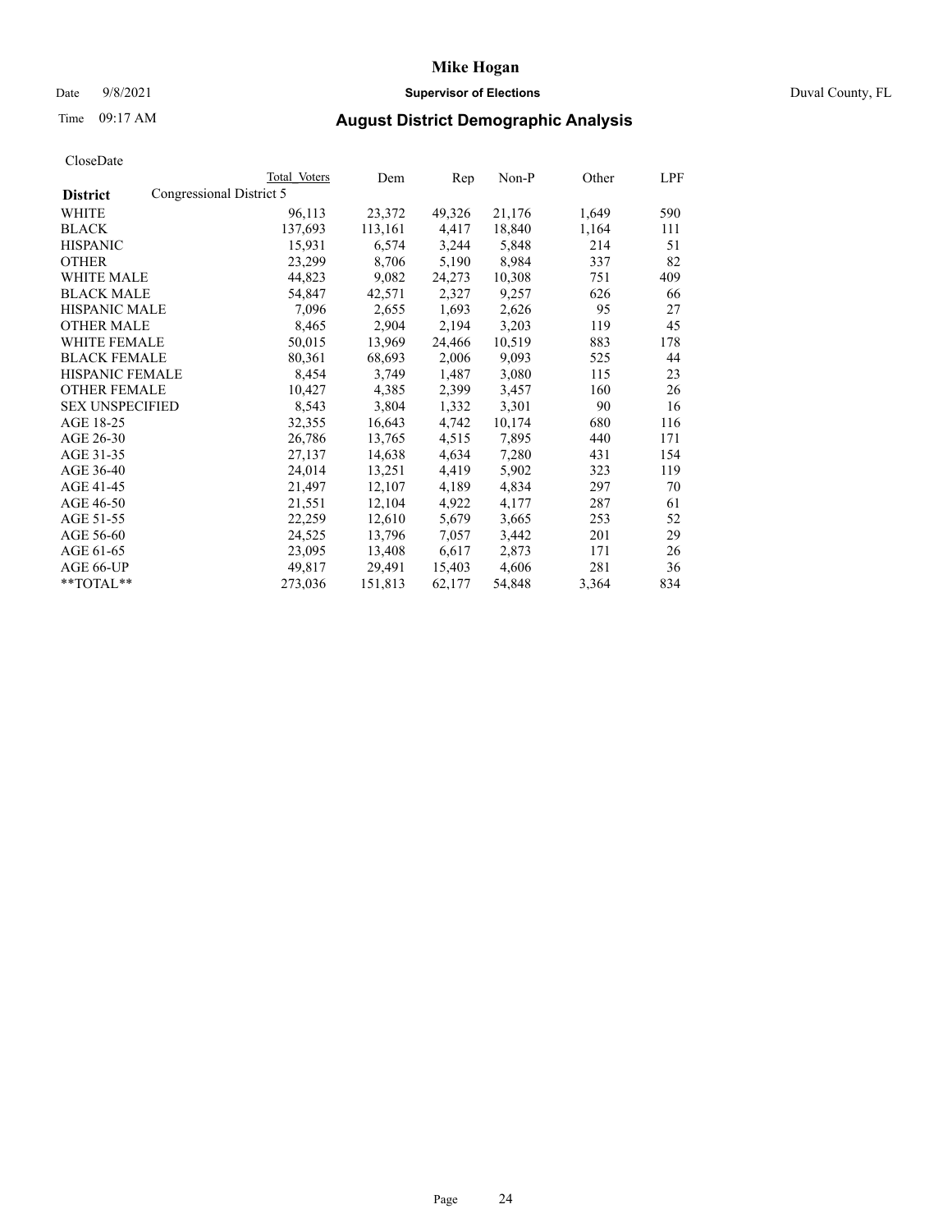# Mike Hogan

Date 9/8/2021 **Supervisor of Elections** Duval County, FL

Time 09:17 AM **August District Demographic Analysis**

CloseDate

| | Total Voters | Dem | Rep | Non-P | Other | LPF |
|---|---|---|---|---|---|---|
| **District** Congressional District 5 | | | | | | |
| WHITE | 96,113 | 23,372 | 49,326 | 21,176 | 1,649 | 590 |
| BLACK | 137,693 | 113,161 | 4,417 | 18,840 | 1,164 | 111 |
| HISPANIC | 15,931 | 6,574 | 3,244 | 5,848 | 214 | 51 |
| OTHER | 23,299 | 8,706 | 5,190 | 8,984 | 337 | 82 |
| WHITE MALE | 44,823 | 9,082 | 24,273 | 10,308 | 751 | 409 |
| BLACK MALE | 54,847 | 42,571 | 2,327 | 9,257 | 626 | 66 |
| HISPANIC MALE | 7,096 | 2,655 | 1,693 | 2,626 | 95 | 27 |
| OTHER MALE | 8,465 | 2,904 | 2,194 | 3,203 | 119 | 45 |
| WHITE FEMALE | 50,015 | 13,969 | 24,466 | 10,519 | 883 | 178 |
| BLACK FEMALE | 80,361 | 68,693 | 2,006 | 9,093 | 525 | 44 |
| HISPANIC FEMALE | 8,454 | 3,749 | 1,487 | 3,080 | 115 | 23 |
| OTHER FEMALE | 10,427 | 4,385 | 2,399 | 3,457 | 160 | 26 |
| SEX UNSPECIFIED | 8,543 | 3,804 | 1,332 | 3,301 | 90 | 16 |
| AGE 18-25 | 32,355 | 16,643 | 4,742 | 10,174 | 680 | 116 |
| AGE 26-30 | 26,786 | 13,765 | 4,515 | 7,895 | 440 | 171 |
| AGE 31-35 | 27,137 | 14,638 | 4,634 | 7,280 | 431 | 154 |
| AGE 36-40 | 24,014 | 13,251 | 4,419 | 5,902 | 323 | 119 |
| AGE 41-45 | 21,497 | 12,107 | 4,189 | 4,834 | 297 | 70 |
| AGE 46-50 | 21,551 | 12,104 | 4,922 | 4,177 | 287 | 61 |
| AGE 51-55 | 22,259 | 12,610 | 5,679 | 3,665 | 253 | 52 |
| AGE 56-60 | 24,525 | 13,796 | 7,057 | 3,442 | 201 | 29 |
| AGE 61-65 | 23,095 | 13,408 | 6,617 | 2,873 | 171 | 26 |
| AGE 66-UP | 49,817 | 29,491 | 15,403 | 4,606 | 281 | 36 |
| **TOTAL** | 273,036 | 151,813 | 62,177 | 54,848 | 3,364 | 834 |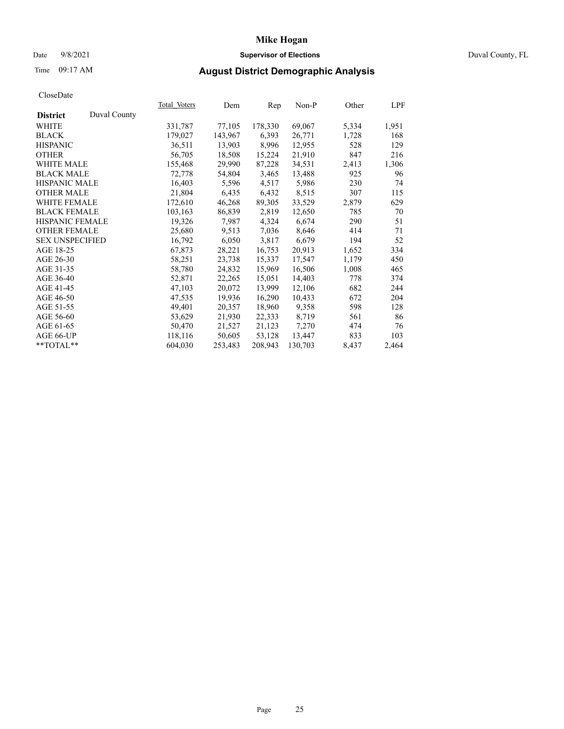# Mike Hogan

Date 9/8/2021 **Supervisor of Elections** Duval County, FL

Time 09:17 AM **August District Demographic Analysis**

CloseDate

| **District** Duval County | Total Voters | Dem | Rep | Non-P | Other | LPF |
|---|---|---|---|---|---|---|
| WHITE | 331,787 | 77,105 | 178,330 | 69,067 | 5,334 | 1,951 |
| BLACK | 179,027 | 143,967 | 6,393 | 26,771 | 1,728 | 168 |
| HISPANIC | 36,511 | 13,903 | 8,996 | 12,955 | 528 | 129 |
| OTHER | 56,705 | 18,508 | 15,224 | 21,910 | 847 | 216 |
| WHITE MALE | 155,468 | 29,990 | 87,228 | 34,531 | 2,413 | 1,306 |
| BLACK MALE | 72,778 | 54,804 | 3,465 | 13,488 | 925 | 96 |
| HISPANIC MALE | 16,403 | 5,596 | 4,517 | 5,986 | 230 | 74 |
| OTHER MALE | 21,804 | 6,435 | 6,432 | 8,515 | 307 | 115 |
| WHITE FEMALE | 172,610 | 46,268 | 89,305 | 33,529 | 2,879 | 629 |
| BLACK FEMALE | 103,163 | 86,839 | 2,819 | 12,650 | 785 | 70 |
| HISPANIC FEMALE | 19,326 | 7,987 | 4,324 | 6,674 | 290 | 51 |
| OTHER FEMALE | 25,680 | 9,513 | 7,036 | 8,646 | 414 | 71 |
| SEX UNSPECIFIED | 16,792 | 6,050 | 3,817 | 6,679 | 194 | 52 |
| AGE 18-25 | 67,873 | 28,221 | 16,753 | 20,913 | 1,652 | 334 |
| AGE 26-30 | 58,251 | 23,738 | 15,337 | 17,547 | 1,179 | 450 |
| AGE 31-35 | 58,780 | 24,832 | 15,969 | 16,506 | 1,008 | 465 |
| AGE 36-40 | 52,871 | 22,265 | 15,051 | 14,403 | 778 | 374 |
| AGE 41-45 | 47,103 | 20,072 | 13,999 | 12,106 | 682 | 244 |
| AGE 46-50 | 47,535 | 19,936 | 16,290 | 10,433 | 672 | 204 |
| AGE 51-55 | 49,401 | 20,357 | 18,960 | 9,358 | 598 | 128 |
| AGE 56-60 | 53,629 | 21,930 | 22,333 | 8,719 | 561 | 86 |
| AGE 61-65 | 50,470 | 21,527 | 21,123 | 7,270 | 474 | 76 |
| AGE 66-UP | 118,116 | 50,605 | 53,128 | 13,447 | 833 | 103 |
| **TOTAL** | 604,030 | 253,483 | 208,943 | 130,703 | 8,437 | 2,464 |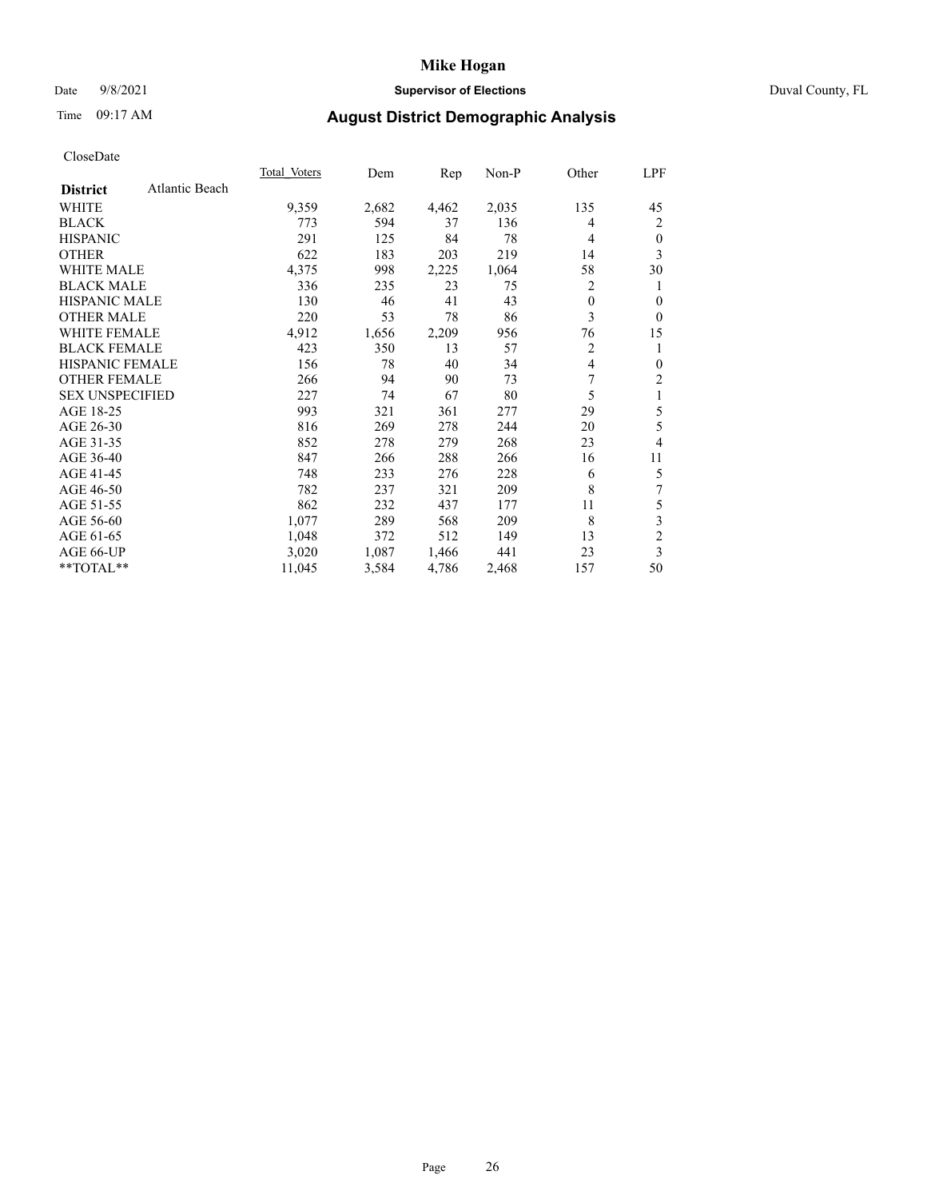# Mike Hogan

Date 9/8/2021 **Supervisor of Elections** Duval County, FL

Time 09:17 AM **August District Demographic Analysis**

CloseDate

| District | Atlantic Beach | Total Voters | Dem | Rep | Non-P | Other | LPF |
|---|---|---|---|---|---|---|---|
| WHITE | | 9,359 | 2,682 | 4,462 | 2,035 | 135 | 45 |
| BLACK | | 773 | 594 | 37 | 136 | 4 | 2 |
| HISPANIC | | 291 | 125 | 84 | 78 | 4 | 0 |
| OTHER | | 622 | 183 | 203 | 219 | 14 | 3 |
| WHITE MALE | | 4,375 | 998 | 2,225 | 1,064 | 58 | 30 |
| BLACK MALE | | 336 | 235 | 23 | 75 | 2 | 1 |
| HISPANIC MALE | | 130 | 46 | 41 | 43 | 0 | 0 |
| OTHER MALE | | 220 | 53 | 78 | 86 | 3 | 0 |
| WHITE FEMALE | | 4,912 | 1,656 | 2,209 | 956 | 76 | 15 |
| BLACK FEMALE | | 423 | 350 | 13 | 57 | 2 | 1 |
| HISPANIC FEMALE | | 156 | 78 | 40 | 34 | 4 | 0 |
| OTHER FEMALE | | 266 | 94 | 90 | 73 | 7 | 2 |
| SEX UNSPECIFIED | | 227 | 74 | 67 | 80 | 5 | 1 |
| AGE 18-25 | | 993 | 321 | 361 | 277 | 29 | 5 |
| AGE 26-30 | | 816 | 269 | 278 | 244 | 20 | 5 |
| AGE 31-35 | | 852 | 278 | 279 | 268 | 23 | 4 |
| AGE 36-40 | | 847 | 266 | 288 | 266 | 16 | 11 |
| AGE 41-45 | | 748 | 233 | 276 | 228 | 6 | 5 |
| AGE 46-50 | | 782 | 237 | 321 | 209 | 8 | 7 |
| AGE 51-55 | | 862 | 232 | 437 | 177 | 11 | 5 |
| AGE 56-60 | | 1,077 | 289 | 568 | 209 | 8 | 3 |
| AGE 61-65 | | 1,048 | 372 | 512 | 149 | 13 | 2 |
| AGE 66-UP | | 3,020 | 1,087 | 1,466 | 441 | 23 | 3 |
| **TOTAL** | | 11,045 | 3,584 | 4,786 | 2,468 | 157 | 50 |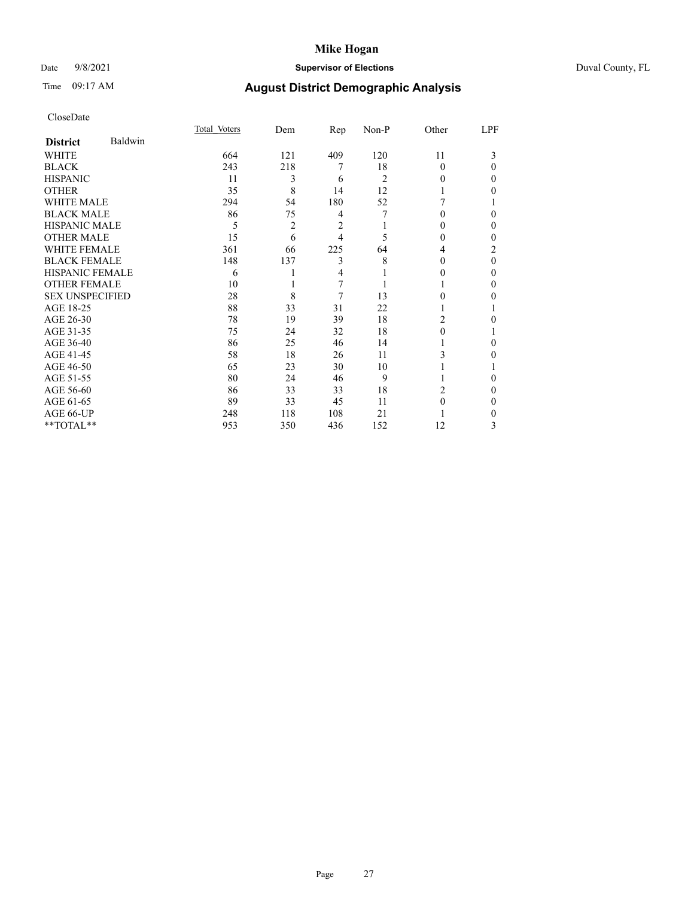# Mike Hogan

Date 9/8/2021 **Supervisor of Elections** Duval County, FL

Time 09:17 AM **August District Demographic Analysis**

CloseDate

| **District** Baldwin | Total Voters | Dem | Rep | Non-P | Other | LPF |
|---|---|---|---|---|---|---|
| WHITE | 664 | 121 | 409 | 120 | 11 | 3 |
| BLACK | 243 | 218 | 7 | 18 | 0 | 0 |
| HISPANIC | 11 | 3 | 6 | 2 | 0 | 0 |
| OTHER | 35 | 8 | 14 | 12 | 1 | 0 |
| WHITE MALE | 294 | 54 | 180 | 52 | 7 | 1 |
| BLACK MALE | 86 | 75 | 4 | 7 | 0 | 0 |
| HISPANIC MALE | 5 | 2 | 2 | 1 | 0 | 0 |
| OTHER MALE | 15 | 6 | 4 | 5 | 0 | 0 |
| WHITE FEMALE | 361 | 66 | 225 | 64 | 4 | 2 |
| BLACK FEMALE | 148 | 137 | 3 | 8 | 0 | 0 |
| HISPANIC FEMALE | 6 | 1 | 4 | 1 | 0 | 0 |
| OTHER FEMALE | 10 | 1 | 7 | 1 | 1 | 0 |
| SEX UNSPECIFIED | 28 | 8 | 7 | 13 | 0 | 0 |
| AGE 18-25 | 88 | 33 | 31 | 22 | 1 | 1 |
| AGE 26-30 | 78 | 19 | 39 | 18 | 2 | 0 |
| AGE 31-35 | 75 | 24 | 32 | 18 | 0 | 1 |
| AGE 36-40 | 86 | 25 | 46 | 14 | 1 | 0 |
| AGE 41-45 | 58 | 18 | 26 | 11 | 3 | 0 |
| AGE 46-50 | 65 | 23 | 30 | 10 | 1 | 1 |
| AGE 51-55 | 80 | 24 | 46 | 9 | 1 | 0 |
| AGE 56-60 | 86 | 33 | 33 | 18 | 2 | 0 |
| AGE 61-65 | 89 | 33 | 45 | 11 | 0 | 0 |
| AGE 66-UP | 248 | 118 | 108 | 21 | 1 | 0 |
| **TOTAL** | 953 | 350 | 436 | 152 | 12 | 3 |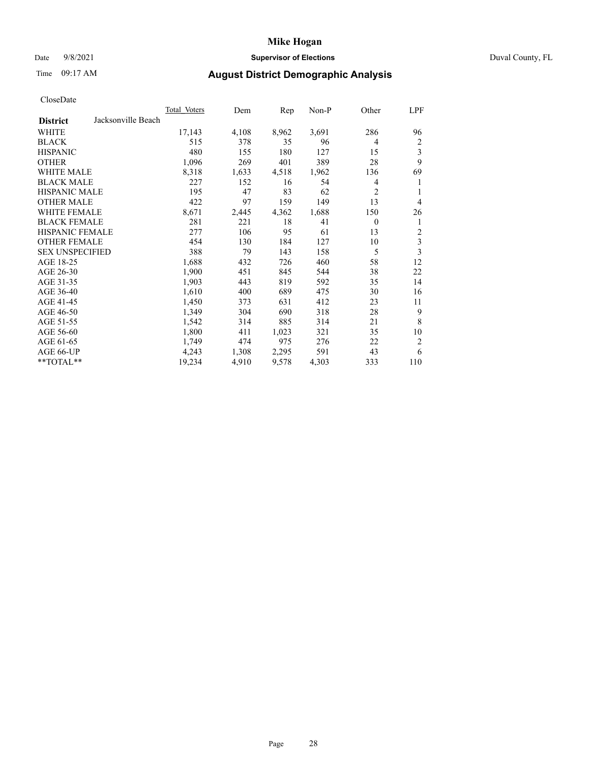# Mike Hogan

Date 9/8/2021 **Supervisor of Elections** Duval County, FL

Time 09:17 AM **August District Demographic Analysis**

CloseDate

| District | Jacksonville Beach | Total Voters | Dem | Rep | Non-P | Other | LPF |
|---|---|---|---|---|---|---|---|
| WHITE | | 17,143 | 4,108 | 8,962 | 3,691 | 286 | 96 |
| BLACK | | 515 | 378 | 35 | 96 | 4 | 2 |
| HISPANIC | | 480 | 155 | 180 | 127 | 15 | 3 |
| OTHER | | 1,096 | 269 | 401 | 389 | 28 | 9 |
| WHITE MALE | | 8,318 | 1,633 | 4,518 | 1,962 | 136 | 69 |
| BLACK MALE | | 227 | 152 | 16 | 54 | 4 | 1 |
| HISPANIC MALE | | 195 | 47 | 83 | 62 | 2 | 1 |
| OTHER MALE | | 422 | 97 | 159 | 149 | 13 | 4 |
| WHITE FEMALE | | 8,671 | 2,445 | 4,362 | 1,688 | 150 | 26 |
| BLACK FEMALE | | 281 | 221 | 18 | 41 | 0 | 1 |
| HISPANIC FEMALE | | 277 | 106 | 95 | 61 | 13 | 2 |
| OTHER FEMALE | | 454 | 130 | 184 | 127 | 10 | 3 |
| SEX UNSPECIFIED | | 388 | 79 | 143 | 158 | 5 | 3 |
| AGE 18-25 | | 1,688 | 432 | 726 | 460 | 58 | 12 |
| AGE 26-30 | | 1,900 | 451 | 845 | 544 | 38 | 22 |
| AGE 31-35 | | 1,903 | 443 | 819 | 592 | 35 | 14 |
| AGE 36-40 | | 1,610 | 400 | 689 | 475 | 30 | 16 |
| AGE 41-45 | | 1,450 | 373 | 631 | 412 | 23 | 11 |
| AGE 46-50 | | 1,349 | 304 | 690 | 318 | 28 | 9 |
| AGE 51-55 | | 1,542 | 314 | 885 | 314 | 21 | 8 |
| AGE 56-60 | | 1,800 | 411 | 1,023 | 321 | 35 | 10 |
| AGE 61-65 | | 1,749 | 474 | 975 | 276 | 22 | 2 |
| AGE 66-UP | | 4,243 | 1,308 | 2,295 | 591 | 43 | 6 |
| **TOTAL** | | 19,234 | 4,910 | 9,578 | 4,303 | 333 | 110 |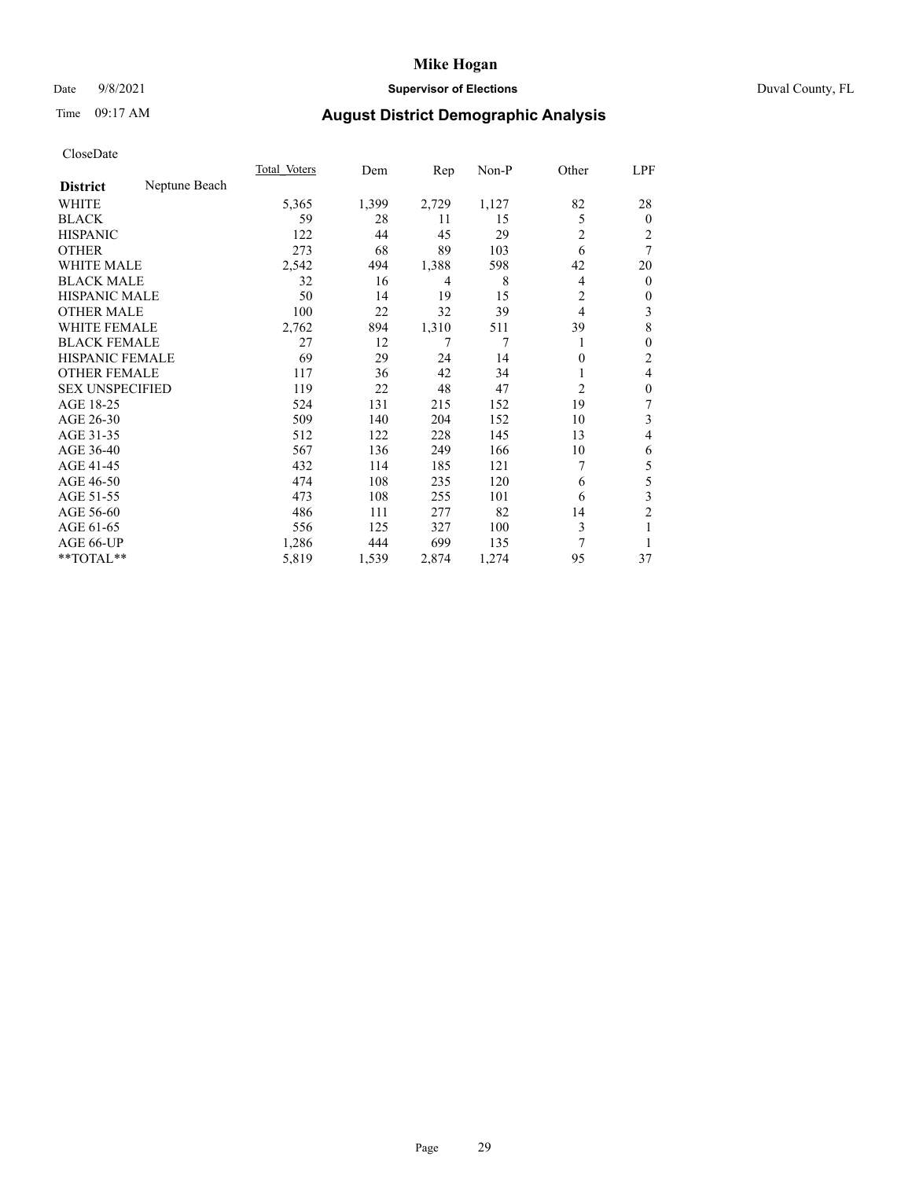# Mike Hogan

Date 9/8/2021 **Supervisor of Elections** Duval County, FL

Time 09:17 AM **August District Demographic Analysis**

CloseDate

| **District** Neptune Beach | Total Voters | Dem | Rep | Non-P | Other | LPF |
|---|---|---|---|---|---|---|
| WHITE | 5,365 | 1,399 | 2,729 | 1,127 | 82 | 28 |
| BLACK | 59 | 28 | 11 | 15 | 5 | 0 |
| HISPANIC | 122 | 44 | 45 | 29 | 2 | 2 |
| OTHER | 273 | 68 | 89 | 103 | 6 | 7 |
| WHITE MALE | 2,542 | 494 | 1,388 | 598 | 42 | 20 |
| BLACK MALE | 32 | 16 | 4 | 8 | 4 | 0 |
| HISPANIC MALE | 50 | 14 | 19 | 15 | 2 | 0 |
| OTHER MALE | 100 | 22 | 32 | 39 | 4 | 3 |
| WHITE FEMALE | 2,762 | 894 | 1,310 | 511 | 39 | 8 |
| BLACK FEMALE | 27 | 12 | 7 | 7 | 1 | 0 |
| HISPANIC FEMALE | 69 | 29 | 24 | 14 | 0 | 2 |
| OTHER FEMALE | 117 | 36 | 42 | 34 | 1 | 4 |
| SEX UNSPECIFIED | 119 | 22 | 48 | 47 | 2 | 0 |
| AGE 18-25 | 524 | 131 | 215 | 152 | 19 | 7 |
| AGE 26-30 | 509 | 140 | 204 | 152 | 10 | 3 |
| AGE 31-35 | 512 | 122 | 228 | 145 | 13 | 4 |
| AGE 36-40 | 567 | 136 | 249 | 166 | 10 | 6 |
| AGE 41-45 | 432 | 114 | 185 | 121 | 7 | 5 |
| AGE 46-50 | 474 | 108 | 235 | 120 | 6 | 5 |
| AGE 51-55 | 473 | 108 | 255 | 101 | 6 | 3 |
| AGE 56-60 | 486 | 111 | 277 | 82 | 14 | 2 |
| AGE 61-65 | 556 | 125 | 327 | 100 | 3 | 1 |
| AGE 66-UP | 1,286 | 444 | 699 | 135 | 7 | 1 |
| **TOTAL** | 5,819 | 1,539 | 2,874 | 1,274 | 95 | 37 |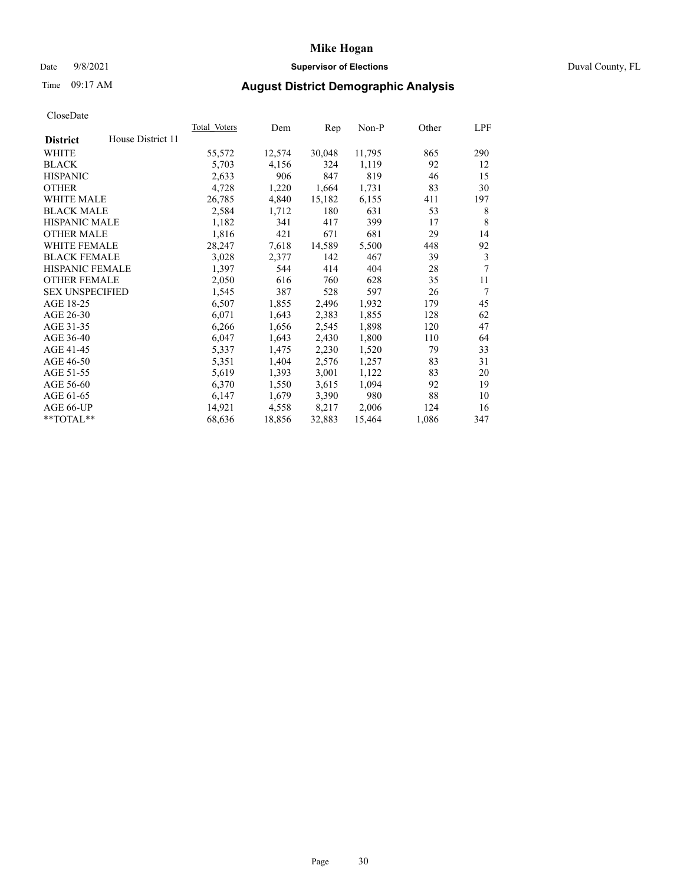# Mike Hogan

Date 9/8/2021 **Supervisor of Elections** Duval County, FL

Time 09:17 AM **August District Demographic Analysis**

CloseDate

| **District** House District 11 | Total Voters | Dem | Rep | Non-P | Other | LPF |
|---|---|---|---|---|---|---|
| WHITE | 55,572 | 12,574 | 30,048 | 11,795 | 865 | 290 |
| BLACK | 5,703 | 4,156 | 324 | 1,119 | 92 | 12 |
| HISPANIC | 2,633 | 906 | 847 | 819 | 46 | 15 |
| OTHER | 4,728 | 1,220 | 1,664 | 1,731 | 83 | 30 |
| WHITE MALE | 26,785 | 4,840 | 15,182 | 6,155 | 411 | 197 |
| BLACK MALE | 2,584 | 1,712 | 180 | 631 | 53 | 8 |
| HISPANIC MALE | 1,182 | 341 | 417 | 399 | 17 | 8 |
| OTHER MALE | 1,816 | 421 | 671 | 681 | 29 | 14 |
| WHITE FEMALE | 28,247 | 7,618 | 14,589 | 5,500 | 448 | 92 |
| BLACK FEMALE | 3,028 | 2,377 | 142 | 467 | 39 | 3 |
| HISPANIC FEMALE | 1,397 | 544 | 414 | 404 | 28 | 7 |
| OTHER FEMALE | 2,050 | 616 | 760 | 628 | 35 | 11 |
| SEX UNSPECIFIED | 1,545 | 387 | 528 | 597 | 26 | 7 |
| AGE 18-25 | 6,507 | 1,855 | 2,496 | 1,932 | 179 | 45 |
| AGE 26-30 | 6,071 | 1,643 | 2,383 | 1,855 | 128 | 62 |
| AGE 31-35 | 6,266 | 1,656 | 2,545 | 1,898 | 120 | 47 |
| AGE 36-40 | 6,047 | 1,643 | 2,430 | 1,800 | 110 | 64 |
| AGE 41-45 | 5,337 | 1,475 | 2,230 | 1,520 | 79 | 33 |
| AGE 46-50 | 5,351 | 1,404 | 2,576 | 1,257 | 83 | 31 |
| AGE 51-55 | 5,619 | 1,393 | 3,001 | 1,122 | 83 | 20 |
| AGE 56-60 | 6,370 | 1,550 | 3,615 | 1,094 | 92 | 19 |
| AGE 61-65 | 6,147 | 1,679 | 3,390 | 980 | 88 | 10 |
| AGE 66-UP | 14,921 | 4,558 | 8,217 | 2,006 | 124 | 16 |
| **TOTAL** | 68,636 | 18,856 | 32,883 | 15,464 | 1,086 | 347 |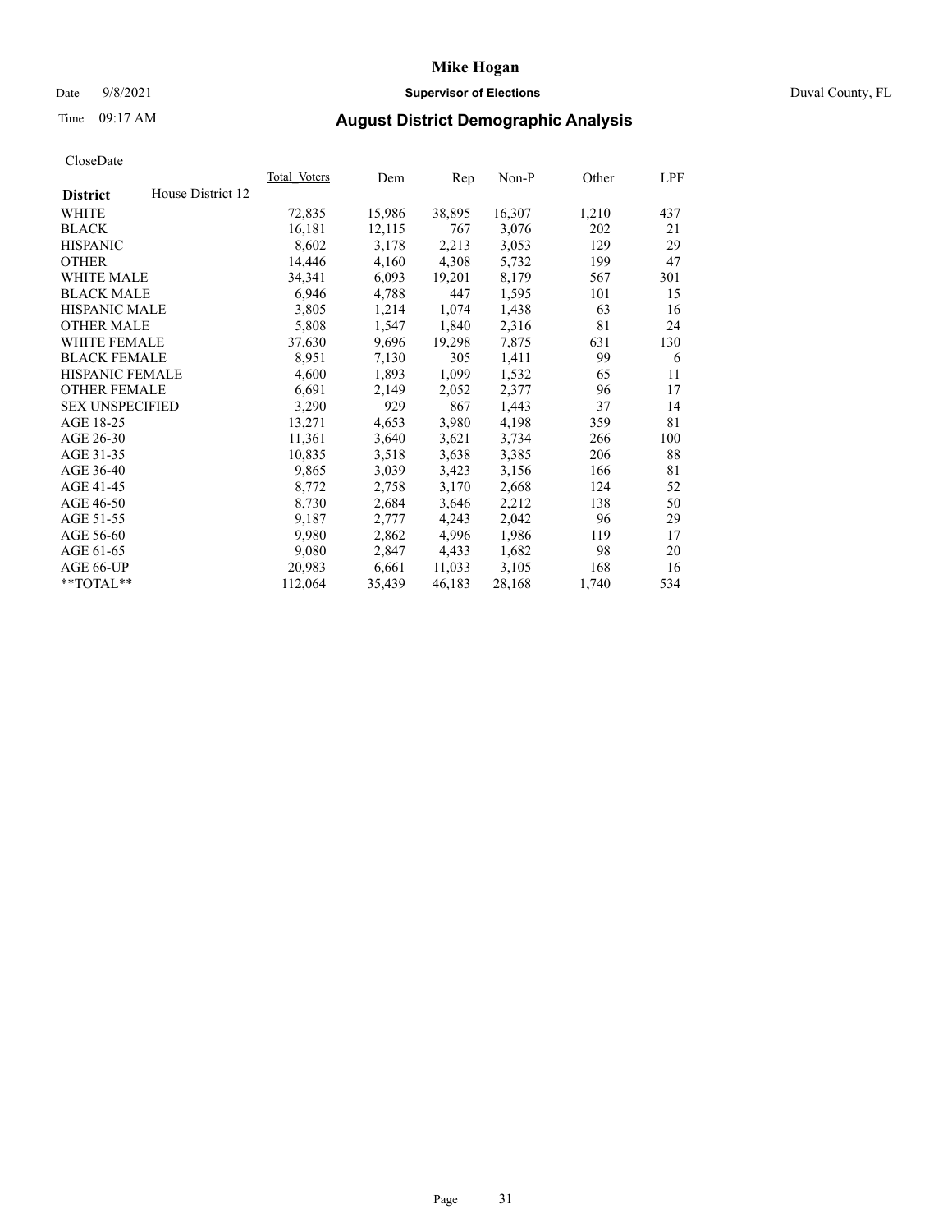# Mike Hogan

Date 9/8/2021 **Supervisor of Elections** Duval County, FL

Time 09:17 AM **August District Demographic Analysis**

CloseDate

| **District** House District 12 | Total Voters | Dem | Rep | Non-P | Other | LPF |
|---|---|---|---|---|---|---|
| WHITE | 72,835 | 15,986 | 38,895 | 16,307 | 1,210 | 437 |
| BLACK | 16,181 | 12,115 | 767 | 3,076 | 202 | 21 |
| HISPANIC | 8,602 | 3,178 | 2,213 | 3,053 | 129 | 29 |
| OTHER | 14,446 | 4,160 | 4,308 | 5,732 | 199 | 47 |
| WHITE MALE | 34,341 | 6,093 | 19,201 | 8,179 | 567 | 301 |
| BLACK MALE | 6,946 | 4,788 | 447 | 1,595 | 101 | 15 |
| HISPANIC MALE | 3,805 | 1,214 | 1,074 | 1,438 | 63 | 16 |
| OTHER MALE | 5,808 | 1,547 | 1,840 | 2,316 | 81 | 24 |
| WHITE FEMALE | 37,630 | 9,696 | 19,298 | 7,875 | 631 | 130 |
| BLACK FEMALE | 8,951 | 7,130 | 305 | 1,411 | 99 | 6 |
| HISPANIC FEMALE | 4,600 | 1,893 | 1,099 | 1,532 | 65 | 11 |
| OTHER FEMALE | 6,691 | 2,149 | 2,052 | 2,377 | 96 | 17 |
| SEX UNSPECIFIED | 3,290 | 929 | 867 | 1,443 | 37 | 14 |
| AGE 18-25 | 13,271 | 4,653 | 3,980 | 4,198 | 359 | 81 |
| AGE 26-30 | 11,361 | 3,640 | 3,621 | 3,734 | 266 | 100 |
| AGE 31-35 | 10,835 | 3,518 | 3,638 | 3,385 | 206 | 88 |
| AGE 36-40 | 9,865 | 3,039 | 3,423 | 3,156 | 166 | 81 |
| AGE 41-45 | 8,772 | 2,758 | 3,170 | 2,668 | 124 | 52 |
| AGE 46-50 | 8,730 | 2,684 | 3,646 | 2,212 | 138 | 50 |
| AGE 51-55 | 9,187 | 2,777 | 4,243 | 2,042 | 96 | 29 |
| AGE 56-60 | 9,980 | 2,862 | 4,996 | 1,986 | 119 | 17 |
| AGE 61-65 | 9,080 | 2,847 | 4,433 | 1,682 | 98 | 20 |
| AGE 66-UP | 20,983 | 6,661 | 11,033 | 3,105 | 168 | 16 |
| **TOTAL** | 112,064 | 35,439 | 46,183 | 28,168 | 1,740 | 534 |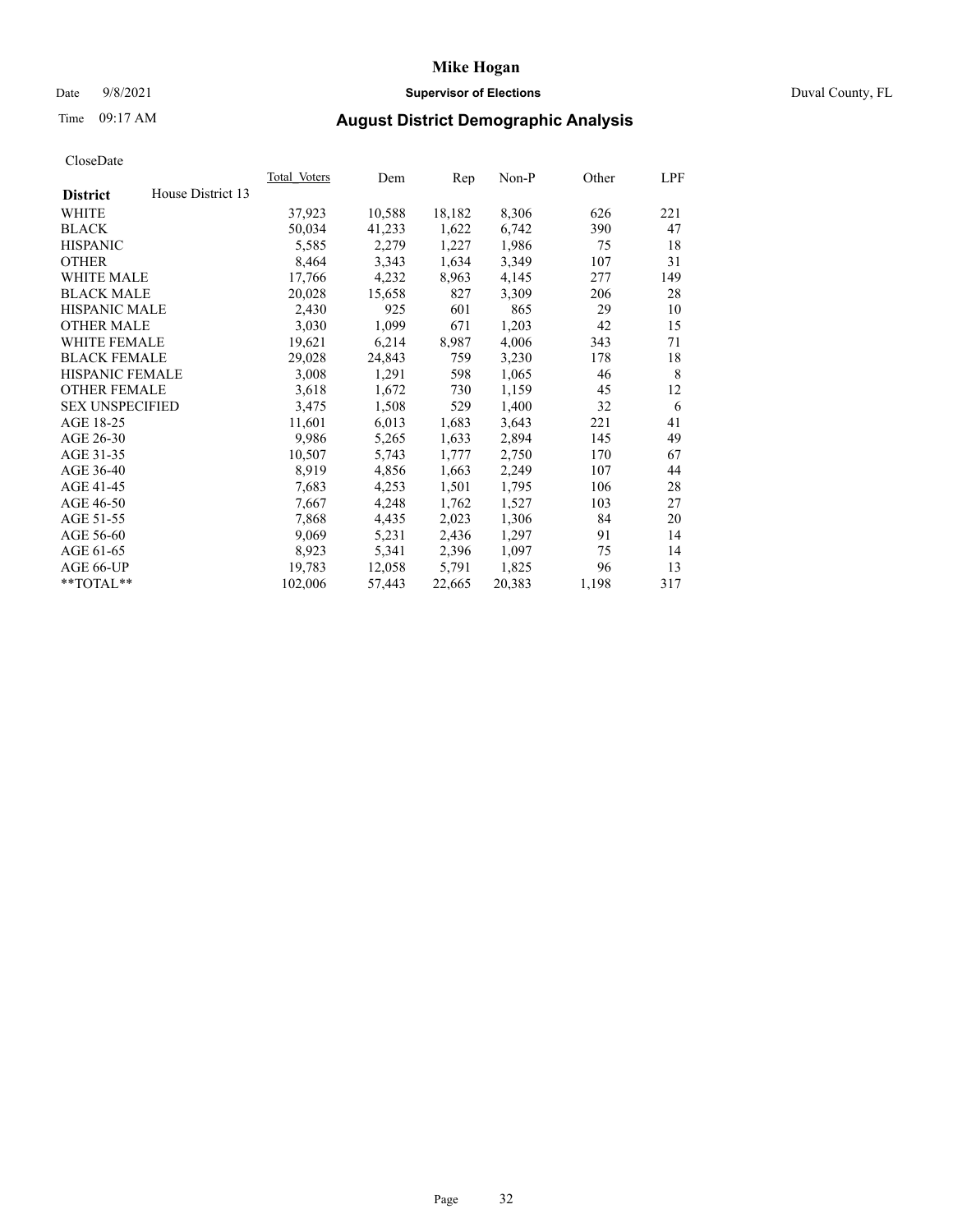# Mike Hogan

Date 9/8/2021 **Supervisor of Elections** Duval County, FL

Time 09:17 AM

## August District Demographic Analysis

CloseDate

| **District** House District 13 | Total Voters | Dem | Rep | Non-P | Other | LPF |
|---|---|---|---|---|---|---|
| WHITE | 37,923 | 10,588 | 18,182 | 8,306 | 626 | 221 |
| BLACK | 50,034 | 41,233 | 1,622 | 6,742 | 390 | 47 |
| HISPANIC | 5,585 | 2,279 | 1,227 | 1,986 | 75 | 18 |
| OTHER | 8,464 | 3,343 | 1,634 | 3,349 | 107 | 31 |
| WHITE MALE | 17,766 | 4,232 | 8,963 | 4,145 | 277 | 149 |
| BLACK MALE | 20,028 | 15,658 | 827 | 3,309 | 206 | 28 |
| HISPANIC MALE | 2,430 | 925 | 601 | 865 | 29 | 10 |
| OTHER MALE | 3,030 | 1,099 | 671 | 1,203 | 42 | 15 |
| WHITE FEMALE | 19,621 | 6,214 | 8,987 | 4,006 | 343 | 71 |
| BLACK FEMALE | 29,028 | 24,843 | 759 | 3,230 | 178 | 18 |
| HISPANIC FEMALE | 3,008 | 1,291 | 598 | 1,065 | 46 | 8 |
| OTHER FEMALE | 3,618 | 1,672 | 730 | 1,159 | 45 | 12 |
| SEX UNSPECIFIED | 3,475 | 1,508 | 529 | 1,400 | 32 | 6 |
| AGE 18-25 | 11,601 | 6,013 | 1,683 | 3,643 | 221 | 41 |
| AGE 26-30 | 9,986 | 5,265 | 1,633 | 2,894 | 145 | 49 |
| AGE 31-35 | 10,507 | 5,743 | 1,777 | 2,750 | 170 | 67 |
| AGE 36-40 | 8,919 | 4,856 | 1,663 | 2,249 | 107 | 44 |
| AGE 41-45 | 7,683 | 4,253 | 1,501 | 1,795 | 106 | 28 |
| AGE 46-50 | 7,667 | 4,248 | 1,762 | 1,527 | 103 | 27 |
| AGE 51-55 | 7,868 | 4,435 | 2,023 | 1,306 | 84 | 20 |
| AGE 56-60 | 9,069 | 5,231 | 2,436 | 1,297 | 91 | 14 |
| AGE 61-65 | 8,923 | 5,341 | 2,396 | 1,097 | 75 | 14 |
| AGE 66-UP | 19,783 | 12,058 | 5,791 | 1,825 | 96 | 13 |
| **TOTAL** | 102,006 | 57,443 | 22,665 | 20,383 | 1,198 | 317 |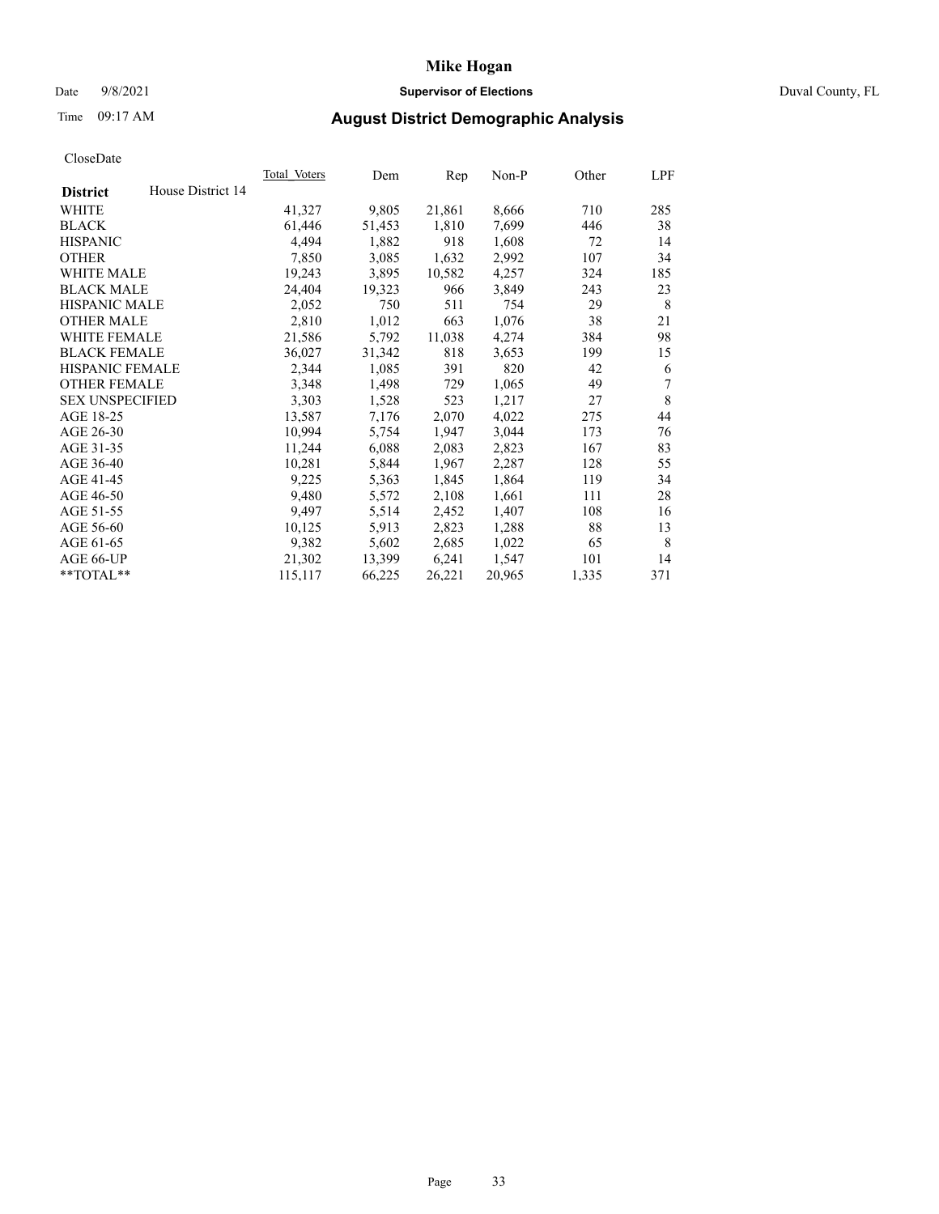# Mike Hogan

Date 9/8/2021 **Supervisor of Elections** Duval County, FL

Time 09:17 AM **August District Demographic Analysis**

CloseDate

| District | House District 14 | Total Voters | Dem | Rep | Non-P | Other | LPF |
|---|---|---|---|---|---|---|---|
| WHITE | | 41,327 | 9,805 | 21,861 | 8,666 | 710 | 285 |
| BLACK | | 61,446 | 51,453 | 1,810 | 7,699 | 446 | 38 |
| HISPANIC | | 4,494 | 1,882 | 918 | 1,608 | 72 | 14 |
| OTHER | | 7,850 | 3,085 | 1,632 | 2,992 | 107 | 34 |
| WHITE MALE | | 19,243 | 3,895 | 10,582 | 4,257 | 324 | 185 |
| BLACK MALE | | 24,404 | 19,323 | 966 | 3,849 | 243 | 23 |
| HISPANIC MALE | | 2,052 | 750 | 511 | 754 | 29 | 8 |
| OTHER MALE | | 2,810 | 1,012 | 663 | 1,076 | 38 | 21 |
| WHITE FEMALE | | 21,586 | 5,792 | 11,038 | 4,274 | 384 | 98 |
| BLACK FEMALE | | 36,027 | 31,342 | 818 | 3,653 | 199 | 15 |
| HISPANIC FEMALE | | 2,344 | 1,085 | 391 | 820 | 42 | 6 |
| OTHER FEMALE | | 3,348 | 1,498 | 729 | 1,065 | 49 | 7 |
| SEX UNSPECIFIED | | 3,303 | 1,528 | 523 | 1,217 | 27 | 8 |
| AGE 18-25 | | 13,587 | 7,176 | 2,070 | 4,022 | 275 | 44 |
| AGE 26-30 | | 10,994 | 5,754 | 1,947 | 3,044 | 173 | 76 |
| AGE 31-35 | | 11,244 | 6,088 | 2,083 | 2,823 | 167 | 83 |
| AGE 36-40 | | 10,281 | 5,844 | 1,967 | 2,287 | 128 | 55 |
| AGE 41-45 | | 9,225 | 5,363 | 1,845 | 1,864 | 119 | 34 |
| AGE 46-50 | | 9,480 | 5,572 | 2,108 | 1,661 | 111 | 28 |
| AGE 51-55 | | 9,497 | 5,514 | 2,452 | 1,407 | 108 | 16 |
| AGE 56-60 | | 10,125 | 5,913 | 2,823 | 1,288 | 88 | 13 |
| AGE 61-65 | | 9,382 | 5,602 | 2,685 | 1,022 | 65 | 8 |
| AGE 66-UP | | 21,302 | 13,399 | 6,241 | 1,547 | 101 | 14 |
| **TOTAL** | | 115,117 | 66,225 | 26,221 | 20,965 | 1,335 | 371 |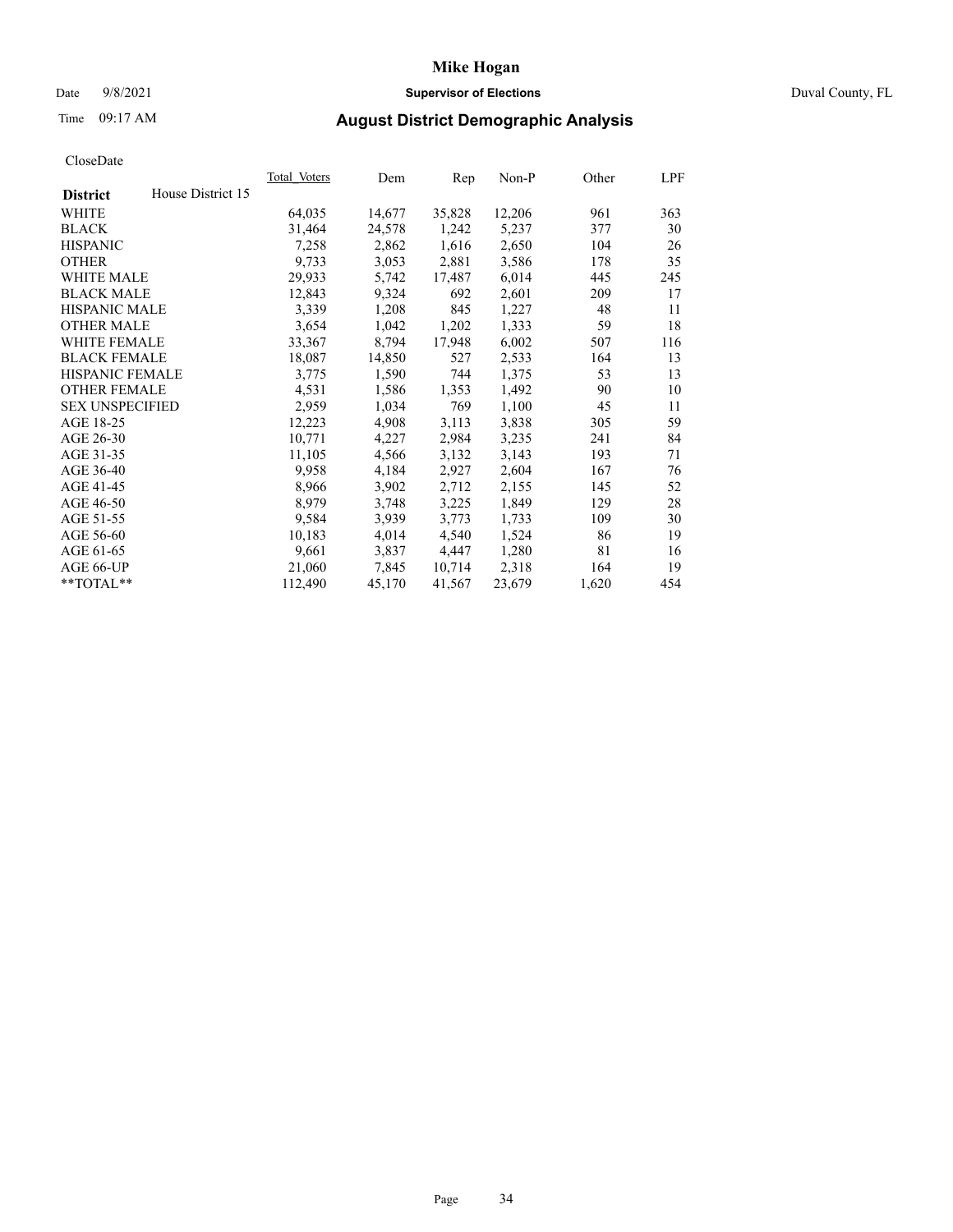# Mike Hogan

Date 9/8/2021 **Supervisor of Elections** Duval County, FL

Time 09:17 AM **August District Demographic Analysis**

CloseDate

| **District** House District 15 | Total_Voters | Dem | Rep | Non-P | Other | LPF |
|---|---|---|---|---|---|---|
| WHITE | 64,035 | 14,677 | 35,828 | 12,206 | 961 | 363 |
| BLACK | 31,464 | 24,578 | 1,242 | 5,237 | 377 | 30 |
| HISPANIC | 7,258 | 2,862 | 1,616 | 2,650 | 104 | 26 |
| OTHER | 9,733 | 3,053 | 2,881 | 3,586 | 178 | 35 |
| WHITE MALE | 29,933 | 5,742 | 17,487 | 6,014 | 445 | 245 |
| BLACK MALE | 12,843 | 9,324 | 692 | 2,601 | 209 | 17 |
| HISPANIC MALE | 3,339 | 1,208 | 845 | 1,227 | 48 | 11 |
| OTHER MALE | 3,654 | 1,042 | 1,202 | 1,333 | 59 | 18 |
| WHITE FEMALE | 33,367 | 8,794 | 17,948 | 6,002 | 507 | 116 |
| BLACK FEMALE | 18,087 | 14,850 | 527 | 2,533 | 164 | 13 |
| HISPANIC FEMALE | 3,775 | 1,590 | 744 | 1,375 | 53 | 13 |
| OTHER FEMALE | 4,531 | 1,586 | 1,353 | 1,492 | 90 | 10 |
| SEX UNSPECIFIED | 2,959 | 1,034 | 769 | 1,100 | 45 | 11 |
| AGE 18-25 | 12,223 | 4,908 | 3,113 | 3,838 | 305 | 59 |
| AGE 26-30 | 10,771 | 4,227 | 2,984 | 3,235 | 241 | 84 |
| AGE 31-35 | 11,105 | 4,566 | 3,132 | 3,143 | 193 | 71 |
| AGE 36-40 | 9,958 | 4,184 | 2,927 | 2,604 | 167 | 76 |
| AGE 41-45 | 8,966 | 3,902 | 2,712 | 2,155 | 145 | 52 |
| AGE 46-50 | 8,979 | 3,748 | 3,225 | 1,849 | 129 | 28 |
| AGE 51-55 | 9,584 | 3,939 | 3,773 | 1,733 | 109 | 30 |
| AGE 56-60 | 10,183 | 4,014 | 4,540 | 1,524 | 86 | 19 |
| AGE 61-65 | 9,661 | 3,837 | 4,447 | 1,280 | 81 | 16 |
| AGE 66-UP | 21,060 | 7,845 | 10,714 | 2,318 | 164 | 19 |
| **TOTAL** | 112,490 | 45,170 | 41,567 | 23,679 | 1,620 | 454 |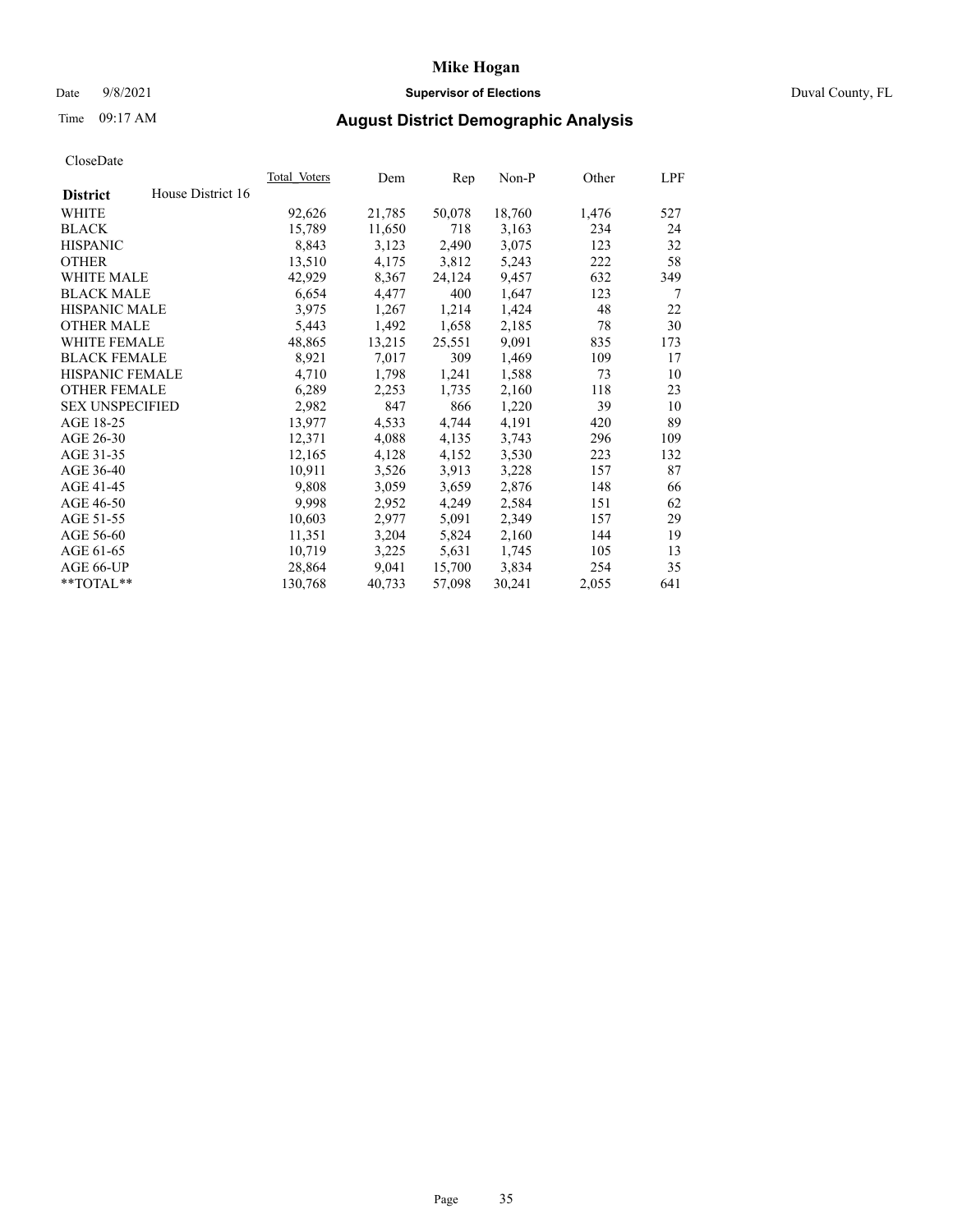# Mike Hogan

Date 9/8/2021 **Supervisor of Elections** Duval County, FL

Time 09:17 AM

## August District Demographic Analysis

CloseDate

| **District** House District 16 | Total Voters | Dem | Rep | Non-P | Other | LPF |
|---|---|---|---|---|---|---|
| WHITE | 92,626 | 21,785 | 50,078 | 18,760 | 1,476 | 527 |
| BLACK | 15,789 | 11,650 | 718 | 3,163 | 234 | 24 |
| HISPANIC | 8,843 | 3,123 | 2,490 | 3,075 | 123 | 32 |
| OTHER | 13,510 | 4,175 | 3,812 | 5,243 | 222 | 58 |
| WHITE MALE | 42,929 | 8,367 | 24,124 | 9,457 | 632 | 349 |
| BLACK MALE | 6,654 | 4,477 | 400 | 1,647 | 123 | 7 |
| HISPANIC MALE | 3,975 | 1,267 | 1,214 | 1,424 | 48 | 22 |
| OTHER MALE | 5,443 | 1,492 | 1,658 | 2,185 | 78 | 30 |
| WHITE FEMALE | 48,865 | 13,215 | 25,551 | 9,091 | 835 | 173 |
| BLACK FEMALE | 8,921 | 7,017 | 309 | 1,469 | 109 | 17 |
| HISPANIC FEMALE | 4,710 | 1,798 | 1,241 | 1,588 | 73 | 10 |
| OTHER FEMALE | 6,289 | 2,253 | 1,735 | 2,160 | 118 | 23 |
| SEX UNSPECIFIED | 2,982 | 847 | 866 | 1,220 | 39 | 10 |
| AGE 18-25 | 13,977 | 4,533 | 4,744 | 4,191 | 420 | 89 |
| AGE 26-30 | 12,371 | 4,088 | 4,135 | 3,743 | 296 | 109 |
| AGE 31-35 | 12,165 | 4,128 | 4,152 | 3,530 | 223 | 132 |
| AGE 36-40 | 10,911 | 3,526 | 3,913 | 3,228 | 157 | 87 |
| AGE 41-45 | 9,808 | 3,059 | 3,659 | 2,876 | 148 | 66 |
| AGE 46-50 | 9,998 | 2,952 | 4,249 | 2,584 | 151 | 62 |
| AGE 51-55 | 10,603 | 2,977 | 5,091 | 2,349 | 157 | 29 |
| AGE 56-60 | 11,351 | 3,204 | 5,824 | 2,160 | 144 | 19 |
| AGE 61-65 | 10,719 | 3,225 | 5,631 | 1,745 | 105 | 13 |
| AGE 66-UP | 28,864 | 9,041 | 15,700 | 3,834 | 254 | 35 |
| **TOTAL** | 130,768 | 40,733 | 57,098 | 30,241 | 2,055 | 641 |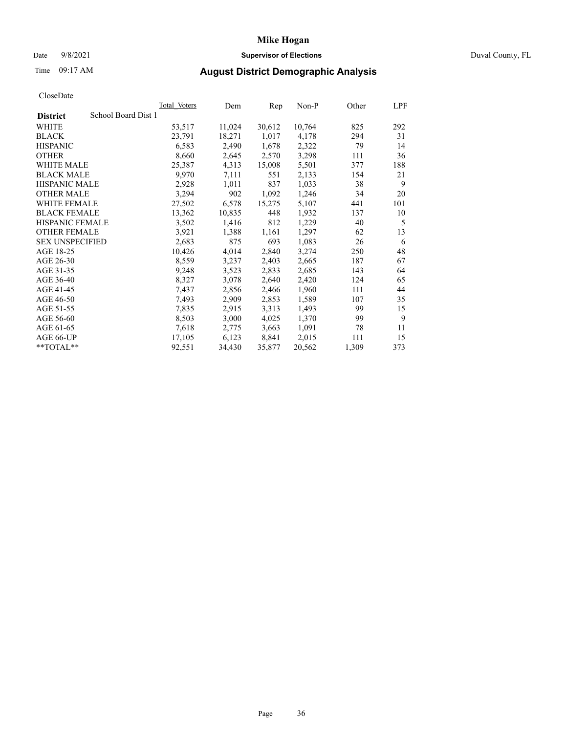# Mike Hogan

Date 9/8/2021 **Supervisor of Elections** Duval County, FL

Time 09:17 AM **August District Demographic Analysis**

CloseDate

| District | Total Voters | Dem | Rep | Non-P | Other | LPF |
|---|---|---|---|---|---|---|
| School Board Dist 1 | | | | | | |
| WHITE | 53,517 | 11,024 | 30,612 | 10,764 | 825 | 292 |
| BLACK | 23,791 | 18,271 | 1,017 | 4,178 | 294 | 31 |
| HISPANIC | 6,583 | 2,490 | 1,678 | 2,322 | 79 | 14 |
| OTHER | 8,660 | 2,645 | 2,570 | 3,298 | 111 | 36 |
| WHITE MALE | 25,387 | 4,313 | 15,008 | 5,501 | 377 | 188 |
| BLACK MALE | 9,970 | 7,111 | 551 | 2,133 | 154 | 21 |
| HISPANIC MALE | 2,928 | 1,011 | 837 | 1,033 | 38 | 9 |
| OTHER MALE | 3,294 | 902 | 1,092 | 1,246 | 34 | 20 |
| WHITE FEMALE | 27,502 | 6,578 | 15,275 | 5,107 | 441 | 101 |
| BLACK FEMALE | 13,362 | 10,835 | 448 | 1,932 | 137 | 10 |
| HISPANIC FEMALE | 3,502 | 1,416 | 812 | 1,229 | 40 | 5 |
| OTHER FEMALE | 3,921 | 1,388 | 1,161 | 1,297 | 62 | 13 |
| SEX UNSPECIFIED | 2,683 | 875 | 693 | 1,083 | 26 | 6 |
| AGE 18-25 | 10,426 | 4,014 | 2,840 | 3,274 | 250 | 48 |
| AGE 26-30 | 8,559 | 3,237 | 2,403 | 2,665 | 187 | 67 |
| AGE 31-35 | 9,248 | 3,523 | 2,833 | 2,685 | 143 | 64 |
| AGE 36-40 | 8,327 | 3,078 | 2,640 | 2,420 | 124 | 65 |
| AGE 41-45 | 7,437 | 2,856 | 2,466 | 1,960 | 111 | 44 |
| AGE 46-50 | 7,493 | 2,909 | 2,853 | 1,589 | 107 | 35 |
| AGE 51-55 | 7,835 | 2,915 | 3,313 | 1,493 | 99 | 15 |
| AGE 56-60 | 8,503 | 3,000 | 4,025 | 1,370 | 99 | 9 |
| AGE 61-65 | 7,618 | 2,775 | 3,663 | 1,091 | 78 | 11 |
| AGE 66-UP | 17,105 | 6,123 | 8,841 | 2,015 | 111 | 15 |
| **TOTAL** | 92,551 | 34,430 | 35,877 | 20,562 | 1,309 | 373 |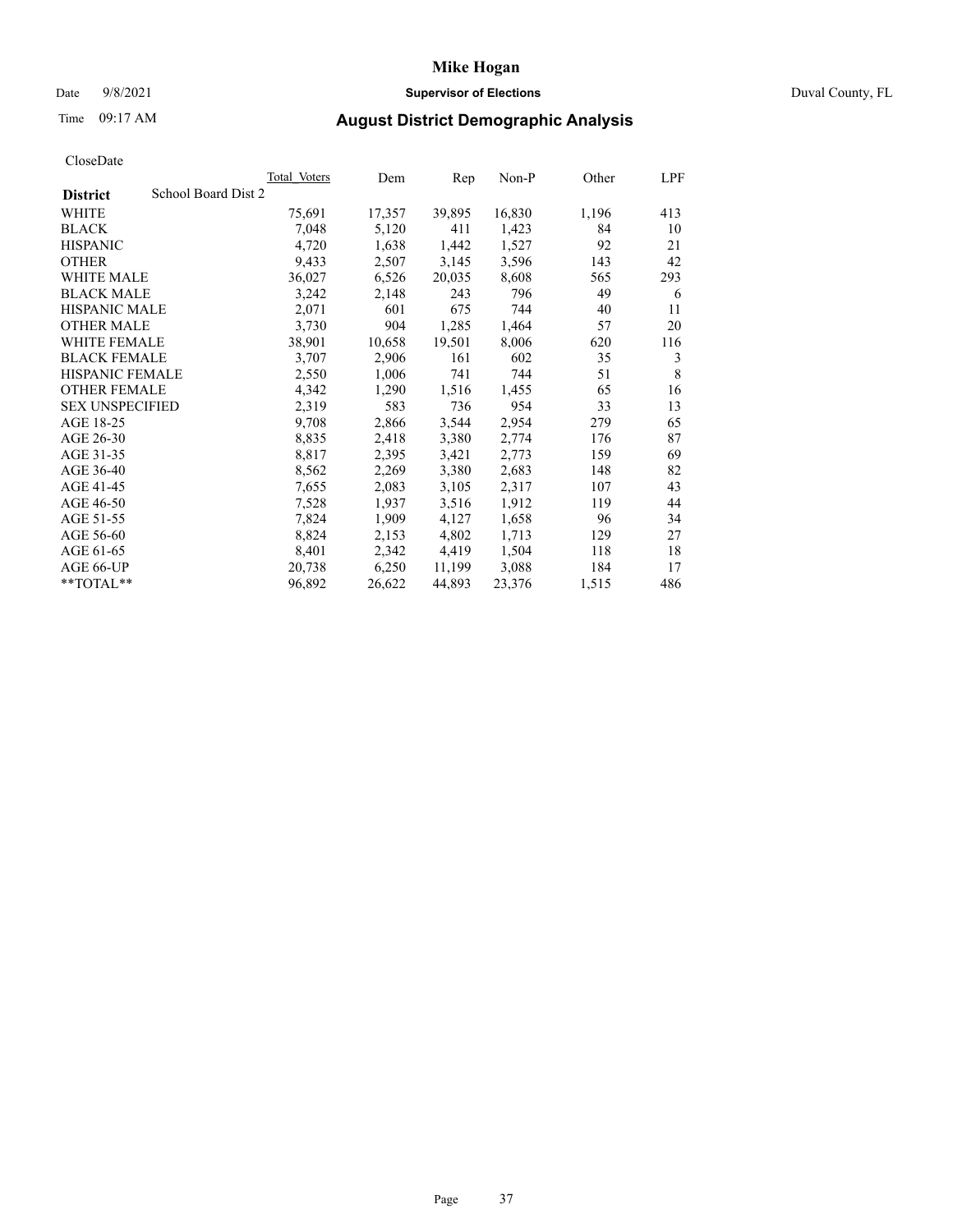# Mike Hogan

Date 9/8/2021 **Supervisor of Elections** Duval County, FL

Time 09:17 AM **August District Demographic Analysis**

CloseDate

| **District** School Board Dist 2 | Total Voters | Dem | Rep | Non-P | Other | LPF |
|---|---|---|---|---|---|---|
| WHITE | 75,691 | 17,357 | 39,895 | 16,830 | 1,196 | 413 |
| BLACK | 7,048 | 5,120 | 411 | 1,423 | 84 | 10 |
| HISPANIC | 4,720 | 1,638 | 1,442 | 1,527 | 92 | 21 |
| OTHER | 9,433 | 2,507 | 3,145 | 3,596 | 143 | 42 |
| WHITE MALE | 36,027 | 6,526 | 20,035 | 8,608 | 565 | 293 |
| BLACK MALE | 3,242 | 2,148 | 243 | 796 | 49 | 6 |
| HISPANIC MALE | 2,071 | 601 | 675 | 744 | 40 | 11 |
| OTHER MALE | 3,730 | 904 | 1,285 | 1,464 | 57 | 20 |
| WHITE FEMALE | 38,901 | 10,658 | 19,501 | 8,006 | 620 | 116 |
| BLACK FEMALE | 3,707 | 2,906 | 161 | 602 | 35 | 3 |
| HISPANIC FEMALE | 2,550 | 1,006 | 741 | 744 | 51 | 8 |
| OTHER FEMALE | 4,342 | 1,290 | 1,516 | 1,455 | 65 | 16 |
| SEX UNSPECIFIED | 2,319 | 583 | 736 | 954 | 33 | 13 |
| AGE 18-25 | 9,708 | 2,866 | 3,544 | 2,954 | 279 | 65 |
| AGE 26-30 | 8,835 | 2,418 | 3,380 | 2,774 | 176 | 87 |
| AGE 31-35 | 8,817 | 2,395 | 3,421 | 2,773 | 159 | 69 |
| AGE 36-40 | 8,562 | 2,269 | 3,380 | 2,683 | 148 | 82 |
| AGE 41-45 | 7,655 | 2,083 | 3,105 | 2,317 | 107 | 43 |
| AGE 46-50 | 7,528 | 1,937 | 3,516 | 1,912 | 119 | 44 |
| AGE 51-55 | 7,824 | 1,909 | 4,127 | 1,658 | 96 | 34 |
| AGE 56-60 | 8,824 | 2,153 | 4,802 | 1,713 | 129 | 27 |
| AGE 61-65 | 8,401 | 2,342 | 4,419 | 1,504 | 118 | 18 |
| AGE 66-UP | 20,738 | 6,250 | 11,199 | 3,088 | 184 | 17 |
| **TOTAL** | 96,892 | 26,622 | 44,893 | 23,376 | 1,515 | 486 |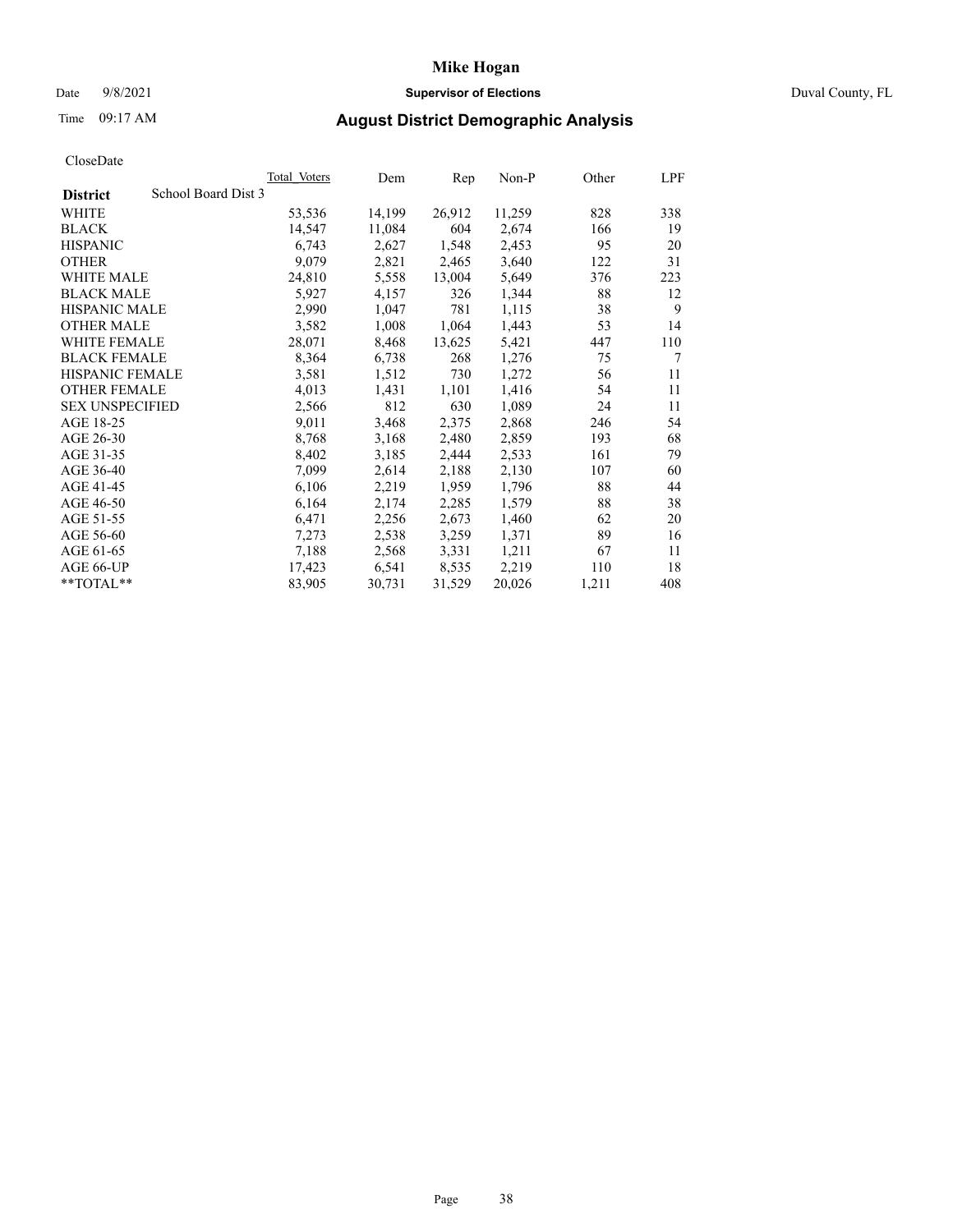# Mike Hogan

Date 9/8/2021 **Supervisor of Elections** Duval County, FL

Time 09:17 AM

## August District Demographic Analysis

CloseDate

| District | School Board Dist 3 | Total Voters | Dem | Rep | Non-P | Other | LPF |
|---|---|---|---|---|---|---|---|
| WHITE | | 53,536 | 14,199 | 26,912 | 11,259 | 828 | 338 |
| BLACK | | 14,547 | 11,084 | 604 | 2,674 | 166 | 19 |
| HISPANIC | | 6,743 | 2,627 | 1,548 | 2,453 | 95 | 20 |
| OTHER | | 9,079 | 2,821 | 2,465 | 3,640 | 122 | 31 |
| WHITE MALE | | 24,810 | 5,558 | 13,004 | 5,649 | 376 | 223 |
| BLACK MALE | | 5,927 | 4,157 | 326 | 1,344 | 88 | 12 |
| HISPANIC MALE | | 2,990 | 1,047 | 781 | 1,115 | 38 | 9 |
| OTHER MALE | | 3,582 | 1,008 | 1,064 | 1,443 | 53 | 14 |
| WHITE FEMALE | | 28,071 | 8,468 | 13,625 | 5,421 | 447 | 110 |
| BLACK FEMALE | | 8,364 | 6,738 | 268 | 1,276 | 75 | 7 |
| HISPANIC FEMALE | | 3,581 | 1,512 | 730 | 1,272 | 56 | 11 |
| OTHER FEMALE | | 4,013 | 1,431 | 1,101 | 1,416 | 54 | 11 |
| SEX UNSPECIFIED | | 2,566 | 812 | 630 | 1,089 | 24 | 11 |
| AGE 18-25 | | 9,011 | 3,468 | 2,375 | 2,868 | 246 | 54 |
| AGE 26-30 | | 8,768 | 3,168 | 2,480 | 2,859 | 193 | 68 |
| AGE 31-35 | | 8,402 | 3,185 | 2,444 | 2,533 | 161 | 79 |
| AGE 36-40 | | 7,099 | 2,614 | 2,188 | 2,130 | 107 | 60 |
| AGE 41-45 | | 6,106 | 2,219 | 1,959 | 1,796 | 88 | 44 |
| AGE 46-50 | | 6,164 | 2,174 | 2,285 | 1,579 | 88 | 38 |
| AGE 51-55 | | 6,471 | 2,256 | 2,673 | 1,460 | 62 | 20 |
| AGE 56-60 | | 7,273 | 2,538 | 3,259 | 1,371 | 89 | 16 |
| AGE 61-65 | | 7,188 | 2,568 | 3,331 | 1,211 | 67 | 11 |
| AGE 66-UP | | 17,423 | 6,541 | 8,535 | 2,219 | 110 | 18 |
| **TOTAL** | | 83,905 | 30,731 | 31,529 | 20,026 | 1,211 | 408 |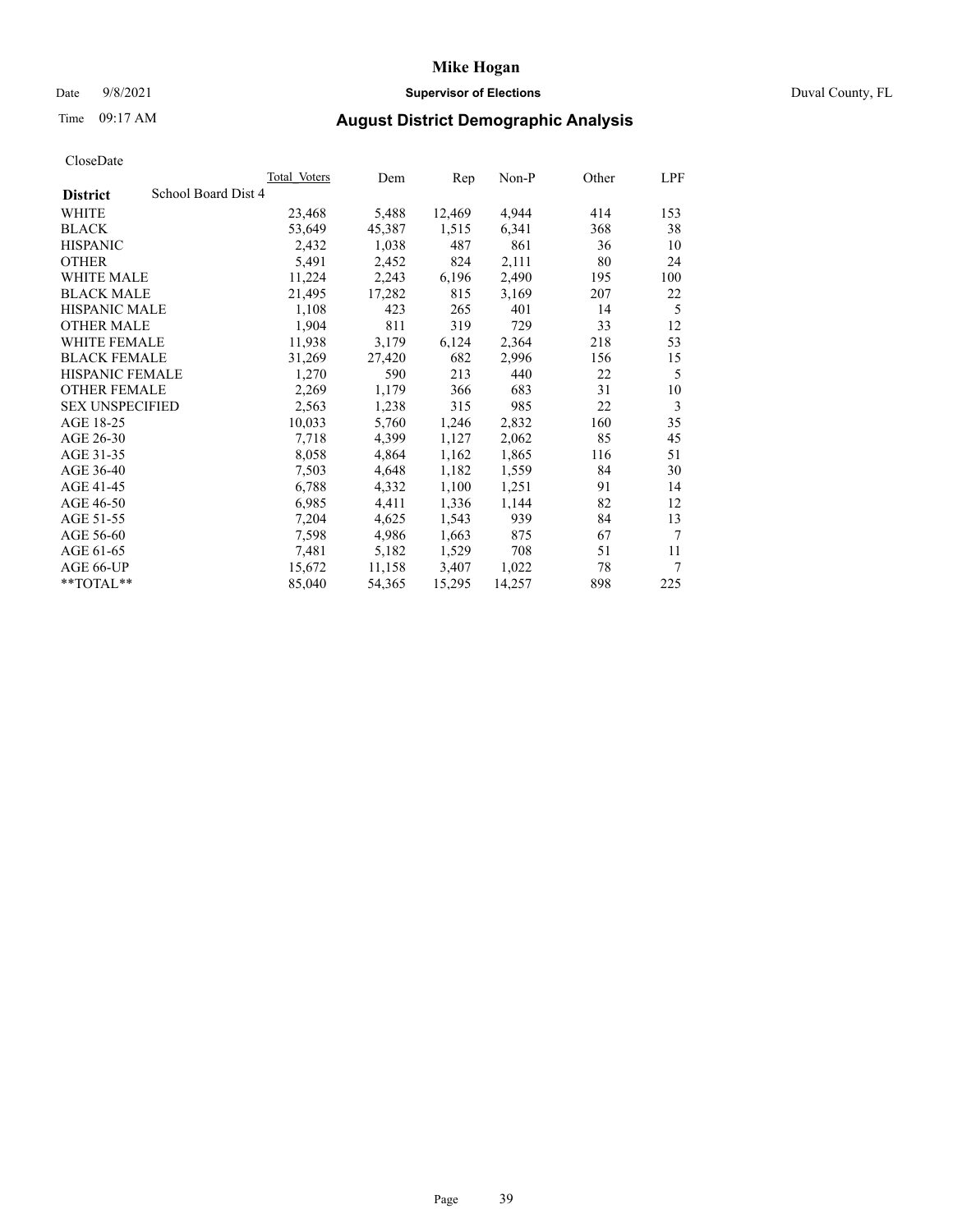# Mike Hogan

Date 9/8/2021 **Supervisor of Elections** Duval County, FL

Time 09:17 AM

## August District Demographic Analysis

CloseDate

| **District** School Board Dist 4 | Total Voters | Dem | Rep | Non-P | Other | LPF |
|---|---|---|---|---|---|---|
| WHITE | 23,468 | 5,488 | 12,469 | 4,944 | 414 | 153 |
| BLACK | 53,649 | 45,387 | 1,515 | 6,341 | 368 | 38 |
| HISPANIC | 2,432 | 1,038 | 487 | 861 | 36 | 10 |
| OTHER | 5,491 | 2,452 | 824 | 2,111 | 80 | 24 |
| WHITE MALE | 11,224 | 2,243 | 6,196 | 2,490 | 195 | 100 |
| BLACK MALE | 21,495 | 17,282 | 815 | 3,169 | 207 | 22 |
| HISPANIC MALE | 1,108 | 423 | 265 | 401 | 14 | 5 |
| OTHER MALE | 1,904 | 811 | 319 | 729 | 33 | 12 |
| WHITE FEMALE | 11,938 | 3,179 | 6,124 | 2,364 | 218 | 53 |
| BLACK FEMALE | 31,269 | 27,420 | 682 | 2,996 | 156 | 15 |
| HISPANIC FEMALE | 1,270 | 590 | 213 | 440 | 22 | 5 |
| OTHER FEMALE | 2,269 | 1,179 | 366 | 683 | 31 | 10 |
| SEX UNSPECIFIED | 2,563 | 1,238 | 315 | 985 | 22 | 3 |
| AGE 18-25 | 10,033 | 5,760 | 1,246 | 2,832 | 160 | 35 |
| AGE 26-30 | 7,718 | 4,399 | 1,127 | 2,062 | 85 | 45 |
| AGE 31-35 | 8,058 | 4,864 | 1,162 | 1,865 | 116 | 51 |
| AGE 36-40 | 7,503 | 4,648 | 1,182 | 1,559 | 84 | 30 |
| AGE 41-45 | 6,788 | 4,332 | 1,100 | 1,251 | 91 | 14 |
| AGE 46-50 | 6,985 | 4,411 | 1,336 | 1,144 | 82 | 12 |
| AGE 51-55 | 7,204 | 4,625 | 1,543 | 939 | 84 | 13 |
| AGE 56-60 | 7,598 | 4,986 | 1,663 | 875 | 67 | 7 |
| AGE 61-65 | 7,481 | 5,182 | 1,529 | 708 | 51 | 11 |
| AGE 66-UP | 15,672 | 11,158 | 3,407 | 1,022 | 78 | 7 |
| **TOTAL** | 85,040 | 54,365 | 15,295 | 14,257 | 898 | 225 |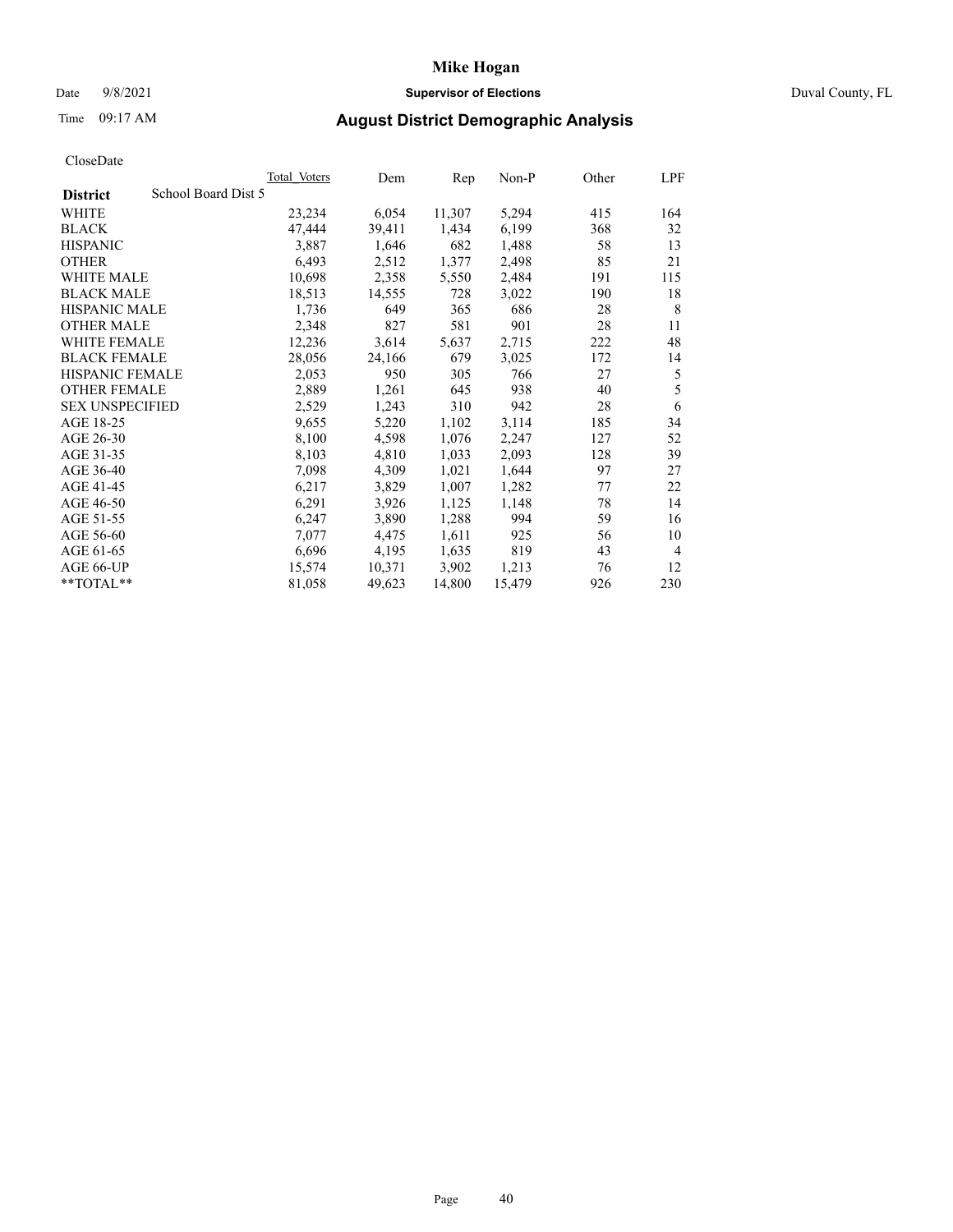# Mike Hogan

Date 9/8/2021 **Supervisor of Elections** Duval County, FL

Time 09:17 AM **August District Demographic Analysis**

CloseDate

| District | Total_Voters | Dem | Rep | Non-P | Other | LPF |
|---|---|---|---|---|---|---|
| School Board Dist 5 | | | | | | |
| WHITE | 23,234 | 6,054 | 11,307 | 5,294 | 415 | 164 |
| BLACK | 47,444 | 39,411 | 1,434 | 6,199 | 368 | 32 |
| HISPANIC | 3,887 | 1,646 | 682 | 1,488 | 58 | 13 |
| OTHER | 6,493 | 2,512 | 1,377 | 2,498 | 85 | 21 |
| WHITE MALE | 10,698 | 2,358 | 5,550 | 2,484 | 191 | 115 |
| BLACK MALE | 18,513 | 14,555 | 728 | 3,022 | 190 | 18 |
| HISPANIC MALE | 1,736 | 649 | 365 | 686 | 28 | 8 |
| OTHER MALE | 2,348 | 827 | 581 | 901 | 28 | 11 |
| WHITE FEMALE | 12,236 | 3,614 | 5,637 | 2,715 | 222 | 48 |
| BLACK FEMALE | 28,056 | 24,166 | 679 | 3,025 | 172 | 14 |
| HISPANIC FEMALE | 2,053 | 950 | 305 | 766 | 27 | 5 |
| OTHER FEMALE | 2,889 | 1,261 | 645 | 938 | 40 | 5 |
| SEX UNSPECIFIED | 2,529 | 1,243 | 310 | 942 | 28 | 6 |
| AGE 18-25 | 9,655 | 5,220 | 1,102 | 3,114 | 185 | 34 |
| AGE 26-30 | 8,100 | 4,598 | 1,076 | 2,247 | 127 | 52 |
| AGE 31-35 | 8,103 | 4,810 | 1,033 | 2,093 | 128 | 39 |
| AGE 36-40 | 7,098 | 4,309 | 1,021 | 1,644 | 97 | 27 |
| AGE 41-45 | 6,217 | 3,829 | 1,007 | 1,282 | 77 | 22 |
| AGE 46-50 | 6,291 | 3,926 | 1,125 | 1,148 | 78 | 14 |
| AGE 51-55 | 6,247 | 3,890 | 1,288 | 994 | 59 | 16 |
| AGE 56-60 | 7,077 | 4,475 | 1,611 | 925 | 56 | 10 |
| AGE 61-65 | 6,696 | 4,195 | 1,635 | 819 | 43 | 4 |
| AGE 66-UP | 15,574 | 10,371 | 3,902 | 1,213 | 76 | 12 |
| **TOTAL** | 81,058 | 49,623 | 14,800 | 15,479 | 926 | 230 |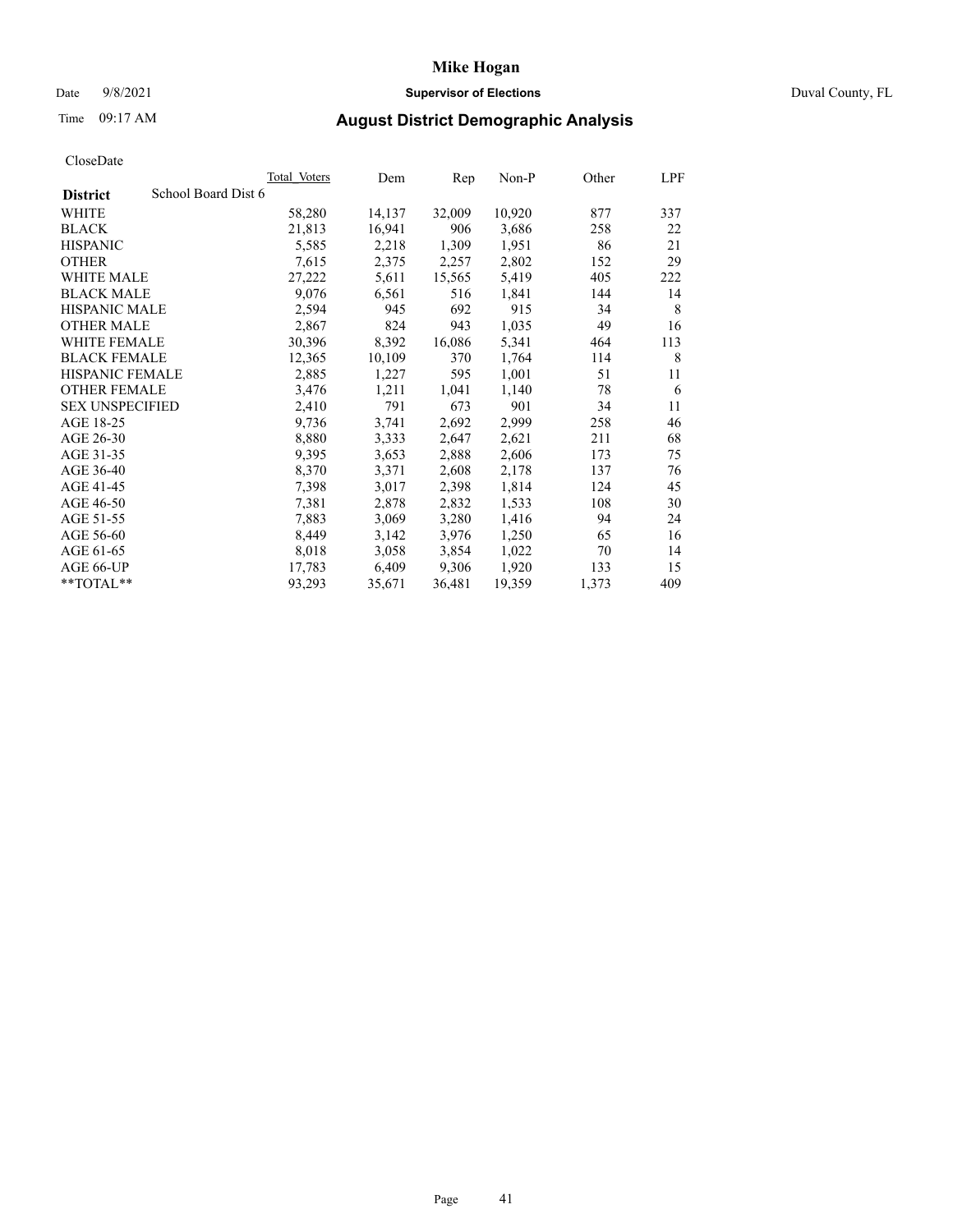# Mike Hogan

Date 9/8/2021 **Supervisor of Elections** Duval County, FL

Time 09:17 AM **August District Demographic Analysis**

CloseDate

| District | School Board Dist 6 | Total_Voters | Dem | Rep | Non-P | Other | LPF |
|---|---|---|---|---|---|---|---|
| WHITE | | 58,280 | 14,137 | 32,009 | 10,920 | 877 | 337 |
| BLACK | | 21,813 | 16,941 | 906 | 3,686 | 258 | 22 |
| HISPANIC | | 5,585 | 2,218 | 1,309 | 1,951 | 86 | 21 |
| OTHER | | 7,615 | 2,375 | 2,257 | 2,802 | 152 | 29 |
| WHITE MALE | | 27,222 | 5,611 | 15,565 | 5,419 | 405 | 222 |
| BLACK MALE | | 9,076 | 6,561 | 516 | 1,841 | 144 | 14 |
| HISPANIC MALE | | 2,594 | 945 | 692 | 915 | 34 | 8 |
| OTHER MALE | | 2,867 | 824 | 943 | 1,035 | 49 | 16 |
| WHITE FEMALE | | 30,396 | 8,392 | 16,086 | 5,341 | 464 | 113 |
| BLACK FEMALE | | 12,365 | 10,109 | 370 | 1,764 | 114 | 8 |
| HISPANIC FEMALE | | 2,885 | 1,227 | 595 | 1,001 | 51 | 11 |
| OTHER FEMALE | | 3,476 | 1,211 | 1,041 | 1,140 | 78 | 6 |
| SEX UNSPECIFIED | | 2,410 | 791 | 673 | 901 | 34 | 11 |
| AGE 18-25 | | 9,736 | 3,741 | 2,692 | 2,999 | 258 | 46 |
| AGE 26-30 | | 8,880 | 3,333 | 2,647 | 2,621 | 211 | 68 |
| AGE 31-35 | | 9,395 | 3,653 | 2,888 | 2,606 | 173 | 75 |
| AGE 36-40 | | 8,370 | 3,371 | 2,608 | 2,178 | 137 | 76 |
| AGE 41-45 | | 7,398 | 3,017 | 2,398 | 1,814 | 124 | 45 |
| AGE 46-50 | | 7,381 | 2,878 | 2,832 | 1,533 | 108 | 30 |
| AGE 51-55 | | 7,883 | 3,069 | 3,280 | 1,416 | 94 | 24 |
| AGE 56-60 | | 8,449 | 3,142 | 3,976 | 1,250 | 65 | 16 |
| AGE 61-65 | | 8,018 | 3,058 | 3,854 | 1,022 | 70 | 14 |
| AGE 66-UP | | 17,783 | 6,409 | 9,306 | 1,920 | 133 | 15 |
| **TOTAL** | | 93,293 | 35,671 | 36,481 | 19,359 | 1,373 | 409 |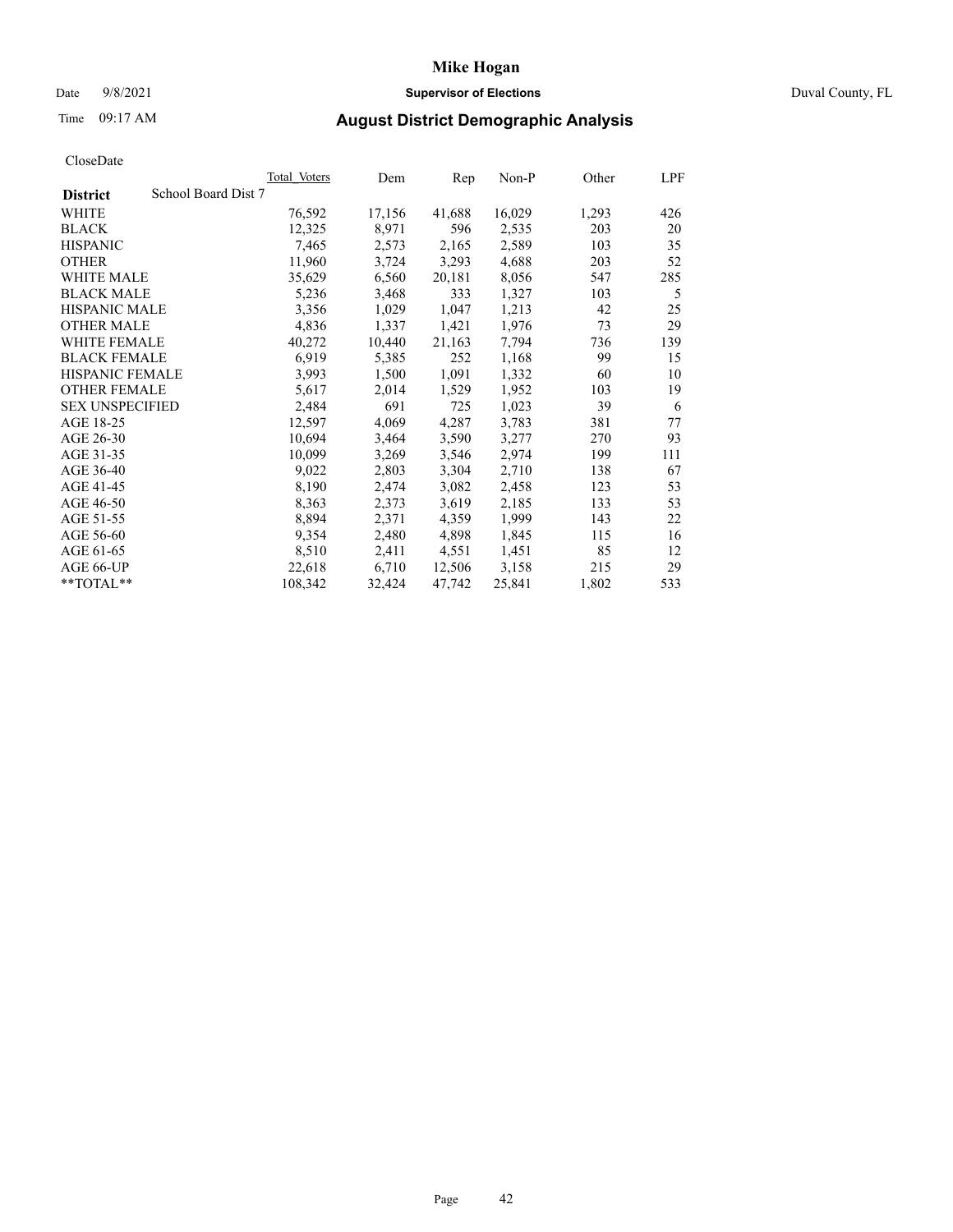# Mike Hogan

Date 9/8/2021 **Supervisor of Elections** Duval County, FL

Time 09:17 AM **August District Demographic Analysis**

CloseDate

| District | School Board Dist 7 | Total_Voters | Dem | Rep | Non-P | Other | LPF |
|---|---|---|---|---|---|---|---|
| WHITE | | 76,592 | 17,156 | 41,688 | 16,029 | 1,293 | 426 |
| BLACK | | 12,325 | 8,971 | 596 | 2,535 | 203 | 20 |
| HISPANIC | | 7,465 | 2,573 | 2,165 | 2,589 | 103 | 35 |
| OTHER | | 11,960 | 3,724 | 3,293 | 4,688 | 203 | 52 |
| WHITE MALE | | 35,629 | 6,560 | 20,181 | 8,056 | 547 | 285 |
| BLACK MALE | | 5,236 | 3,468 | 333 | 1,327 | 103 | 5 |
| HISPANIC MALE | | 3,356 | 1,029 | 1,047 | 1,213 | 42 | 25 |
| OTHER MALE | | 4,836 | 1,337 | 1,421 | 1,976 | 73 | 29 |
| WHITE FEMALE | | 40,272 | 10,440 | 21,163 | 7,794 | 736 | 139 |
| BLACK FEMALE | | 6,919 | 5,385 | 252 | 1,168 | 99 | 15 |
| HISPANIC FEMALE | | 3,993 | 1,500 | 1,091 | 1,332 | 60 | 10 |
| OTHER FEMALE | | 5,617 | 2,014 | 1,529 | 1,952 | 103 | 19 |
| SEX UNSPECIFIED | | 2,484 | 691 | 725 | 1,023 | 39 | 6 |
| AGE 18-25 | | 12,597 | 4,069 | 4,287 | 3,783 | 381 | 77 |
| AGE 26-30 | | 10,694 | 3,464 | 3,590 | 3,277 | 270 | 93 |
| AGE 31-35 | | 10,099 | 3,269 | 3,546 | 2,974 | 199 | 111 |
| AGE 36-40 | | 9,022 | 2,803 | 3,304 | 2,710 | 138 | 67 |
| AGE 41-45 | | 8,190 | 2,474 | 3,082 | 2,458 | 123 | 53 |
| AGE 46-50 | | 8,363 | 2,373 | 3,619 | 2,185 | 133 | 53 |
| AGE 51-55 | | 8,894 | 2,371 | 4,359 | 1,999 | 143 | 22 |
| AGE 56-60 | | 9,354 | 2,480 | 4,898 | 1,845 | 115 | 16 |
| AGE 61-65 | | 8,510 | 2,411 | 4,551 | 1,451 | 85 | 12 |
| AGE 66-UP | | 22,618 | 6,710 | 12,506 | 3,158 | 215 | 29 |
| **TOTAL** | | 108,342 | 32,424 | 47,742 | 25,841 | 1,802 | 533 |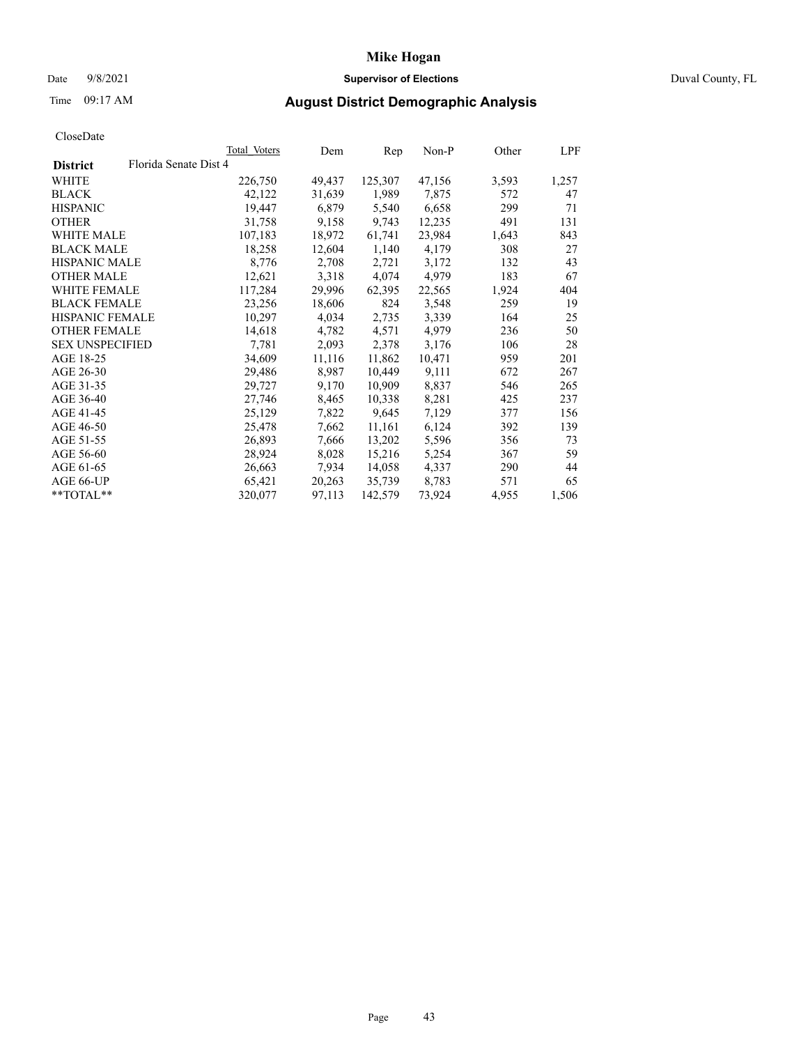# Mike Hogan

Date 9/8/2021 **Supervisor of Elections** Duval County, FL

Time 09:17 AM **August District Demographic Analysis**

CloseDate

| District | Florida Senate Dist 4 | Total Voters | Dem | Rep | Non-P | Other | LPF |
|---|---|---|---|---|---|---|---|
| WHITE | | 226,750 | 49,437 | 125,307 | 47,156 | 3,593 | 1,257 |
| BLACK | | 42,122 | 31,639 | 1,989 | 7,875 | 572 | 47 |
| HISPANIC | | 19,447 | 6,879 | 5,540 | 6,658 | 299 | 71 |
| OTHER | | 31,758 | 9,158 | 9,743 | 12,235 | 491 | 131 |
| WHITE MALE | | 107,183 | 18,972 | 61,741 | 23,984 | 1,643 | 843 |
| BLACK MALE | | 18,258 | 12,604 | 1,140 | 4,179 | 308 | 27 |
| HISPANIC MALE | | 8,776 | 2,708 | 2,721 | 3,172 | 132 | 43 |
| OTHER MALE | | 12,621 | 3,318 | 4,074 | 4,979 | 183 | 67 |
| WHITE FEMALE | | 117,284 | 29,996 | 62,395 | 22,565 | 1,924 | 404 |
| BLACK FEMALE | | 23,256 | 18,606 | 824 | 3,548 | 259 | 19 |
| HISPANIC FEMALE | | 10,297 | 4,034 | 2,735 | 3,339 | 164 | 25 |
| OTHER FEMALE | | 14,618 | 4,782 | 4,571 | 4,979 | 236 | 50 |
| SEX UNSPECIFIED | | 7,781 | 2,093 | 2,378 | 3,176 | 106 | 28 |
| AGE 18-25 | | 34,609 | 11,116 | 11,862 | 10,471 | 959 | 201 |
| AGE 26-30 | | 29,486 | 8,987 | 10,449 | 9,111 | 672 | 267 |
| AGE 31-35 | | 29,727 | 9,170 | 10,909 | 8,837 | 546 | 265 |
| AGE 36-40 | | 27,746 | 8,465 | 10,338 | 8,281 | 425 | 237 |
| AGE 41-45 | | 25,129 | 7,822 | 9,645 | 7,129 | 377 | 156 |
| AGE 46-50 | | 25,478 | 7,662 | 11,161 | 6,124 | 392 | 139 |
| AGE 51-55 | | 26,893 | 7,666 | 13,202 | 5,596 | 356 | 73 |
| AGE 56-60 | | 28,924 | 8,028 | 15,216 | 5,254 | 367 | 59 |
| AGE 61-65 | | 26,663 | 7,934 | 14,058 | 4,337 | 290 | 44 |
| AGE 66-UP | | 65,421 | 20,263 | 35,739 | 8,783 | 571 | 65 |
| **TOTAL** | | 320,077 | 97,113 | 142,579 | 73,924 | 4,955 | 1,506 |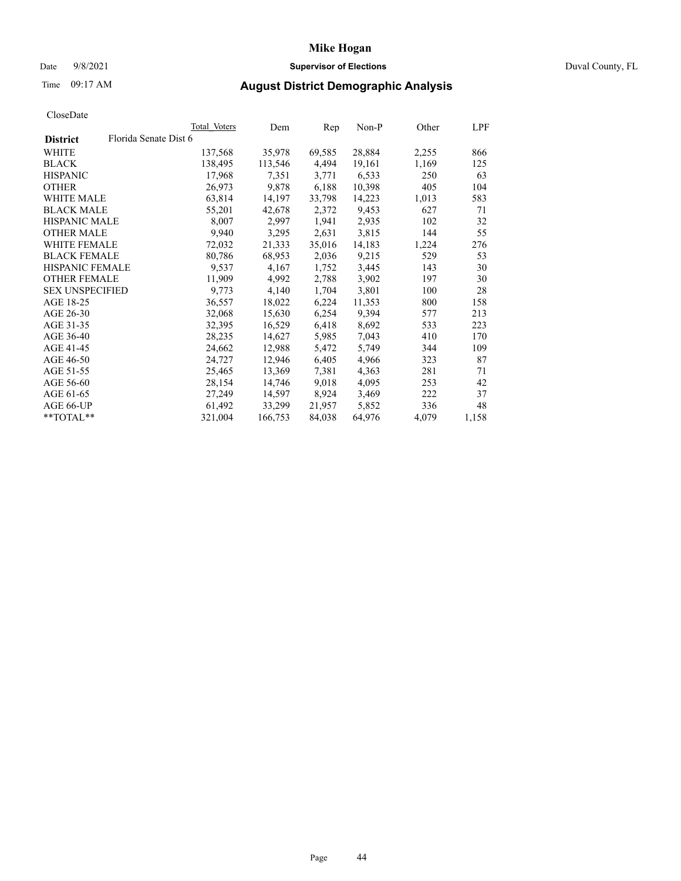# Mike Hogan

Date 9/8/2021 **Supervisor of Elections** Duval County, FL

Time 09:17 AM **August District Demographic Analysis**

CloseDate

| District | Florida Senate Dist 6 | Total Voters | Dem | Rep | Non-P | Other | LPF |
|---|---|---|---|---|---|---|---|
| WHITE | | 137,568 | 35,978 | 69,585 | 28,884 | 2,255 | 866 |
| BLACK | | 138,495 | 113,546 | 4,494 | 19,161 | 1,169 | 125 |
| HISPANIC | | 17,968 | 7,351 | 3,771 | 6,533 | 250 | 63 |
| OTHER | | 26,973 | 9,878 | 6,188 | 10,398 | 405 | 104 |
| WHITE MALE | | 63,814 | 14,197 | 33,798 | 14,223 | 1,013 | 583 |
| BLACK MALE | | 55,201 | 42,678 | 2,372 | 9,453 | 627 | 71 |
| HISPANIC MALE | | 8,007 | 2,997 | 1,941 | 2,935 | 102 | 32 |
| OTHER MALE | | 9,940 | 3,295 | 2,631 | 3,815 | 144 | 55 |
| WHITE FEMALE | | 72,032 | 21,333 | 35,016 | 14,183 | 1,224 | 276 |
| BLACK FEMALE | | 80,786 | 68,953 | 2,036 | 9,215 | 529 | 53 |
| HISPANIC FEMALE | | 9,537 | 4,167 | 1,752 | 3,445 | 143 | 30 |
| OTHER FEMALE | | 11,909 | 4,992 | 2,788 | 3,902 | 197 | 30 |
| SEX UNSPECIFIED | | 9,773 | 4,140 | 1,704 | 3,801 | 100 | 28 |
| AGE 18-25 | | 36,557 | 18,022 | 6,224 | 11,353 | 800 | 158 |
| AGE 26-30 | | 32,068 | 15,630 | 6,254 | 9,394 | 577 | 213 |
| AGE 31-35 | | 32,395 | 16,529 | 6,418 | 8,692 | 533 | 223 |
| AGE 36-40 | | 28,235 | 14,627 | 5,985 | 7,043 | 410 | 170 |
| AGE 41-45 | | 24,662 | 12,988 | 5,472 | 5,749 | 344 | 109 |
| AGE 46-50 | | 24,727 | 12,946 | 6,405 | 4,966 | 323 | 87 |
| AGE 51-55 | | 25,465 | 13,369 | 7,381 | 4,363 | 281 | 71 |
| AGE 56-60 | | 28,154 | 14,746 | 9,018 | 4,095 | 253 | 42 |
| AGE 61-65 | | 27,249 | 14,597 | 8,924 | 3,469 | 222 | 37 |
| AGE 66-UP | | 61,492 | 33,299 | 21,957 | 5,852 | 336 | 48 |
| **TOTAL** | | 321,004 | 166,753 | 84,038 | 64,976 | 4,079 | 1,158 |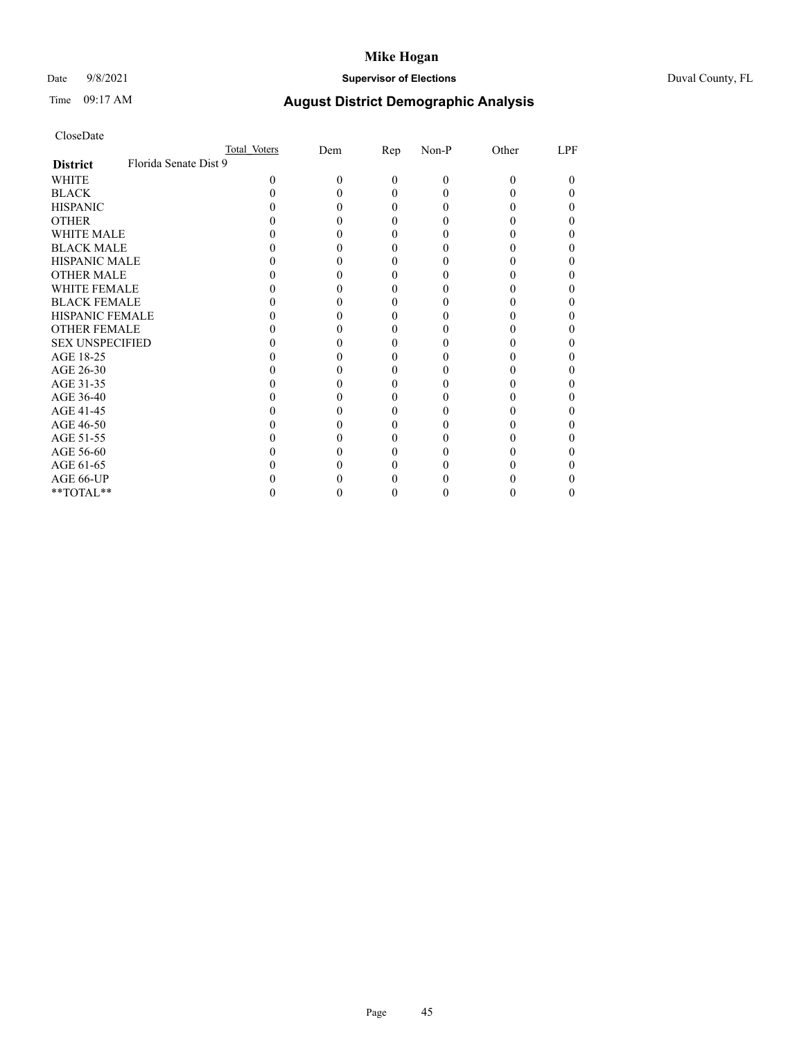# Mike Hogan

Date 9/8/2021 **Supervisor of Elections** Duval County, FL

Time 09:17 AM **August District Demographic Analysis**

CloseDate

| **District** Florida Senate Dist 9 | Total Voters | Dem | Rep | Non-P | Other | LPF |
|---|---|---|---|---|---|---|
| WHITE | 0 | 0 | 0 | 0 | 0 | 0 |
| BLACK | 0 | 0 | 0 | 0 | 0 | 0 |
| HISPANIC | 0 | 0 | 0 | 0 | 0 | 0 |
| OTHER | 0 | 0 | 0 | 0 | 0 | 0 |
| WHITE MALE | 0 | 0 | 0 | 0 | 0 | 0 |
| BLACK MALE | 0 | 0 | 0 | 0 | 0 | 0 |
| HISPANIC MALE | 0 | 0 | 0 | 0 | 0 | 0 |
| OTHER MALE | 0 | 0 | 0 | 0 | 0 | 0 |
| WHITE FEMALE | 0 | 0 | 0 | 0 | 0 | 0 |
| BLACK FEMALE | 0 | 0 | 0 | 0 | 0 | 0 |
| HISPANIC FEMALE | 0 | 0 | 0 | 0 | 0 | 0 |
| OTHER FEMALE | 0 | 0 | 0 | 0 | 0 | 0 |
| SEX UNSPECIFIED | 0 | 0 | 0 | 0 | 0 | 0 |
| AGE 18-25 | 0 | 0 | 0 | 0 | 0 | 0 |
| AGE 26-30 | 0 | 0 | 0 | 0 | 0 | 0 |
| AGE 31-35 | 0 | 0 | 0 | 0 | 0 | 0 |
| AGE 36-40 | 0 | 0 | 0 | 0 | 0 | 0 |
| AGE 41-45 | 0 | 0 | 0 | 0 | 0 | 0 |
| AGE 46-50 | 0 | 0 | 0 | 0 | 0 | 0 |
| AGE 51-55 | 0 | 0 | 0 | 0 | 0 | 0 |
| AGE 56-60 | 0 | 0 | 0 | 0 | 0 | 0 |
| AGE 61-65 | 0 | 0 | 0 | 0 | 0 | 0 |
| AGE 66-UP | 0 | 0 | 0 | 0 | 0 | 0 |
| **TOTAL** | 0 | 0 | 0 | 0 | 0 | 0 |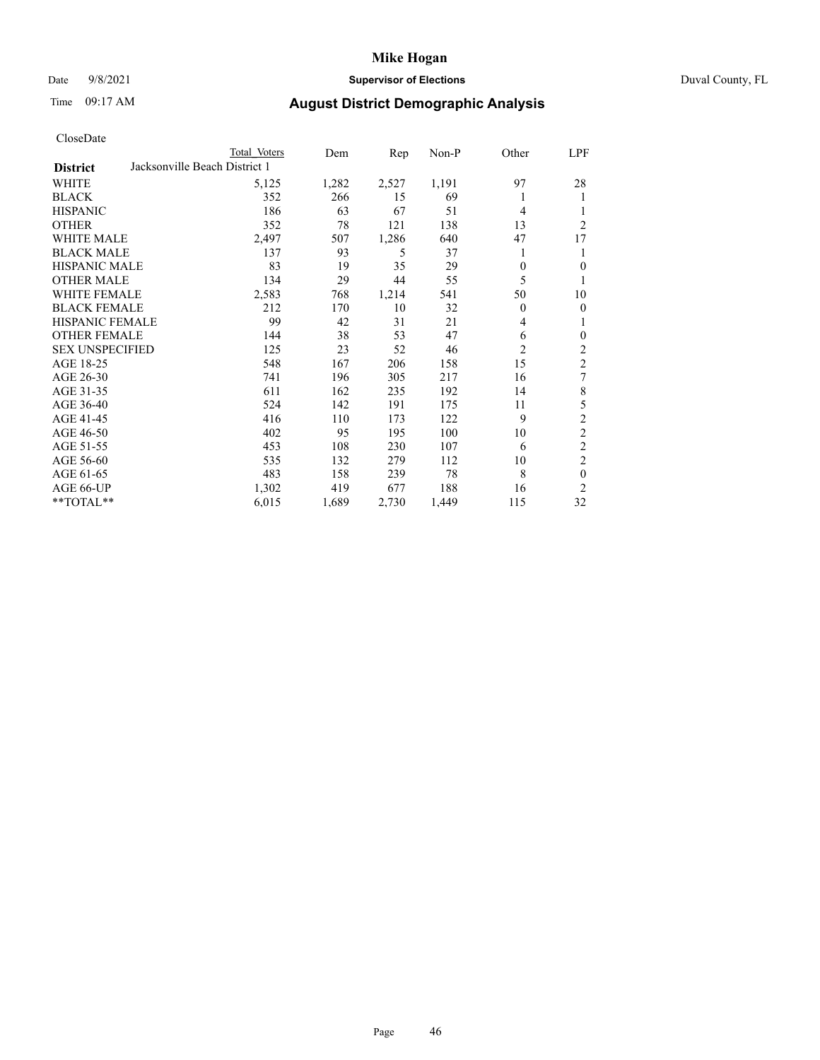# Mike Hogan

Date 9/8/2021 **Supervisor of Elections** Duval County, FL

Time 09:17 AM **August District Demographic Analysis**

CloseDate

| District | Total Voters | Dem | Rep | Non-P | Other | LPF |
|---|---|---|---|---|---|---|
| Jacksonville Beach District 1 | | | | | | |
| WHITE | 5,125 | 1,282 | 2,527 | 1,191 | 97 | 28 |
| BLACK | 352 | 266 | 15 | 69 | 1 | 1 |
| HISPANIC | 186 | 63 | 67 | 51 | 4 | 1 |
| OTHER | 352 | 78 | 121 | 138 | 13 | 2 |
| WHITE MALE | 2,497 | 507 | 1,286 | 640 | 47 | 17 |
| BLACK MALE | 137 | 93 | 5 | 37 | 1 | 1 |
| HISPANIC MALE | 83 | 19 | 35 | 29 | 0 | 0 |
| OTHER MALE | 134 | 29 | 44 | 55 | 5 | 1 |
| WHITE FEMALE | 2,583 | 768 | 1,214 | 541 | 50 | 10 |
| BLACK FEMALE | 212 | 170 | 10 | 32 | 0 | 0 |
| HISPANIC FEMALE | 99 | 42 | 31 | 21 | 4 | 1 |
| OTHER FEMALE | 144 | 38 | 53 | 47 | 6 | 0 |
| SEX UNSPECIFIED | 125 | 23 | 52 | 46 | 2 | 2 |
| AGE 18-25 | 548 | 167 | 206 | 158 | 15 | 2 |
| AGE 26-30 | 741 | 196 | 305 | 217 | 16 | 7 |
| AGE 31-35 | 611 | 162 | 235 | 192 | 14 | 8 |
| AGE 36-40 | 524 | 142 | 191 | 175 | 11 | 5 |
| AGE 41-45 | 416 | 110 | 173 | 122 | 9 | 2 |
| AGE 46-50 | 402 | 95 | 195 | 100 | 10 | 2 |
| AGE 51-55 | 453 | 108 | 230 | 107 | 6 | 2 |
| AGE 56-60 | 535 | 132 | 279 | 112 | 10 | 2 |
| AGE 61-65 | 483 | 158 | 239 | 78 | 8 | 0 |
| AGE 66-UP | 1,302 | 419 | 677 | 188 | 16 | 2 |
| **TOTAL** | 6,015 | 1,689 | 2,730 | 1,449 | 115 | 32 |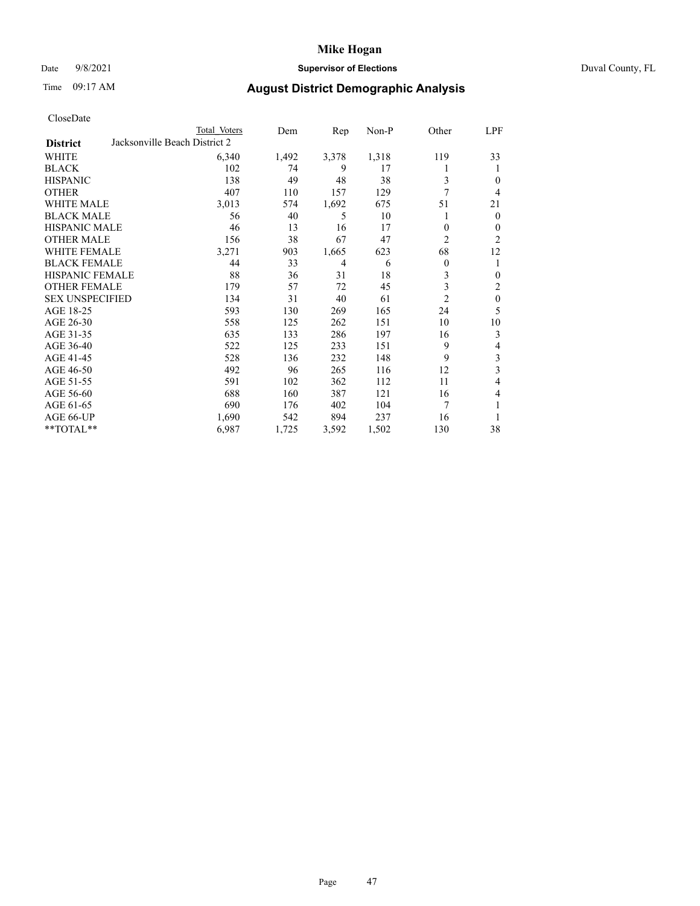# Mike Hogan

Date 9/8/2021 **Supervisor of Elections** Duval County, FL

Time 09:17 AM **August District Demographic Analysis**

CloseDate

| District | Total Voters | Dem | Rep | Non-P | Other | LPF |
|---|---|---|---|---|---|---|
| Jacksonville Beach District 2 | | | | | | |
| WHITE | 6,340 | 1,492 | 3,378 | 1,318 | 119 | 33 |
| BLACK | 102 | 74 | 9 | 17 | 1 | 1 |
| HISPANIC | 138 | 49 | 48 | 38 | 3 | 0 |
| OTHER | 407 | 110 | 157 | 129 | 7 | 4 |
| WHITE MALE | 3,013 | 574 | 1,692 | 675 | 51 | 21 |
| BLACK MALE | 56 | 40 | 5 | 10 | 1 | 0 |
| HISPANIC MALE | 46 | 13 | 16 | 17 | 0 | 0 |
| OTHER MALE | 156 | 38 | 67 | 47 | 2 | 2 |
| WHITE FEMALE | 3,271 | 903 | 1,665 | 623 | 68 | 12 |
| BLACK FEMALE | 44 | 33 | 4 | 6 | 0 | 1 |
| HISPANIC FEMALE | 88 | 36 | 31 | 18 | 3 | 0 |
| OTHER FEMALE | 179 | 57 | 72 | 45 | 3 | 2 |
| SEX UNSPECIFIED | 134 | 31 | 40 | 61 | 2 | 0 |
| AGE 18-25 | 593 | 130 | 269 | 165 | 24 | 5 |
| AGE 26-30 | 558 | 125 | 262 | 151 | 10 | 10 |
| AGE 31-35 | 635 | 133 | 286 | 197 | 16 | 3 |
| AGE 36-40 | 522 | 125 | 233 | 151 | 9 | 4 |
| AGE 41-45 | 528 | 136 | 232 | 148 | 9 | 3 |
| AGE 46-50 | 492 | 96 | 265 | 116 | 12 | 3 |
| AGE 51-55 | 591 | 102 | 362 | 112 | 11 | 4 |
| AGE 56-60 | 688 | 160 | 387 | 121 | 16 | 4 |
| AGE 61-65 | 690 | 176 | 402 | 104 | 7 | 1 |
| AGE 66-UP | 1,690 | 542 | 894 | 237 | 16 | 1 |
| **TOTAL** | 6,987 | 1,725 | 3,592 | 1,502 | 130 | 38 |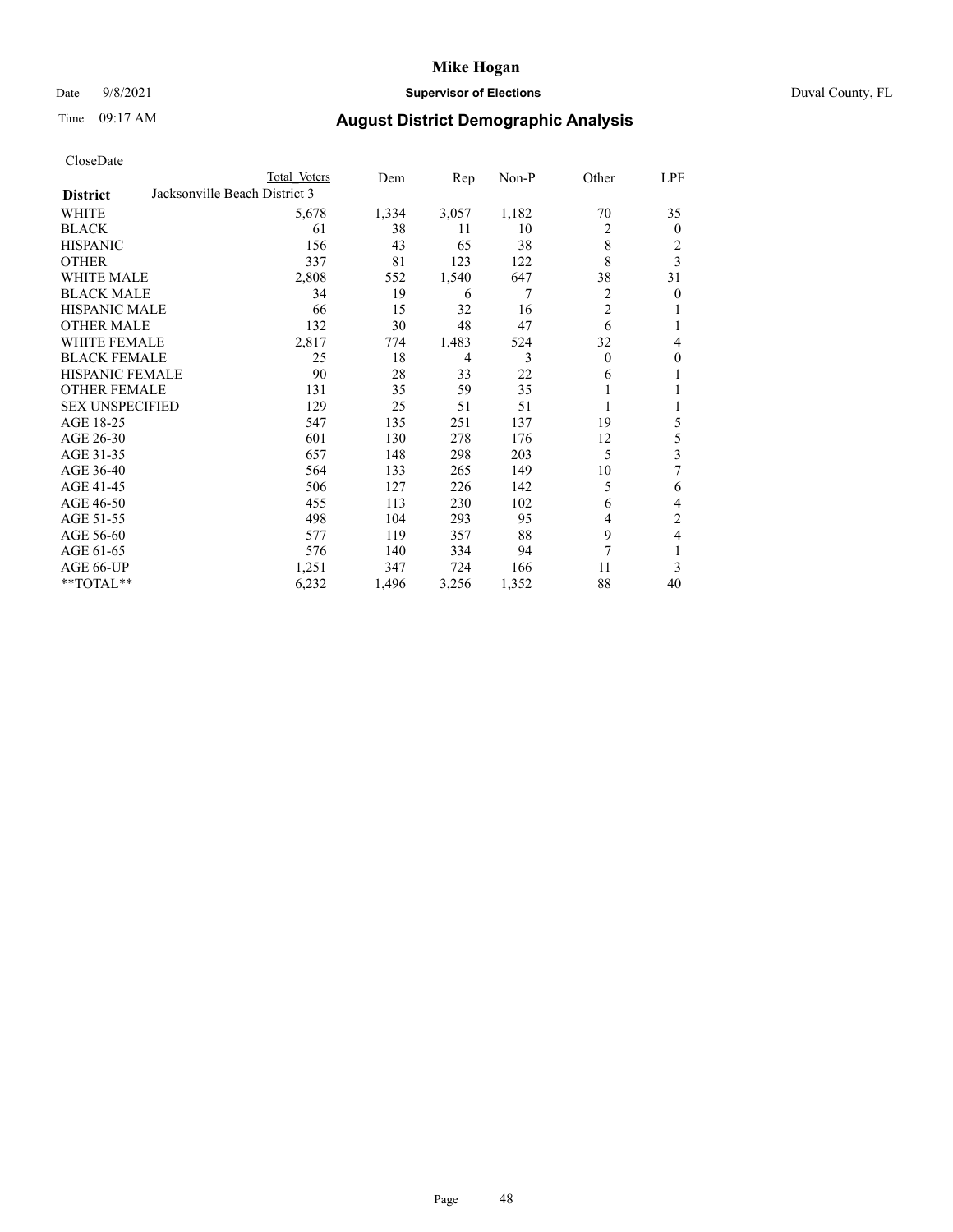Date 9/8/2021 **Supervisor of Elections** Duval County, FL

Time 09:17 AM **August District Demographic Analysis**

CloseDate

| District | Total Voters | Dem | Rep | Non-P | Other | LPF |
|---|---|---|---|---|---|---|
| **Jacksonville Beach District 3** | | | | | | |
| WHITE | 5,678 | 1,334 | 3,057 | 1,182 | 70 | 35 |
| BLACK | 61 | 38 | 11 | 10 | 2 | 0 |
| HISPANIC | 156 | 43 | 65 | 38 | 8 | 2 |
| OTHER | 337 | 81 | 123 | 122 | 8 | 3 |
| WHITE MALE | 2,808 | 552 | 1,540 | 647 | 38 | 31 |
| BLACK MALE | 34 | 19 | 6 | 7 | 2 | 0 |
| HISPANIC MALE | 66 | 15 | 32 | 16 | 2 | 1 |
| OTHER MALE | 132 | 30 | 48 | 47 | 6 | 1 |
| WHITE FEMALE | 2,817 | 774 | 1,483 | 524 | 32 | 4 |
| BLACK FEMALE | 25 | 18 | 4 | 3 | 0 | 0 |
| HISPANIC FEMALE | 90 | 28 | 33 | 22 | 6 | 1 |
| OTHER FEMALE | 131 | 35 | 59 | 35 | 1 | 1 |
| SEX UNSPECIFIED | 129 | 25 | 51 | 51 | 1 | 1 |
| AGE 18-25 | 547 | 135 | 251 | 137 | 19 | 5 |
| AGE 26-30 | 601 | 130 | 278 | 176 | 12 | 5 |
| AGE 31-35 | 657 | 148 | 298 | 203 | 5 | 3 |
| AGE 36-40 | 564 | 133 | 265 | 149 | 10 | 7 |
| AGE 41-45 | 506 | 127 | 226 | 142 | 5 | 6 |
| AGE 46-50 | 455 | 113 | 230 | 102 | 6 | 4 |
| AGE 51-55 | 498 | 104 | 293 | 95 | 4 | 2 |
| AGE 56-60 | 577 | 119 | 357 | 88 | 9 | 4 |
| AGE 61-65 | 576 | 140 | 334 | 94 | 7 | 1 |
| AGE 66-UP | 1,251 | 347 | 724 | 166 | 11 | 3 |
| **TOTAL** | 6,232 | 1,496 | 3,256 | 1,352 | 88 | 40 |